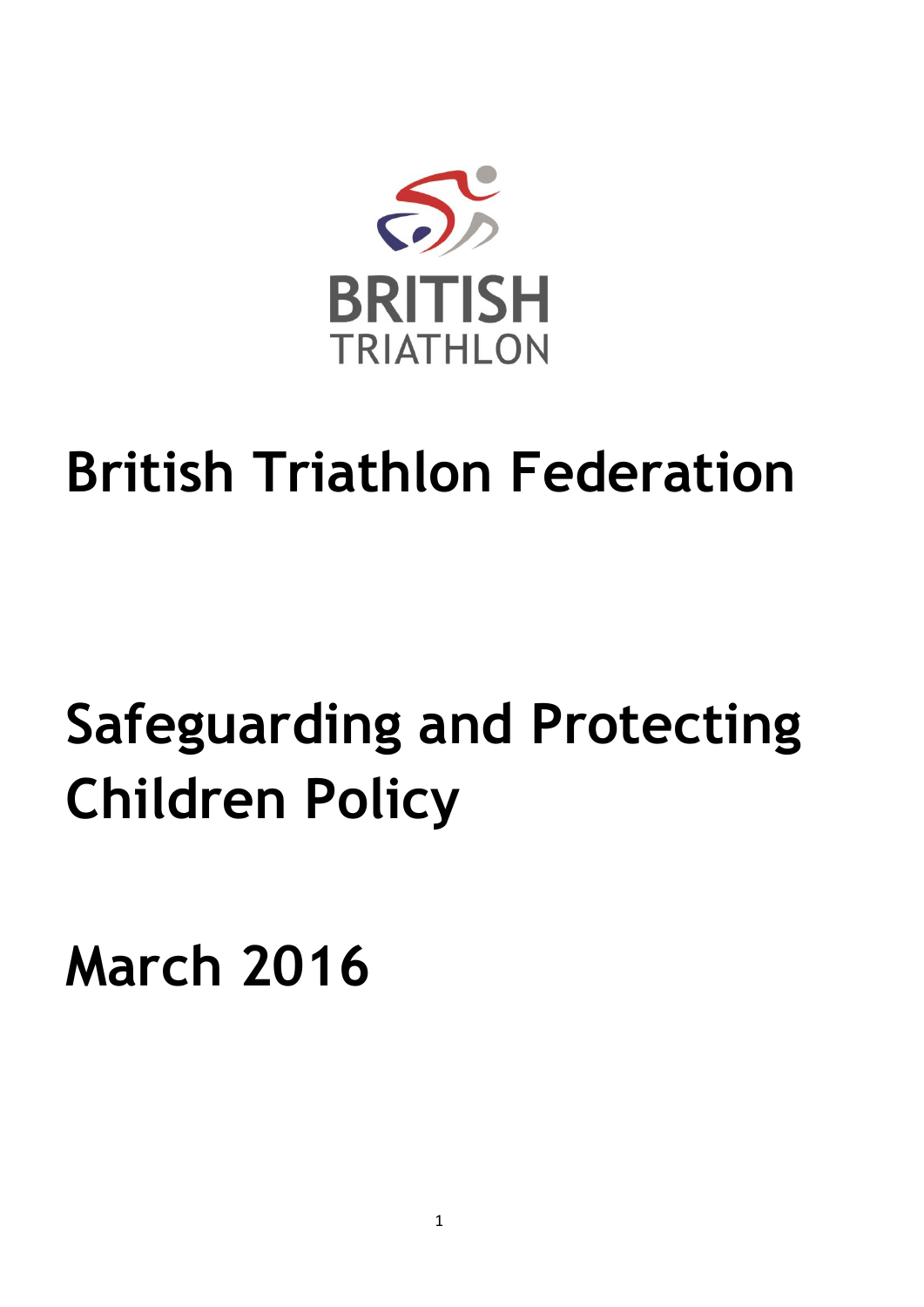BRITISH
TRIATHLON

# British Triathlon Federation

# Safeguarding and Protecting Children Policy

# March 2016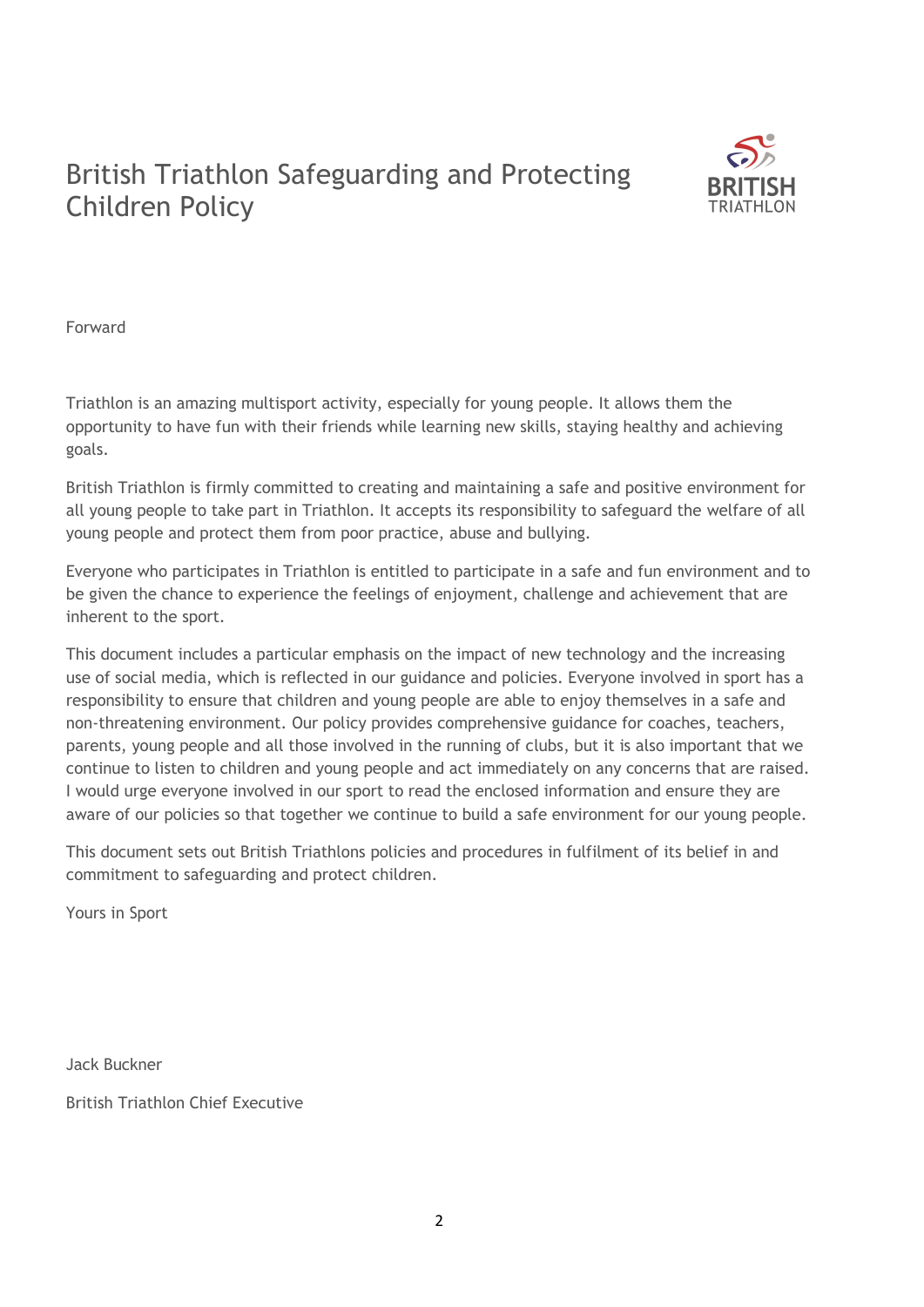# British Triathlon Safeguarding and Protecting Children Policy

BRITISH TRIATHLON

Forward

Triathlon is an amazing multisport activity, especially for young people. It allows them the opportunity to have fun with their friends while learning new skills, staying healthy and achieving goals.

British Triathlon is firmly committed to creating and maintaining a safe and positive environment for all young people to take part in Triathlon. It accepts its responsibility to safeguard the welfare of all young people and protect them from poor practice, abuse and bullying.

Everyone who participates in Triathlon is entitled to participate in a safe and fun environment and to be given the chance to experience the feelings of enjoyment, challenge and achievement that are inherent to the sport.

This document includes a particular emphasis on the impact of new technology and the increasing use of social media, which is reflected in our guidance and policies. Everyone involved in sport has a responsibility to ensure that children and young people are able to enjoy themselves in a safe and non-threatening environment. Our policy provides comprehensive guidance for coaches, teachers, parents, young people and all those involved in the running of clubs, but it is also important that we continue to listen to children and young people and act immediately on any concerns that are raised. I would urge everyone involved in our sport to read the enclosed information and ensure they are aware of our policies so that together we continue to build a safe environment for our young people.

This document sets out British Triathlons policies and procedures in fulfilment of its belief in and commitment to safeguarding and protect children.

Yours in Sport

Jack Buckner

British Triathlon Chief Executive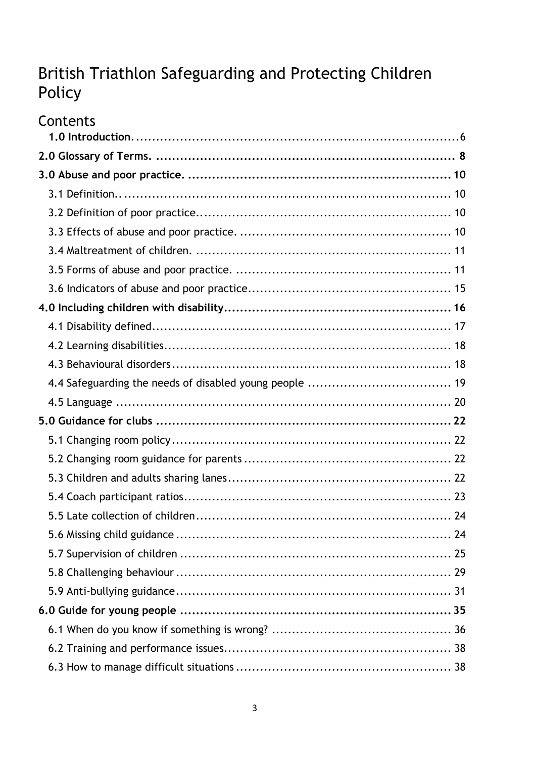# British Triathlon Safeguarding and Protecting Children Policy

## Contents

**1.0 Introduction.** .................................................................................6

**2.0 Glossary of Terms.** ......................................................................... 8

**3.0 Abuse and poor practice.** ................................................................. 10

3.1 Definition.. ................................................................................. 10

3.2 Definition of poor practice............................................................... 10

3.3 Effects of abuse and poor practice. .................................................... 10

3.4 Maltreatment of children. ................................................................ 11

3.5 Forms of abuse and poor practice. ..................................................... 11

3.6 Indicators of abuse and poor practice.................................................. 15

**4.0 Including children with disability**........................................................ 16

4.1 Disability defined.......................................................................... 17

4.2 Learning disabilities....................................................................... 18

4.3 Behavioural disorders..................................................................... 18

4.4 Safeguarding the needs of disabled young people .................................. 19

4.5 Language .................................................................................. 20

**5.0 Guidance for clubs** ......................................................................... 22

5.1 Changing room policy..................................................................... 22

5.2 Changing room guidance for parents ................................................... 22

5.3 Children and adults sharing lanes....................................................... 22

5.4 Coach participant ratios.................................................................. 23

5.5 Late collection of children............................................................... 24

5.6 Missing child guidance .................................................................... 24

5.7 Supervision of children ................................................................... 25

5.8 Challenging behaviour .................................................................... 29

5.9 Anti-bullying guidance.................................................................... 31

**6.0 Guide for young people** ................................................................... 35

6.1 When do you know if something is wrong? ............................................ 36

6.2 Training and performance issues........................................................ 38

6.3 How to manage difficult situations ..................................................... 38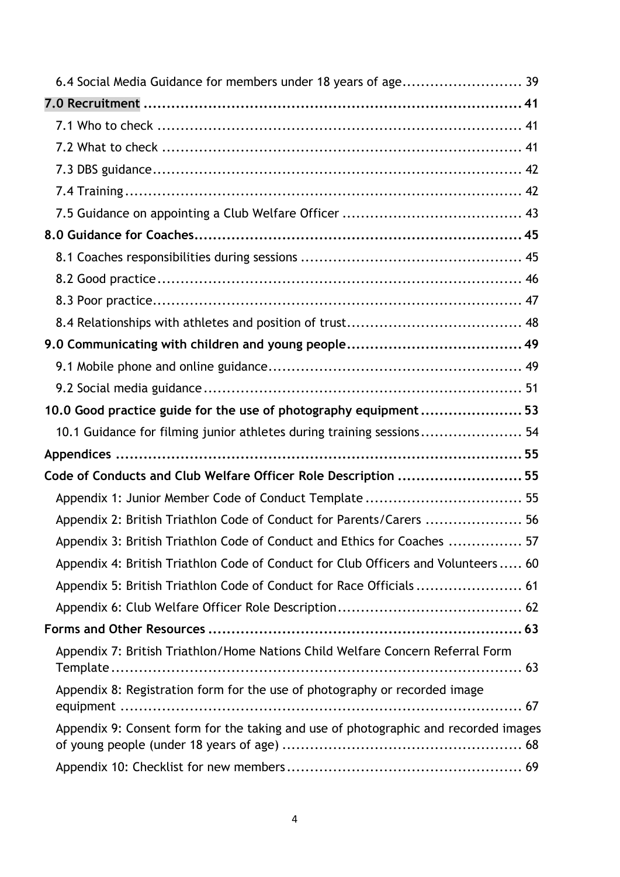6.4 Social Media Guidance for members under 18 years of age .......................... 39

**7.0 Recruitment ........................................................................... 41**

7.1 Who to check ........................................................................... 41

7.2 What to check ........................................................................... 41

7.3 DBS guidance ........................................................................... 42

7.4 Training ........................................................................... 42

7.5 Guidance on appointing a Club Welfare Officer ....................................... 43

**8.0 Guidance for Coaches ........................................................................... 45**

8.1 Coaches responsibilities during sessions ................................................ 45

8.2 Good practice ........................................................................... 46

8.3 Poor practice ........................................................................... 47

8.4 Relationships with athletes and position of trust ...................................... 48

**9.0 Communicating with children and young people ...................................... 49**

9.1 Mobile phone and online guidance ........................................................ 49

9.2 Social media guidance ........................................................................... 51

**10.0 Good practice guide for the use of photography equipment ...................... 53**

10.1 Guidance for filming junior athletes during training sessions ...................... 54

**Appendices ........................................................................... 55**

**Code of Conducts and Club Welfare Officer Role Description ........................... 55**

Appendix 1: Junior Member Code of Conduct Template .................................. 55

Appendix 2: British Triathlon Code of Conduct for Parents/Carers ..................... 56

Appendix 3: British Triathlon Code of Conduct and Ethics for Coaches ................ 57

Appendix 4: British Triathlon Code of Conduct for Club Officers and Volunteers ..... 60

Appendix 5: British Triathlon Code of Conduct for Race Officials ....................... 61

Appendix 6: Club Welfare Officer Role Description ........................................ 62

**Forms and Other Resources ........................................................................... 63**

Appendix 7: British Triathlon/Home Nations Child Welfare Concern Referral Form Template ........................................................................... 63

Appendix 8: Registration form for the use of photography or recorded image equipment ........................................................................... 67

Appendix 9: Consent form for the taking and use of photographic and recorded images of young people (under 18 years of age) .................................................... 68

Appendix 10: Checklist for new members ................................................... 69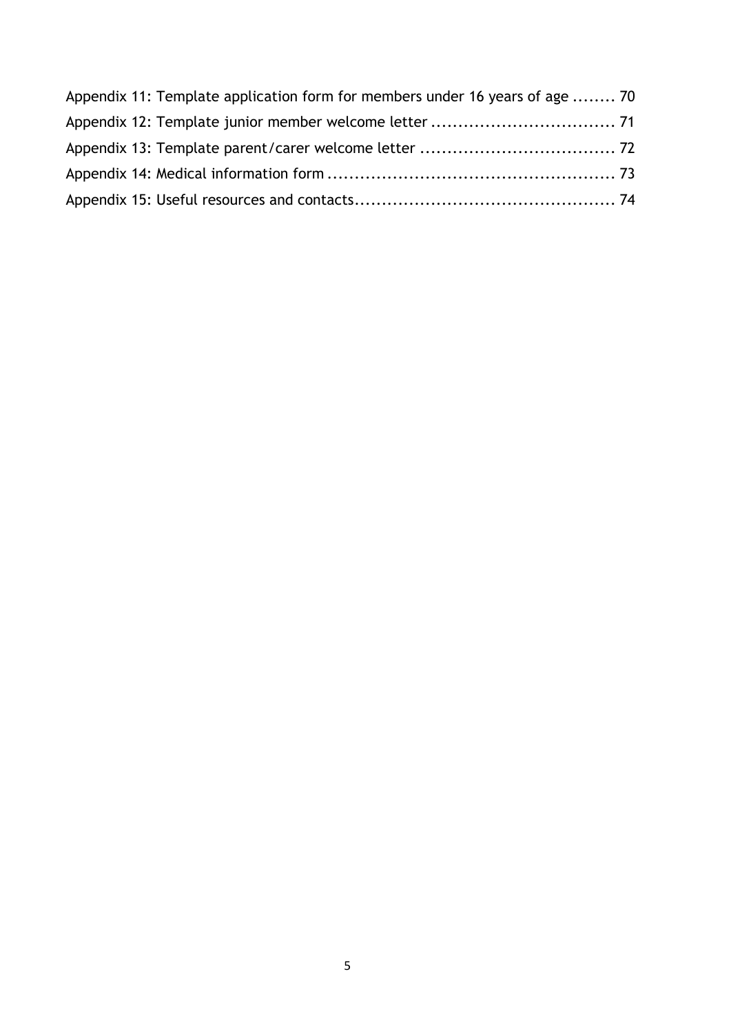Appendix 11: Template application form for members under 16 years of age ........ 70

Appendix 12: Template junior member welcome letter .................................. 71

Appendix 13: Template parent/carer welcome letter .................................... 72

Appendix 14: Medical information form ..................................................... 73

Appendix 15: Useful resources and contacts................................................ 74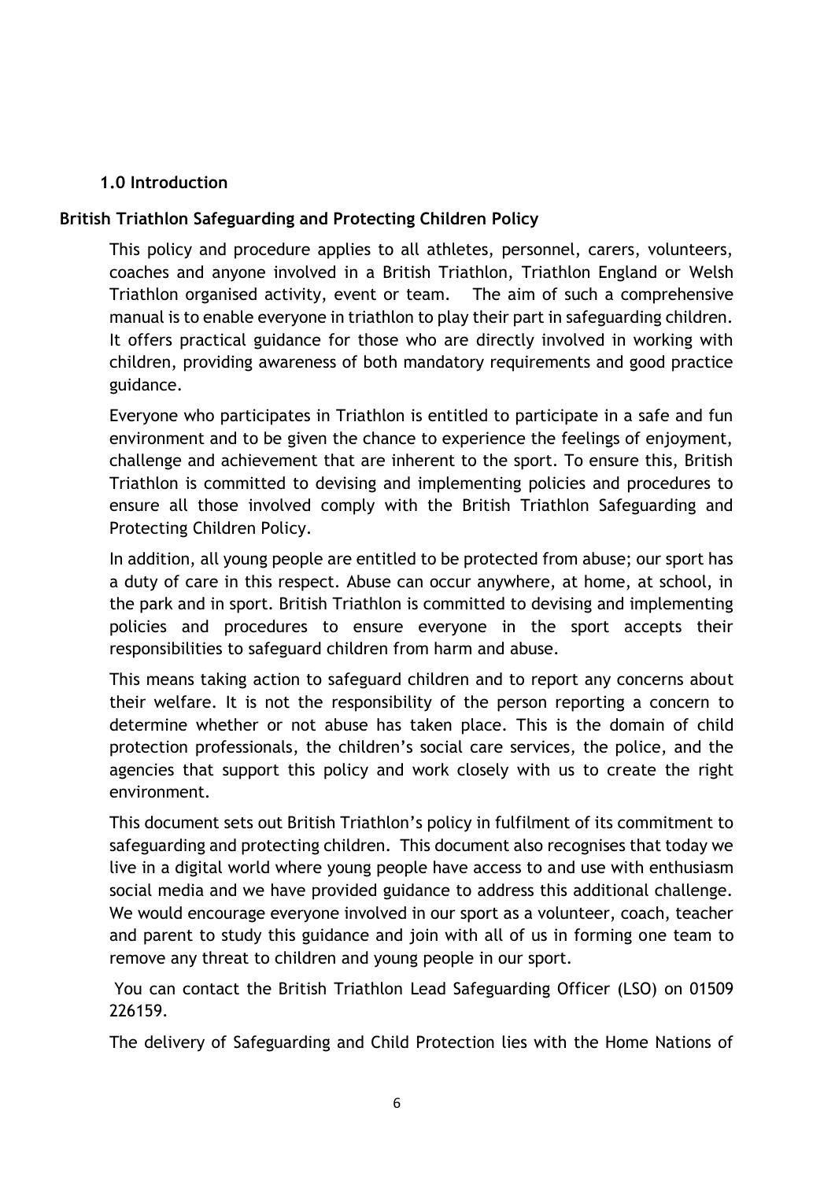## 1.0 Introduction

### British Triathlon Safeguarding and Protecting Children Policy

This policy and procedure applies to all athletes, personnel, carers, volunteers, coaches and anyone involved in a British Triathlon, Triathlon England or Welsh Triathlon organised activity, event or team. The aim of such a comprehensive manual is to enable everyone in triathlon to play their part in safeguarding children. It offers practical guidance for those who are directly involved in working with children, providing awareness of both mandatory requirements and good practice guidance.

Everyone who participates in Triathlon is entitled to participate in a safe and fun environment and to be given the chance to experience the feelings of enjoyment, challenge and achievement that are inherent to the sport. To ensure this, British Triathlon is committed to devising and implementing policies and procedures to ensure all those involved comply with the British Triathlon Safeguarding and Protecting Children Policy.

In addition, all young people are entitled to be protected from abuse; our sport has a duty of care in this respect. Abuse can occur anywhere, at home, at school, in the park and in sport. British Triathlon is committed to devising and implementing policies and procedures to ensure everyone in the sport accepts their responsibilities to safeguard children from harm and abuse.

This means taking action to safeguard children and to report any concerns about their welfare. It is not the responsibility of the person reporting a concern to determine whether or not abuse has taken place. This is the domain of child protection professionals, the children's social care services, the police, and the agencies that support this policy and work closely with us to create the right environment.

This document sets out British Triathlon's policy in fulfilment of its commitment to safeguarding and protecting children. This document also recognises that today we live in a digital world where young people have access to and use with enthusiasm social media and we have provided guidance to address this additional challenge. We would encourage everyone involved in our sport as a volunteer, coach, teacher and parent to study this guidance and join with all of us in forming one team to remove any threat to children and young people in our sport.

You can contact the British Triathlon Lead Safeguarding Officer (LSO) on 01509 226159.

The delivery of Safeguarding and Child Protection lies with the Home Nations of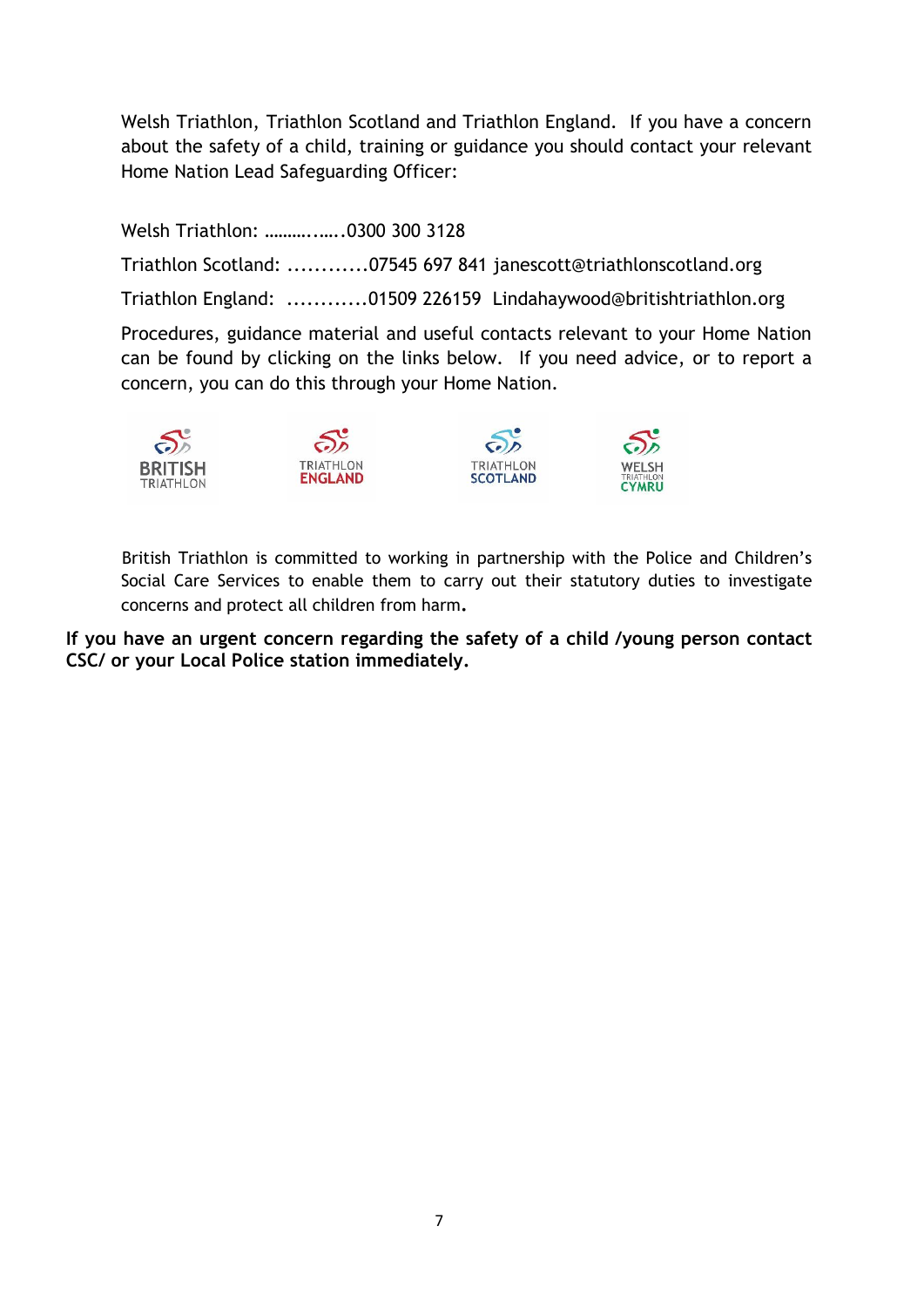Welsh Triathlon, Triathlon Scotland and Triathlon England. If you have a concern about the safety of a child, training or guidance you should contact your relevant Home Nation Lead Safeguarding Officer:

Welsh Triathlon: ………..…..0300 300 3128

Triathlon Scotland: ............07545 697 841 janescott@triathlonscotland.org

Triathlon England: ............01509 226159 Lindahaywood@britishtriathlon.org

Procedures, guidance material and useful contacts relevant to your Home Nation can be found by clicking on the links below. If you need advice, or to report a concern, you can do this through your Home Nation.

BRITISH TRIATHLON | TRIATHLON ENGLAND | TRIATHLON SCOTLAND | WELSH TRIATHLON CYMRU

British Triathlon is committed to working in partnership with the Police and Children's Social Care Services to enable them to carry out their statutory duties to investigate concerns and protect all children from harm.

**If you have an urgent concern regarding the safety of a child /young person contact CSC/ or your Local Police station immediately.**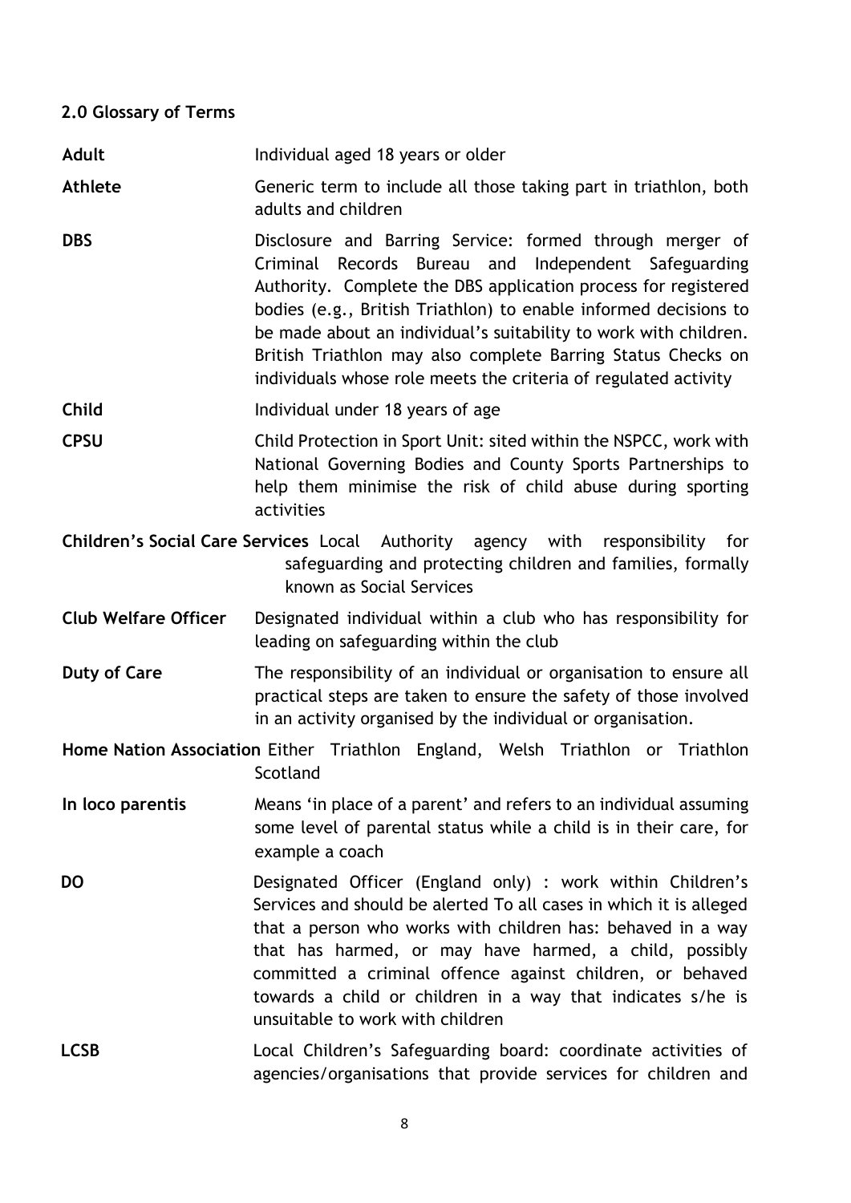## 2.0 Glossary of Terms

**Adult** Individual aged 18 years or older

**Athlete** Generic term to include all those taking part in triathlon, both adults and children

**DBS** Disclosure and Barring Service: formed through merger of Criminal Records Bureau and Independent Safeguarding Authority. Complete the DBS application process for registered bodies (e.g., British Triathlon) to enable informed decisions to be made about an individual's suitability to work with children. British Triathlon may also complete Barring Status Checks on individuals whose role meets the criteria of regulated activity

**Child** Individual under 18 years of age

**CPSU** Child Protection in Sport Unit: sited within the NSPCC, work with National Governing Bodies and County Sports Partnerships to help them minimise the risk of child abuse during sporting activities

**Children's Social Care Services** Local Authority agency with responsibility for safeguarding and protecting children and families, formally known as Social Services

**Club Welfare Officer** Designated individual within a club who has responsibility for leading on safeguarding within the club

**Duty of Care** The responsibility of an individual or organisation to ensure all practical steps are taken to ensure the safety of those involved in an activity organised by the individual or organisation.

**Home Nation Association** Either Triathlon England, Welsh Triathlon or Triathlon Scotland

**In loco parentis** Means 'in place of a parent' and refers to an individual assuming some level of parental status while a child is in their care, for example a coach

**DO** Designated Officer (England only) : work within Children's Services and should be alerted To all cases in which it is alleged that a person who works with children has: behaved in a way that has harmed, or may have harmed, a child, possibly committed a criminal offence against children, or behaved towards a child or children in a way that indicates s/he is unsuitable to work with children

**LCSB** Local Children's Safeguarding board: coordinate activities of agencies/organisations that provide services for children and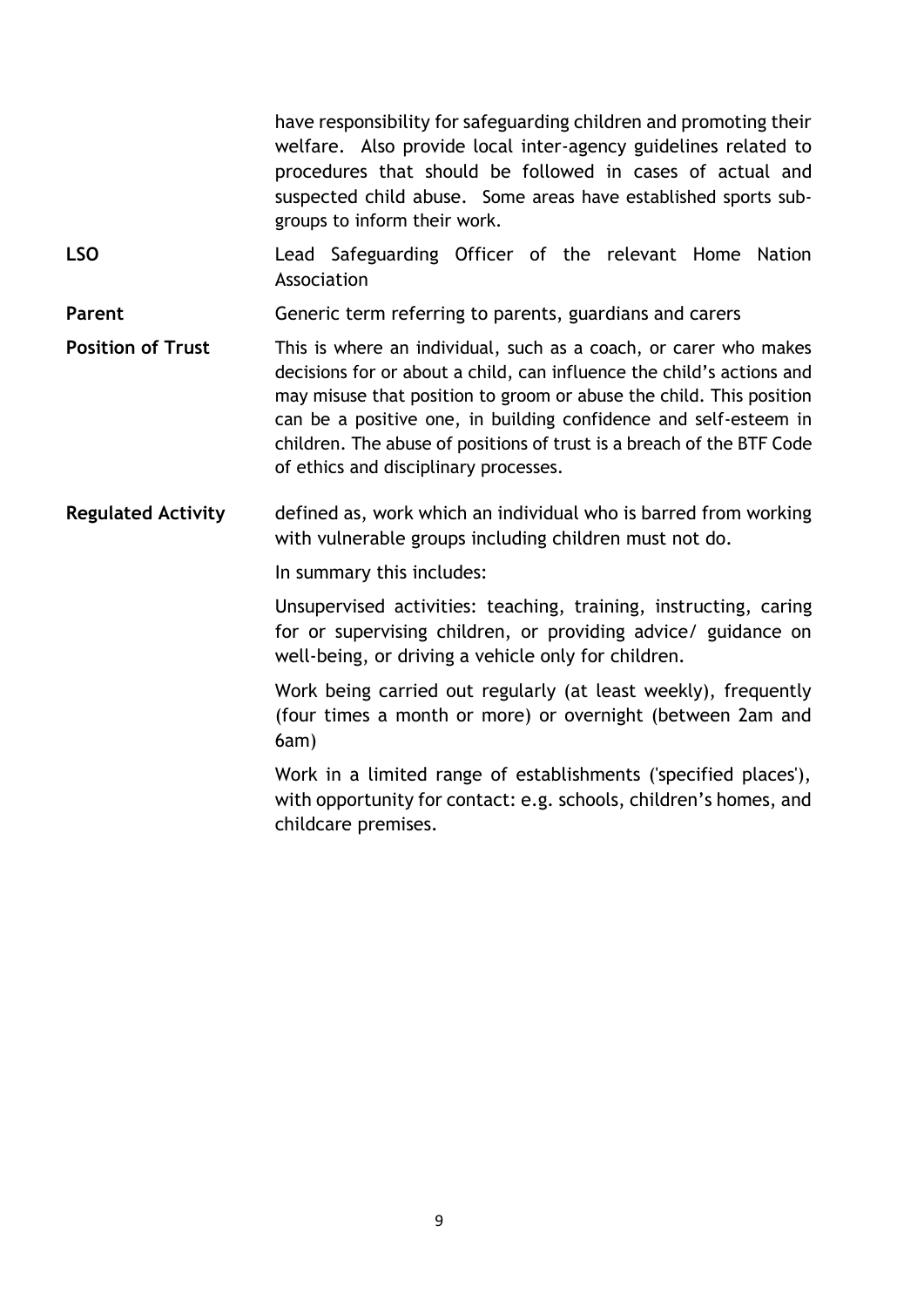| | |
|---|---|
| | have responsibility for safeguarding children and promoting their welfare. Also provide local inter-agency guidelines related to procedures that should be followed in cases of actual and suspected child abuse. Some areas have established sports sub-groups to inform their work. |
| **LSO** | Lead Safeguarding Officer of the relevant Home Nation Association |
| **Parent** | Generic term referring to parents, guardians and carers |
| **Position of Trust** | This is where an individual, such as a coach, or carer who makes decisions for or about a child, can influence the child's actions and may misuse that position to groom or abuse the child. This position can be a positive one, in building confidence and self-esteem in children. The abuse of positions of trust is a breach of the BTF Code of ethics and disciplinary processes. |
| **Regulated Activity** | defined as, work which an individual who is barred from working with vulnerable groups including children must not do.<br><br>In summary this includes:<br><br>Unsupervised activities: teaching, training, instructing, caring for or supervising children, or providing advice/ guidance on well-being, or driving a vehicle only for children.<br><br>Work being carried out regularly (at least weekly), frequently (four times a month or more) or overnight (between 2am and 6am)<br><br>Work in a limited range of establishments ('specified places'), with opportunity for contact: e.g. schools, children's homes, and childcare premises. |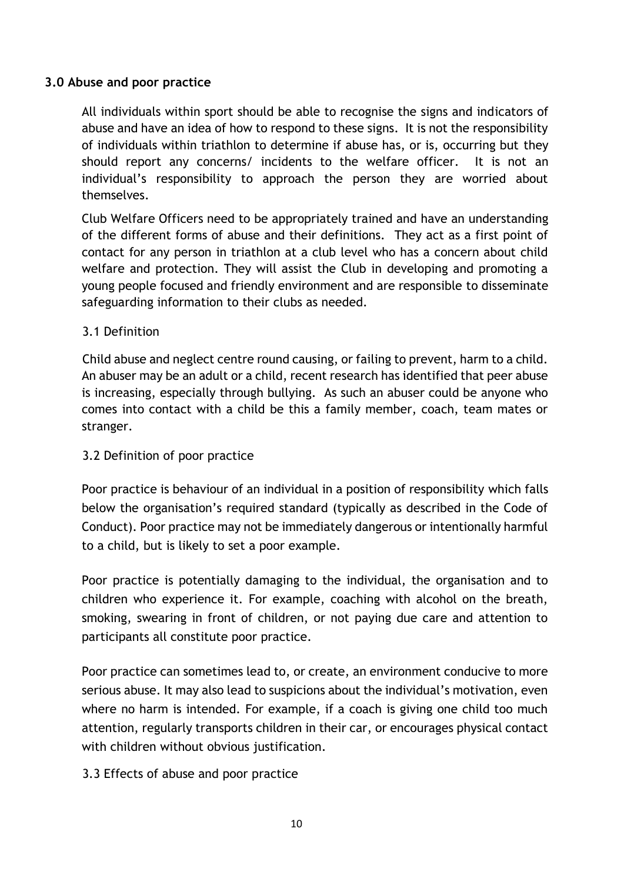## 3.0 Abuse and poor practice

All individuals within sport should be able to recognise the signs and indicators of abuse and have an idea of how to respond to these signs. It is not the responsibility of individuals within triathlon to determine if abuse has, or is, occurring but they should report any concerns/ incidents to the welfare officer. It is not an individual's responsibility to approach the person they are worried about themselves.

Club Welfare Officers need to be appropriately trained and have an understanding of the different forms of abuse and their definitions. They act as a first point of contact for any person in triathlon at a club level who has a concern about child welfare and protection. They will assist the Club in developing and promoting a young people focused and friendly environment and are responsible to disseminate safeguarding information to their clubs as needed.

### 3.1 Definition

Child abuse and neglect centre round causing, or failing to prevent, harm to a child. An abuser may be an adult or a child, recent research has identified that peer abuse is increasing, especially through bullying. As such an abuser could be anyone who comes into contact with a child be this a family member, coach, team mates or stranger.

### 3.2 Definition of poor practice

Poor practice is behaviour of an individual in a position of responsibility which falls below the organisation's required standard (typically as described in the Code of Conduct). Poor practice may not be immediately dangerous or intentionally harmful to a child, but is likely to set a poor example.

Poor practice is potentially damaging to the individual, the organisation and to children who experience it. For example, coaching with alcohol on the breath, smoking, swearing in front of children, or not paying due care and attention to participants all constitute poor practice.

Poor practice can sometimes lead to, or create, an environment conducive to more serious abuse. It may also lead to suspicions about the individual's motivation, even where no harm is intended. For example, if a coach is giving one child too much attention, regularly transports children in their car, or encourages physical contact with children without obvious justification.

### 3.3 Effects of abuse and poor practice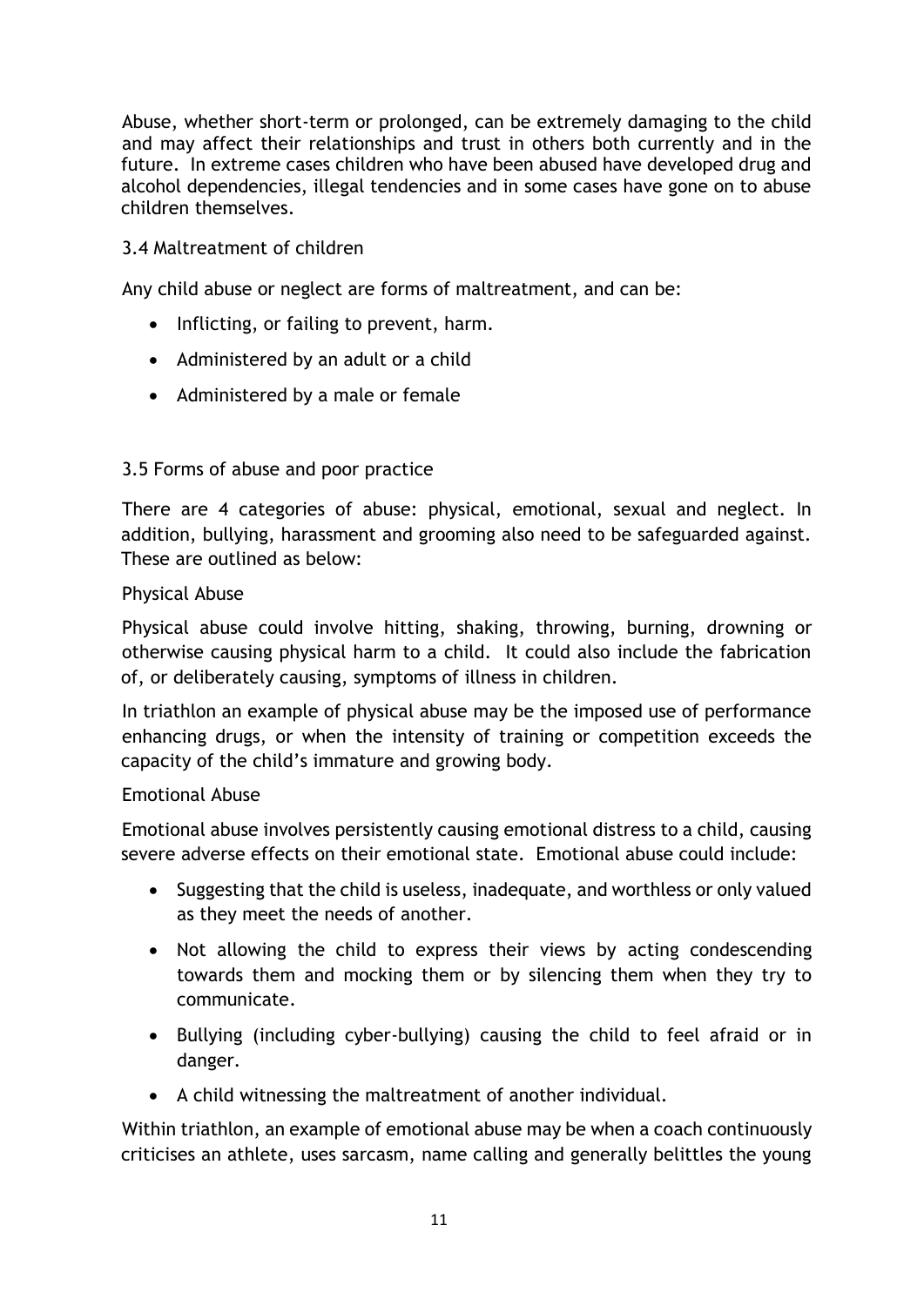Abuse, whether short-term or prolonged, can be extremely damaging to the child and may affect their relationships and trust in others both currently and in the future. In extreme cases children who have been abused have developed drug and alcohol dependencies, illegal tendencies and in some cases have gone on to abuse children themselves.

### 3.4 Maltreatment of children

Any child abuse or neglect are forms of maltreatment, and can be:

- Inflicting, or failing to prevent, harm.
- Administered by an adult or a child
- Administered by a male or female

### 3.5 Forms of abuse and poor practice

There are 4 categories of abuse: physical, emotional, sexual and neglect. In addition, bullying, harassment and grooming also need to be safeguarded against. These are outlined as below:

#### Physical Abuse

Physical abuse could involve hitting, shaking, throwing, burning, drowning or otherwise causing physical harm to a child. It could also include the fabrication of, or deliberately causing, symptoms of illness in children.

In triathlon an example of physical abuse may be the imposed use of performance enhancing drugs, or when the intensity of training or competition exceeds the capacity of the child's immature and growing body.

#### Emotional Abuse

Emotional abuse involves persistently causing emotional distress to a child, causing severe adverse effects on their emotional state. Emotional abuse could include:

- Suggesting that the child is useless, inadequate, and worthless or only valued as they meet the needs of another.
- Not allowing the child to express their views by acting condescending towards them and mocking them or by silencing them when they try to communicate.
- Bullying (including cyber-bullying) causing the child to feel afraid or in danger.
- A child witnessing the maltreatment of another individual.

Within triathlon, an example of emotional abuse may be when a coach continuously criticises an athlete, uses sarcasm, name calling and generally belittles the young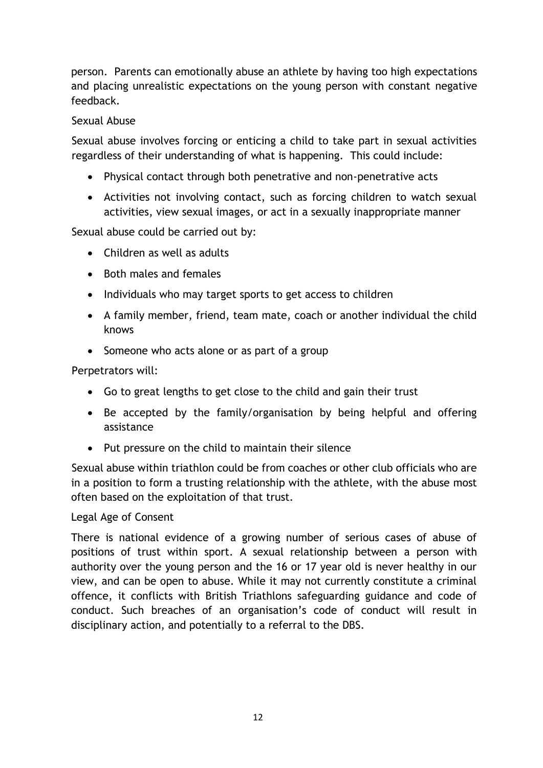person. Parents can emotionally abuse an athlete by having too high expectations and placing unrealistic expectations on the young person with constant negative feedback.

### Sexual Abuse

Sexual abuse involves forcing or enticing a child to take part in sexual activities regardless of their understanding of what is happening. This could include:

- Physical contact through both penetrative and non-penetrative acts
- Activities not involving contact, such as forcing children to watch sexual activities, view sexual images, or act in a sexually inappropriate manner

Sexual abuse could be carried out by:

- Children as well as adults
- Both males and females
- Individuals who may target sports to get access to children
- A family member, friend, team mate, coach or another individual the child knows
- Someone who acts alone or as part of a group

Perpetrators will:

- Go to great lengths to get close to the child and gain their trust
- Be accepted by the family/organisation by being helpful and offering assistance
- Put pressure on the child to maintain their silence

Sexual abuse within triathlon could be from coaches or other club officials who are in a position to form a trusting relationship with the athlete, with the abuse most often based on the exploitation of that trust.

### Legal Age of Consent

There is national evidence of a growing number of serious cases of abuse of positions of trust within sport. A sexual relationship between a person with authority over the young person and the 16 or 17 year old is never healthy in our view, and can be open to abuse. While it may not currently constitute a criminal offence, it conflicts with British Triathlons safeguarding guidance and code of conduct. Such breaches of an organisation's code of conduct will result in disciplinary action, and potentially to a referral to the DBS.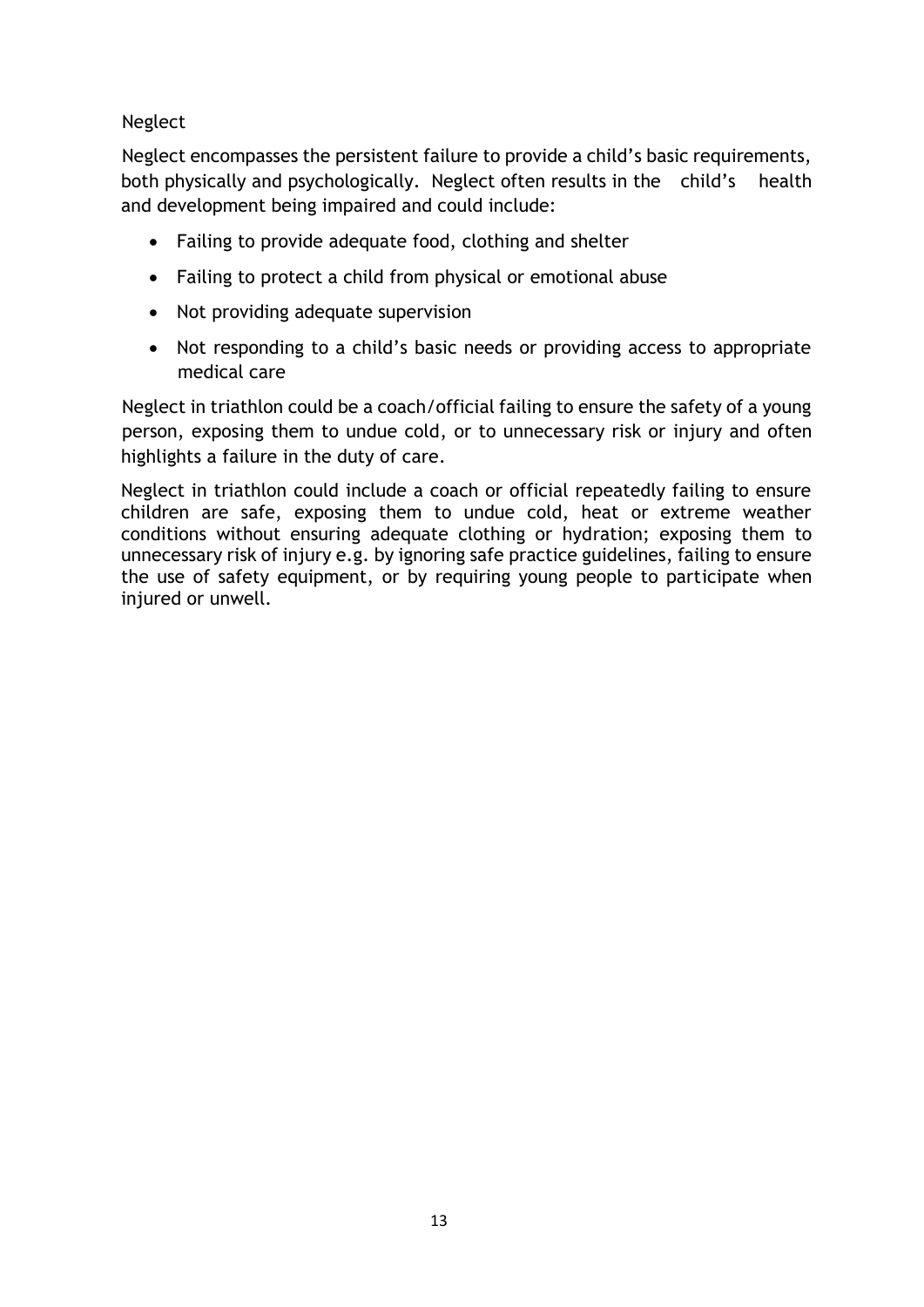## Neglect

Neglect encompasses the persistent failure to provide a child's basic requirements, both physically and psychologically. Neglect often results in the child's health and development being impaired and could include:

- Failing to provide adequate food, clothing and shelter
- Failing to protect a child from physical or emotional abuse
- Not providing adequate supervision
- Not responding to a child's basic needs or providing access to appropriate medical care

Neglect in triathlon could be a coach/official failing to ensure the safety of a young person, exposing them to undue cold, or to unnecessary risk or injury and often highlights a failure in the duty of care.

Neglect in triathlon could include a coach or official repeatedly failing to ensure children are safe, exposing them to undue cold, heat or extreme weather conditions without ensuring adequate clothing or hydration; exposing them to unnecessary risk of injury e.g. by ignoring safe practice guidelines, failing to ensure the use of safety equipment, or by requiring young people to participate when injured or unwell.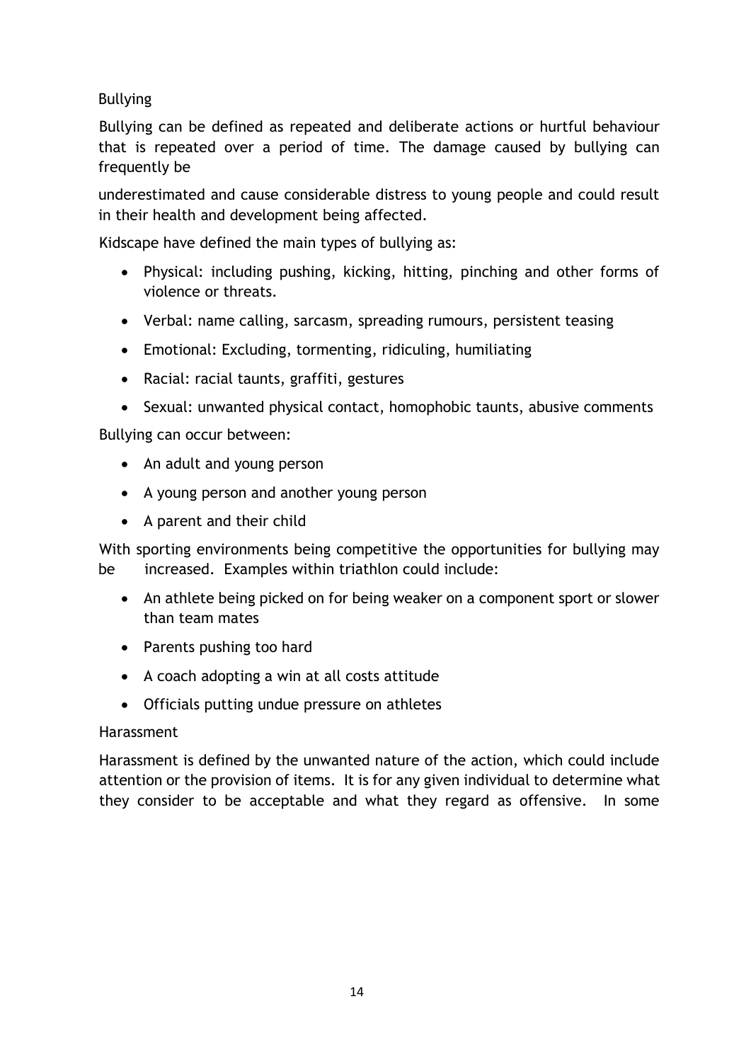## Bullying

Bullying can be defined as repeated and deliberate actions or hurtful behaviour that is repeated over a period of time. The damage caused by bullying can frequently be

underestimated and cause considerable distress to young people and could result in their health and development being affected.

Kidscape have defined the main types of bullying as:

- Physical: including pushing, kicking, hitting, pinching and other forms of violence or threats.
- Verbal: name calling, sarcasm, spreading rumours, persistent teasing
- Emotional: Excluding, tormenting, ridiculing, humiliating
- Racial: racial taunts, graffiti, gestures
- Sexual: unwanted physical contact, homophobic taunts, abusive comments

Bullying can occur between:

- An adult and young person
- A young person and another young person
- A parent and their child

With sporting environments being competitive the opportunities for bullying may be increased. Examples within triathlon could include:

- An athlete being picked on for being weaker on a component sport or slower than team mates
- Parents pushing too hard
- A coach adopting a win at all costs attitude
- Officials putting undue pressure on athletes

## Harassment

Harassment is defined by the unwanted nature of the action, which could include attention or the provision of items. It is for any given individual to determine what they consider to be acceptable and what they regard as offensive. In some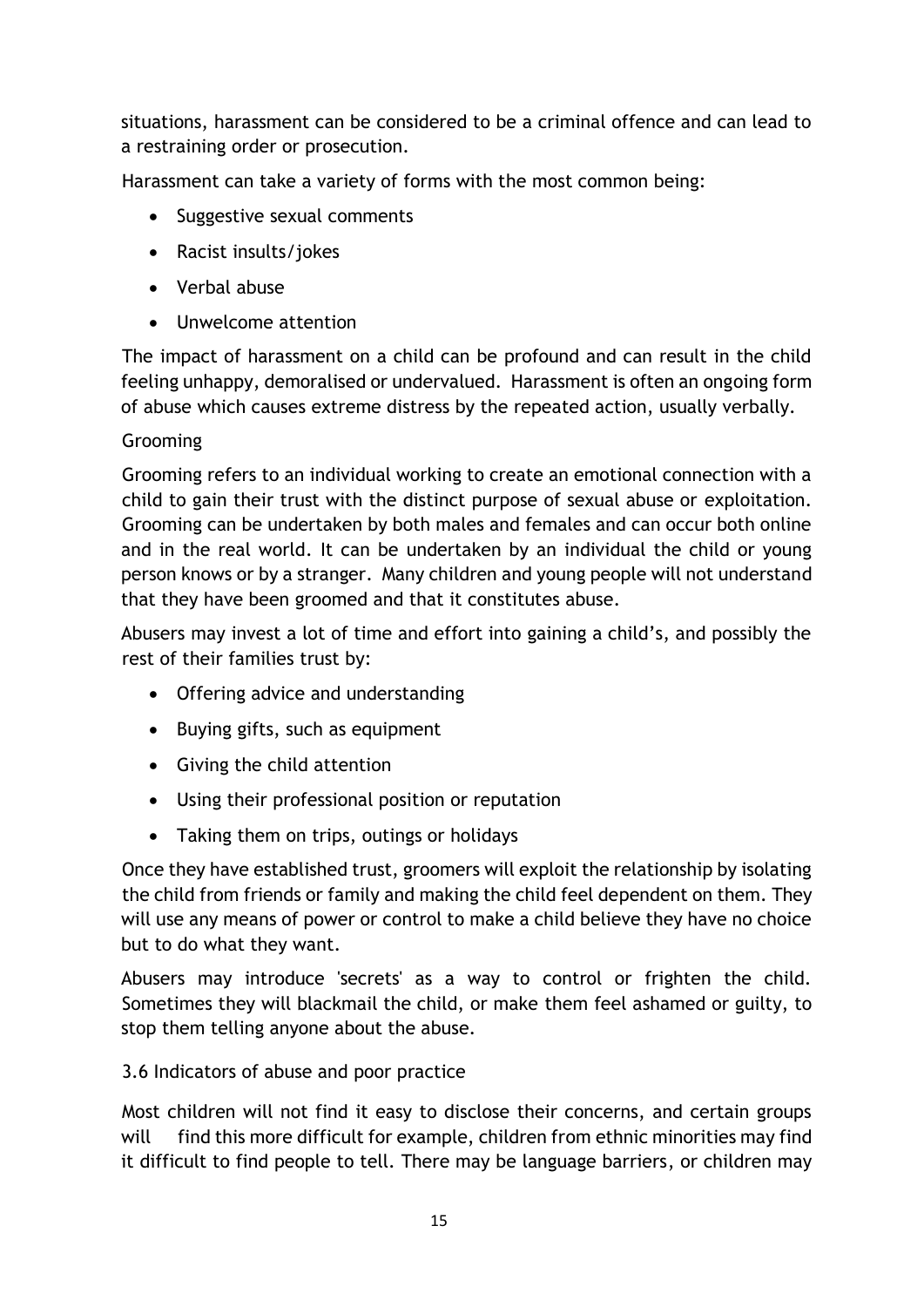situations, harassment can be considered to be a criminal offence and can lead to a restraining order or prosecution.

Harassment can take a variety of forms with the most common being:

- Suggestive sexual comments
- Racist insults/jokes
- Verbal abuse
- Unwelcome attention

The impact of harassment on a child can be profound and can result in the child feeling unhappy, demoralised or undervalued. Harassment is often an ongoing form of abuse which causes extreme distress by the repeated action, usually verbally.

Grooming

Grooming refers to an individual working to create an emotional connection with a child to gain their trust with the distinct purpose of sexual abuse or exploitation. Grooming can be undertaken by both males and females and can occur both online and in the real world. It can be undertaken by an individual the child or young person knows or by a stranger. Many children and young people will not understand that they have been groomed and that it constitutes abuse.

Abusers may invest a lot of time and effort into gaining a child's, and possibly the rest of their families trust by:

- Offering advice and understanding
- Buying gifts, such as equipment
- Giving the child attention
- Using their professional position or reputation
- Taking them on trips, outings or holidays

Once they have established trust, groomers will exploit the relationship by isolating the child from friends or family and making the child feel dependent on them. They will use any means of power or control to make a child believe they have no choice but to do what they want.

Abusers may introduce 'secrets' as a way to control or frighten the child. Sometimes they will blackmail the child, or make them feel ashamed or guilty, to stop them telling anyone about the abuse.

3.6 Indicators of abuse and poor practice

Most children will not find it easy to disclose their concerns, and certain groups will find this more difficult for example, children from ethnic minorities may find it difficult to find people to tell. There may be language barriers, or children may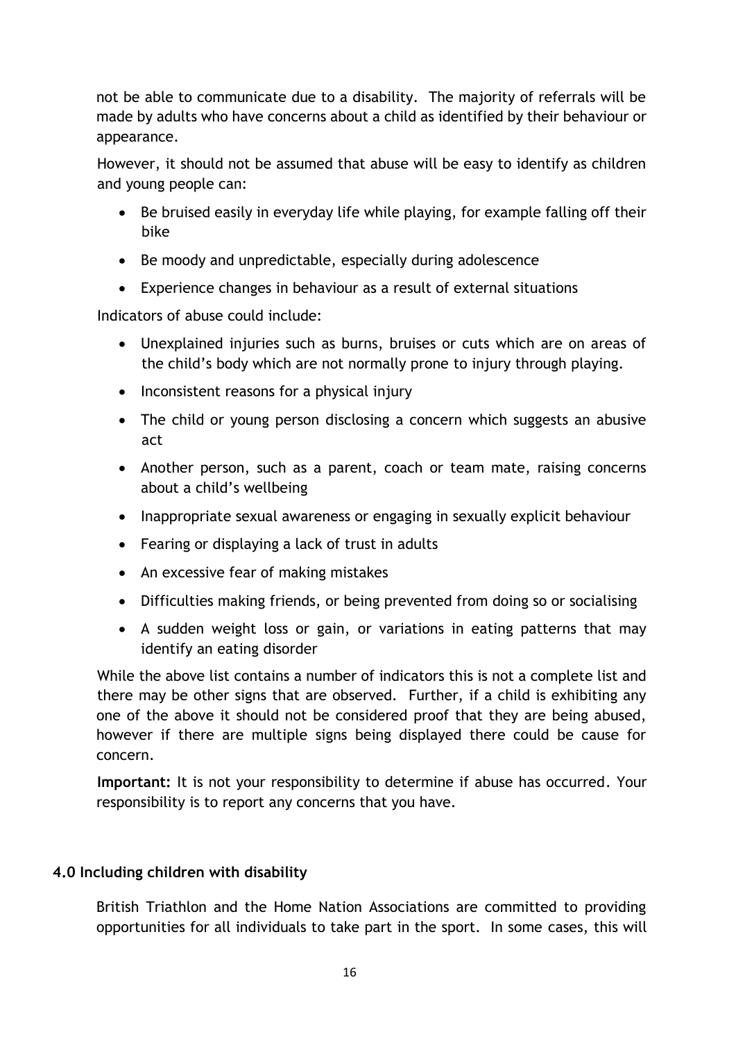not be able to communicate due to a disability. The majority of referrals will be made by adults who have concerns about a child as identified by their behaviour or appearance.

However, it should not be assumed that abuse will be easy to identify as children and young people can:

- Be bruised easily in everyday life while playing, for example falling off their bike
- Be moody and unpredictable, especially during adolescence
- Experience changes in behaviour as a result of external situations

Indicators of abuse could include:

- Unexplained injuries such as burns, bruises or cuts which are on areas of the child's body which are not normally prone to injury through playing.
- Inconsistent reasons for a physical injury
- The child or young person disclosing a concern which suggests an abusive act
- Another person, such as a parent, coach or team mate, raising concerns about a child's wellbeing
- Inappropriate sexual awareness or engaging in sexually explicit behaviour
- Fearing or displaying a lack of trust in adults
- An excessive fear of making mistakes
- Difficulties making friends, or being prevented from doing so or socialising
- A sudden weight loss or gain, or variations in eating patterns that may identify an eating disorder

While the above list contains a number of indicators this is not a complete list and there may be other signs that are observed. Further, if a child is exhibiting any one of the above it should not be considered proof that they are being abused, however if there are multiple signs being displayed there could be cause for concern.

**Important:** It is not your responsibility to determine if abuse has occurred. Your responsibility is to report any concerns that you have.

## 4.0 Including children with disability

British Triathlon and the Home Nation Associations are committed to providing opportunities for all individuals to take part in the sport. In some cases, this will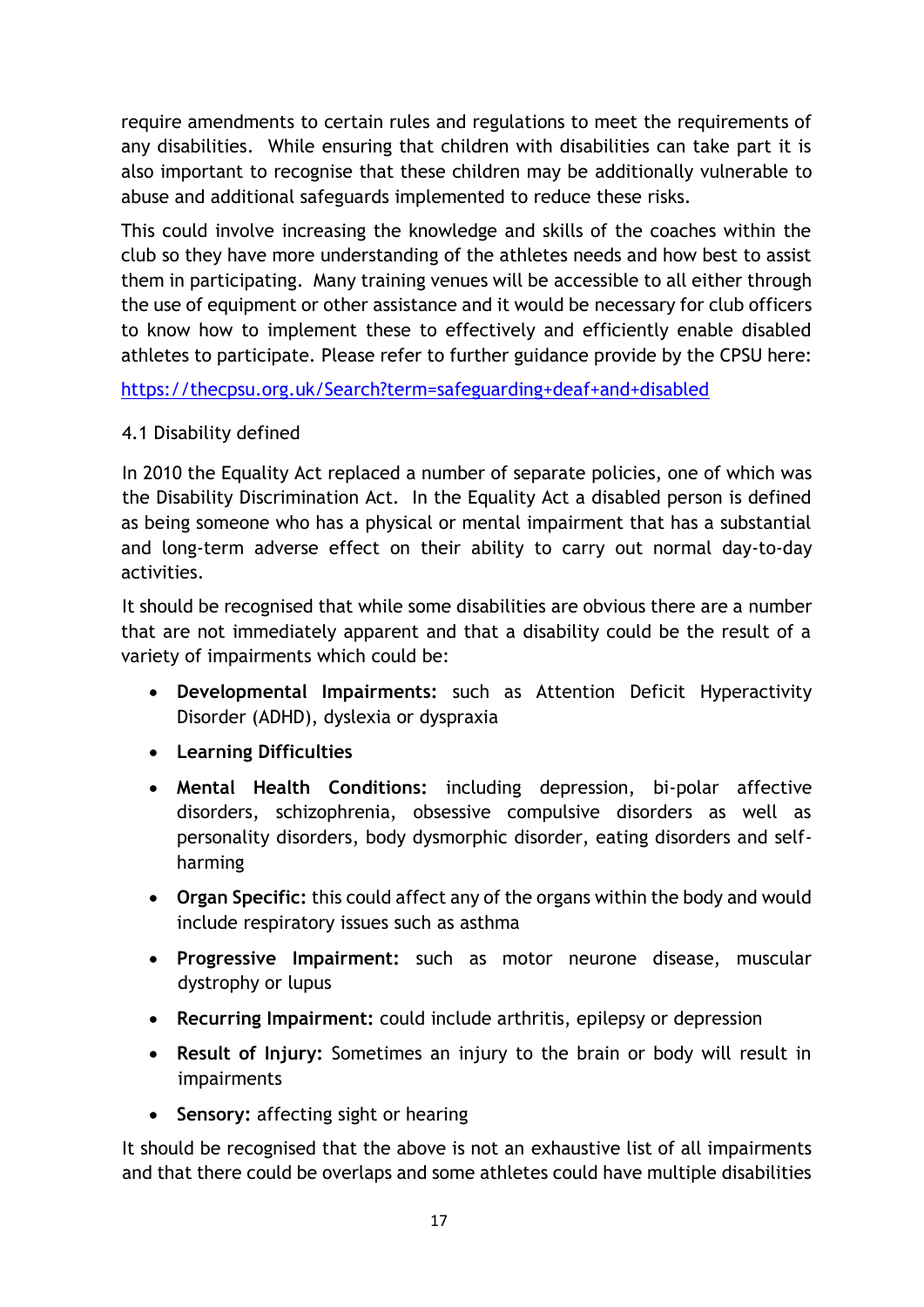require amendments to certain rules and regulations to meet the requirements of any disabilities. While ensuring that children with disabilities can take part it is also important to recognise that these children may be additionally vulnerable to abuse and additional safeguards implemented to reduce these risks.

This could involve increasing the knowledge and skills of the coaches within the club so they have more understanding of the athletes needs and how best to assist them in participating. Many training venues will be accessible to all either through the use of equipment or other assistance and it would be necessary for club officers to know how to implement these to effectively and efficiently enable disabled athletes to participate. Please refer to further guidance provide by the CPSU here:

https://thecpsu.org.uk/Search?term=safeguarding+deaf+and+disabled

### 4.1 Disability defined

In 2010 the Equality Act replaced a number of separate policies, one of which was the Disability Discrimination Act. In the Equality Act a disabled person is defined as being someone who has a physical or mental impairment that has a substantial and long-term adverse effect on their ability to carry out normal day-to-day activities.

It should be recognised that while some disabilities are obvious there are a number that are not immediately apparent and that a disability could be the result of a variety of impairments which could be:

- **Developmental Impairments:** such as Attention Deficit Hyperactivity Disorder (ADHD), dyslexia or dyspraxia
- **Learning Difficulties**
- **Mental Health Conditions:** including depression, bi-polar affective disorders, schizophrenia, obsessive compulsive disorders as well as personality disorders, body dysmorphic disorder, eating disorders and self-harming
- **Organ Specific:** this could affect any of the organs within the body and would include respiratory issues such as asthma
- **Progressive Impairment:** such as motor neurone disease, muscular dystrophy or lupus
- **Recurring Impairment:** could include arthritis, epilepsy or depression
- **Result of Injury:** Sometimes an injury to the brain or body will result in impairments
- **Sensory:** affecting sight or hearing

It should be recognised that the above is not an exhaustive list of all impairments and that there could be overlaps and some athletes could have multiple disabilities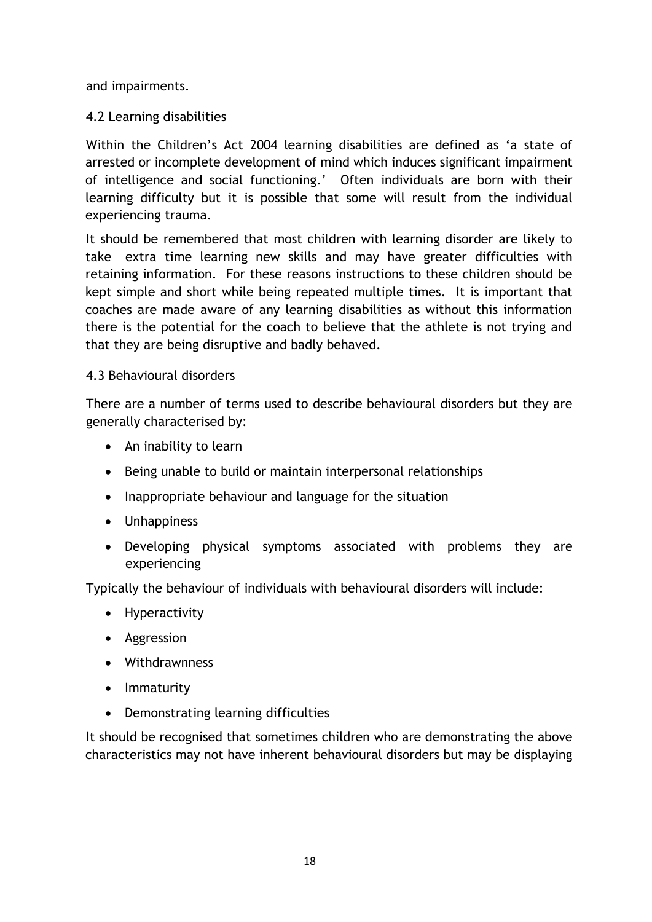and impairments.

## 4.2 Learning disabilities

Within the Children's Act 2004 learning disabilities are defined as 'a state of arrested or incomplete development of mind which induces significant impairment of intelligence and social functioning.' Often individuals are born with their learning difficulty but it is possible that some will result from the individual experiencing trauma.

It should be remembered that most children with learning disorder are likely to take extra time learning new skills and may have greater difficulties with retaining information. For these reasons instructions to these children should be kept simple and short while being repeated multiple times. It is important that coaches are made aware of any learning disabilities as without this information there is the potential for the coach to believe that the athlete is not trying and that they are being disruptive and badly behaved.

## 4.3 Behavioural disorders

There are a number of terms used to describe behavioural disorders but they are generally characterised by:

- An inability to learn
- Being unable to build or maintain interpersonal relationships
- Inappropriate behaviour and language for the situation
- Unhappiness
- Developing physical symptoms associated with problems they are experiencing

Typically the behaviour of individuals with behavioural disorders will include:

- Hyperactivity
- Aggression
- Withdrawnness
- Immaturity
- Demonstrating learning difficulties

It should be recognised that sometimes children who are demonstrating the above characteristics may not have inherent behavioural disorders but may be displaying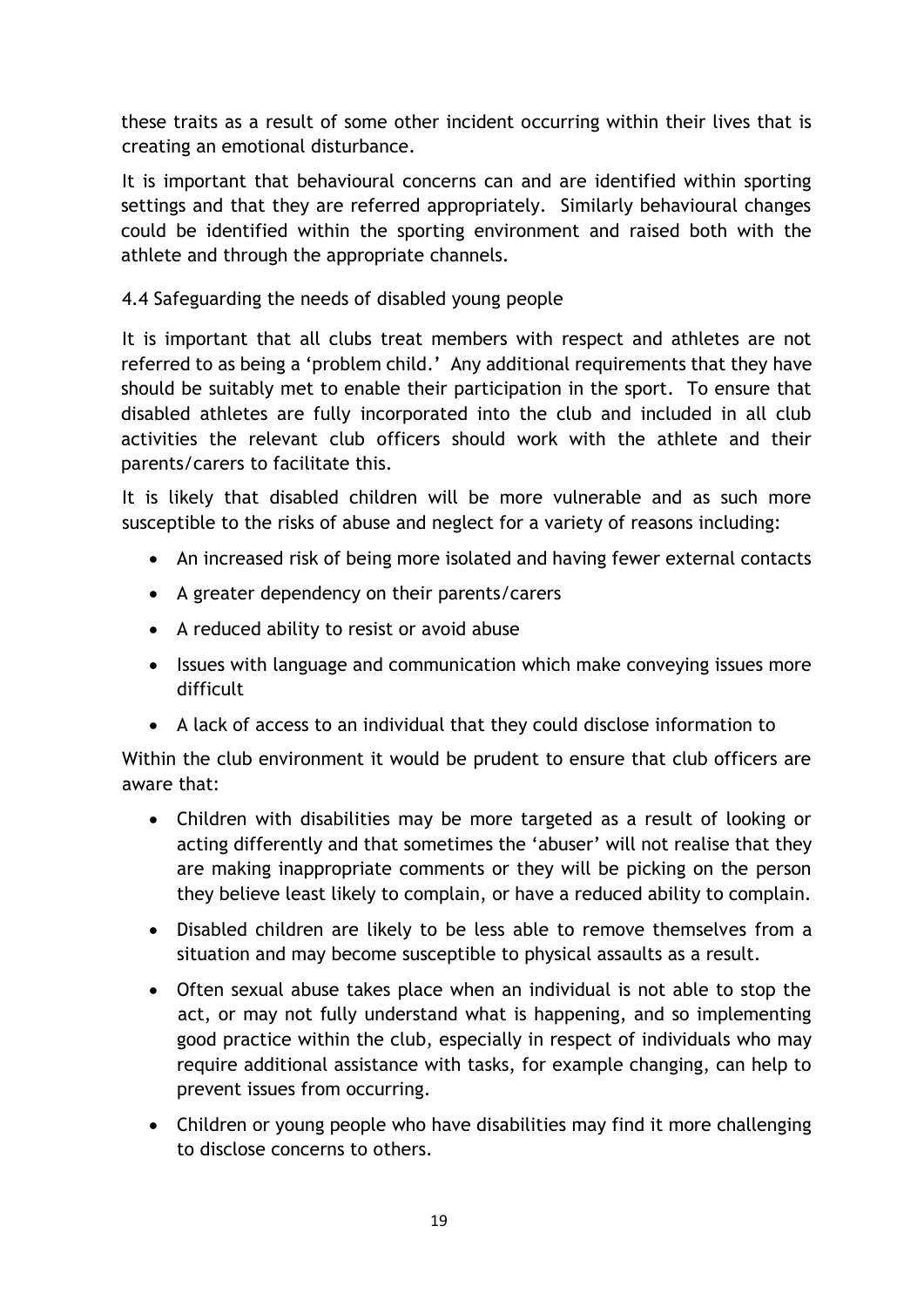these traits as a result of some other incident occurring within their lives that is creating an emotional disturbance.

It is important that behavioural concerns can and are identified within sporting settings and that they are referred appropriately. Similarly behavioural changes could be identified within the sporting environment and raised both with the athlete and through the appropriate channels.

### 4.4 Safeguarding the needs of disabled young people

It is important that all clubs treat members with respect and athletes are not referred to as being a 'problem child.' Any additional requirements that they have should be suitably met to enable their participation in the sport. To ensure that disabled athletes are fully incorporated into the club and included in all club activities the relevant club officers should work with the athlete and their parents/carers to facilitate this.

It is likely that disabled children will be more vulnerable and as such more susceptible to the risks of abuse and neglect for a variety of reasons including:

- An increased risk of being more isolated and having fewer external contacts
- A greater dependency on their parents/carers
- A reduced ability to resist or avoid abuse
- Issues with language and communication which make conveying issues more difficult
- A lack of access to an individual that they could disclose information to

Within the club environment it would be prudent to ensure that club officers are aware that:

- Children with disabilities may be more targeted as a result of looking or acting differently and that sometimes the 'abuser' will not realise that they are making inappropriate comments or they will be picking on the person they believe least likely to complain, or have a reduced ability to complain.
- Disabled children are likely to be less able to remove themselves from a situation and may become susceptible to physical assaults as a result.
- Often sexual abuse takes place when an individual is not able to stop the act, or may not fully understand what is happening, and so implementing good practice within the club, especially in respect of individuals who may require additional assistance with tasks, for example changing, can help to prevent issues from occurring.
- Children or young people who have disabilities may find it more challenging to disclose concerns to others.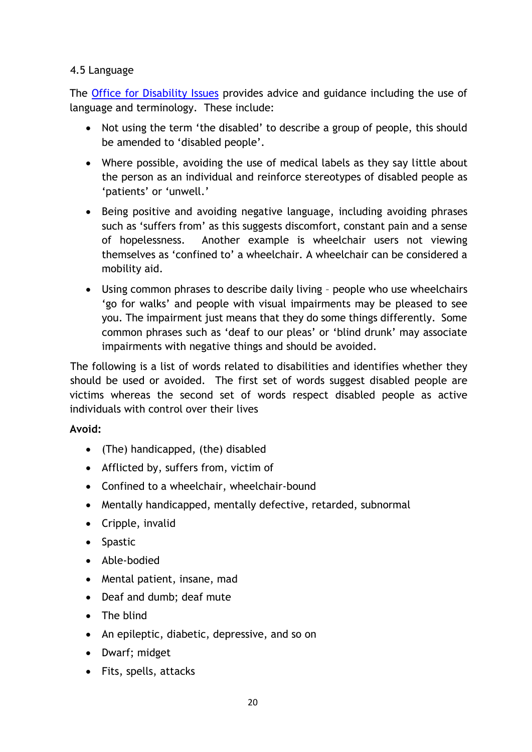4.5 Language

The [Office for Disability Issues](#) provides advice and guidance including the use of language and terminology. These include:

- Not using the term 'the disabled' to describe a group of people, this should be amended to 'disabled people'.
- Where possible, avoiding the use of medical labels as they say little about the person as an individual and reinforce stereotypes of disabled people as 'patients' or 'unwell.'
- Being positive and avoiding negative language, including avoiding phrases such as 'suffers from' as this suggests discomfort, constant pain and a sense of hopelessness. Another example is wheelchair users not viewing themselves as 'confined to' a wheelchair. A wheelchair can be considered a mobility aid.
- Using common phrases to describe daily living – people who use wheelchairs 'go for walks' and people with visual impairments may be pleased to see you. The impairment just means that they do some things differently. Some common phrases such as 'deaf to our pleas' or 'blind drunk' may associate impairments with negative things and should be avoided.

The following is a list of words related to disabilities and identifies whether they should be used or avoided. The first set of words suggest disabled people are victims whereas the second set of words respect disabled people as active individuals with control over their lives

**Avoid:**

- (The) handicapped, (the) disabled
- Afflicted by, suffers from, victim of
- Confined to a wheelchair, wheelchair-bound
- Mentally handicapped, mentally defective, retarded, subnormal
- Cripple, invalid
- Spastic
- Able-bodied
- Mental patient, insane, mad
- Deaf and dumb; deaf mute
- The blind
- An epileptic, diabetic, depressive, and so on
- Dwarf; midget
- Fits, spells, attacks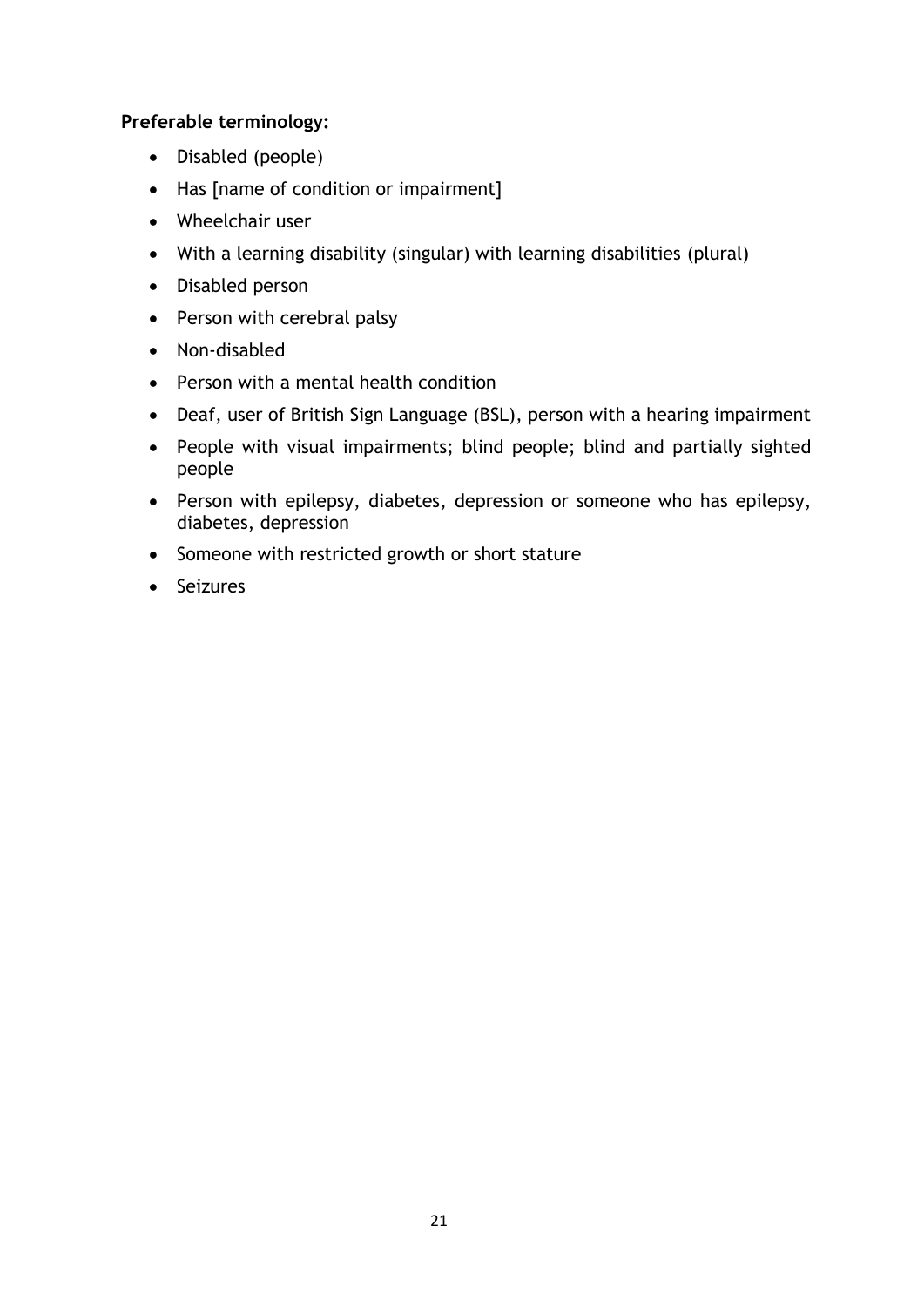**Preferable terminology:**

- Disabled (people)
- Has [name of condition or impairment]
- Wheelchair user
- With a learning disability (singular) with learning disabilities (plural)
- Disabled person
- Person with cerebral palsy
- Non-disabled
- Person with a mental health condition
- Deaf, user of British Sign Language (BSL), person with a hearing impairment
- People with visual impairments; blind people; blind and partially sighted people
- Person with epilepsy, diabetes, depression or someone who has epilepsy, diabetes, depression
- Someone with restricted growth or short stature
- Seizures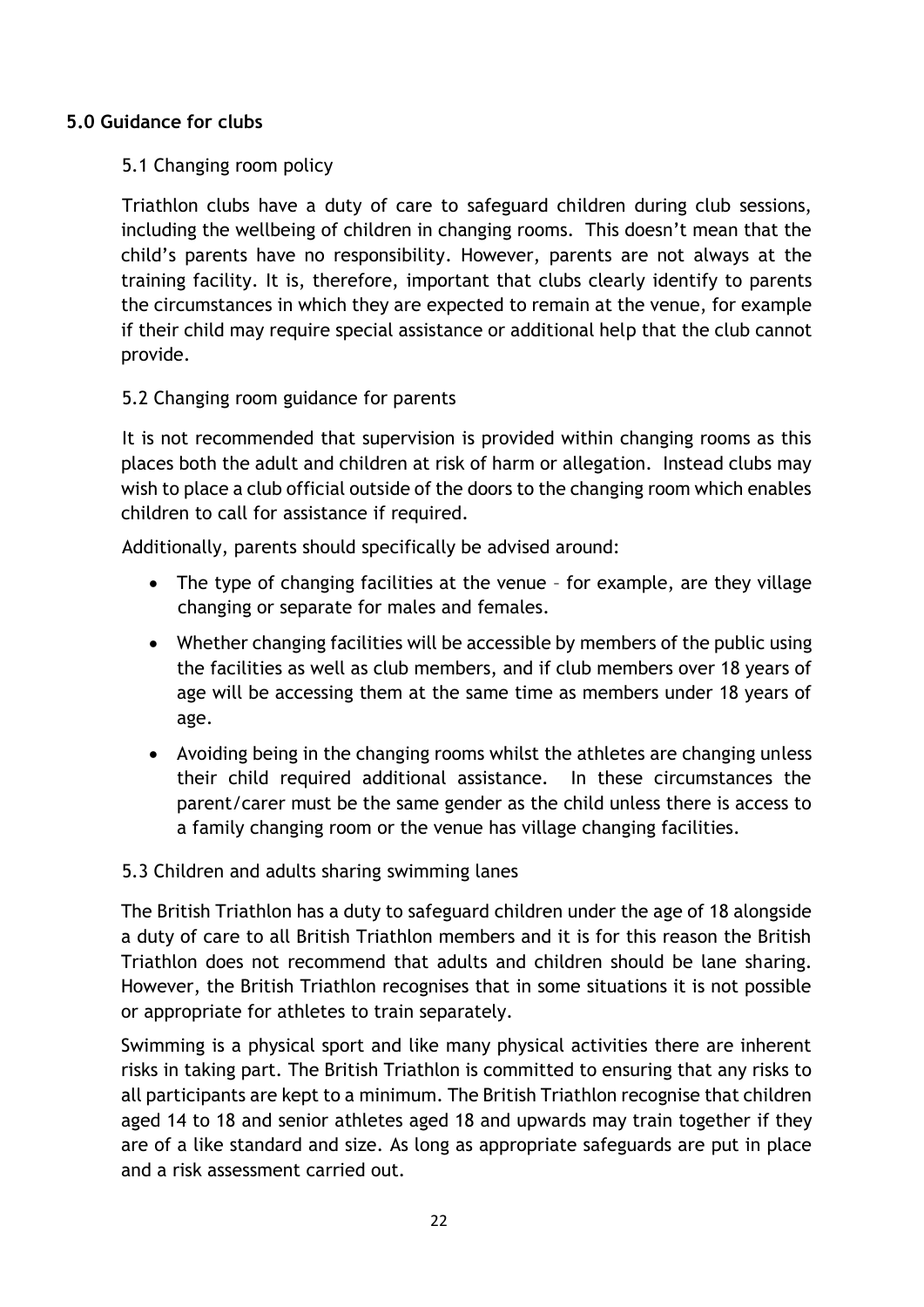## 5.0 Guidance for clubs

### 5.1 Changing room policy

Triathlon clubs have a duty of care to safeguard children during club sessions, including the wellbeing of children in changing rooms. This doesn't mean that the child's parents have no responsibility. However, parents are not always at the training facility. It is, therefore, important that clubs clearly identify to parents the circumstances in which they are expected to remain at the venue, for example if their child may require special assistance or additional help that the club cannot provide.

### 5.2 Changing room guidance for parents

It is not recommended that supervision is provided within changing rooms as this places both the adult and children at risk of harm or allegation. Instead clubs may wish to place a club official outside of the doors to the changing room which enables children to call for assistance if required.

Additionally, parents should specifically be advised around:

- The type of changing facilities at the venue – for example, are they village changing or separate for males and females.
- Whether changing facilities will be accessible by members of the public using the facilities as well as club members, and if club members over 18 years of age will be accessing them at the same time as members under 18 years of age.
- Avoiding being in the changing rooms whilst the athletes are changing unless their child required additional assistance. In these circumstances the parent/carer must be the same gender as the child unless there is access to a family changing room or the venue has village changing facilities.

### 5.3 Children and adults sharing swimming lanes

The British Triathlon has a duty to safeguard children under the age of 18 alongside a duty of care to all British Triathlon members and it is for this reason the British Triathlon does not recommend that adults and children should be lane sharing. However, the British Triathlon recognises that in some situations it is not possible or appropriate for athletes to train separately.

Swimming is a physical sport and like many physical activities there are inherent risks in taking part. The British Triathlon is committed to ensuring that any risks to all participants are kept to a minimum. The British Triathlon recognise that children aged 14 to 18 and senior athletes aged 18 and upwards may train together if they are of a like standard and size. As long as appropriate safeguards are put in place and a risk assessment carried out.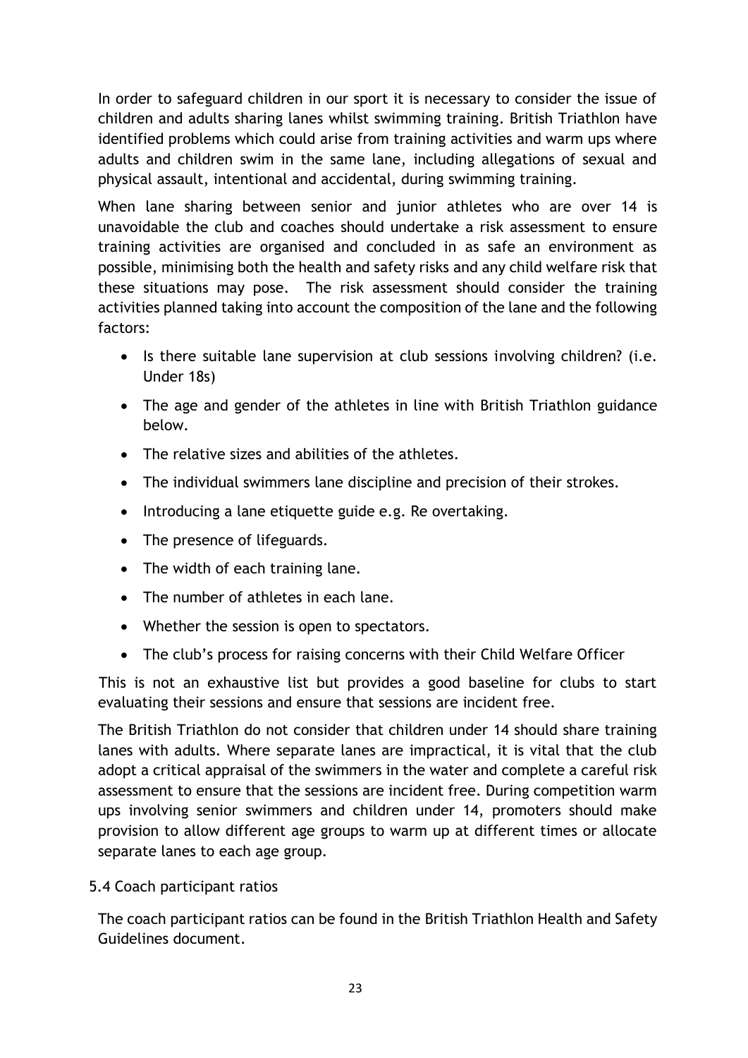In order to safeguard children in our sport it is necessary to consider the issue of children and adults sharing lanes whilst swimming training. British Triathlon have identified problems which could arise from training activities and warm ups where adults and children swim in the same lane, including allegations of sexual and physical assault, intentional and accidental, during swimming training.

When lane sharing between senior and junior athletes who are over 14 is unavoidable the club and coaches should undertake a risk assessment to ensure training activities are organised and concluded in as safe an environment as possible, minimising both the health and safety risks and any child welfare risk that these situations may pose. The risk assessment should consider the training activities planned taking into account the composition of the lane and the following factors:

- Is there suitable lane supervision at club sessions involving children? (i.e. Under 18s)
- The age and gender of the athletes in line with British Triathlon guidance below.
- The relative sizes and abilities of the athletes.
- The individual swimmers lane discipline and precision of their strokes.
- Introducing a lane etiquette guide e.g. Re overtaking.
- The presence of lifeguards.
- The width of each training lane.
- The number of athletes in each lane.
- Whether the session is open to spectators.
- The club's process for raising concerns with their Child Welfare Officer

This is not an exhaustive list but provides a good baseline for clubs to start evaluating their sessions and ensure that sessions are incident free.

The British Triathlon do not consider that children under 14 should share training lanes with adults. Where separate lanes are impractical, it is vital that the club adopt a critical appraisal of the swimmers in the water and complete a careful risk assessment to ensure that the sessions are incident free. During competition warm ups involving senior swimmers and children under 14, promoters should make provision to allow different age groups to warm up at different times or allocate separate lanes to each age group.

## 5.4 Coach participant ratios

The coach participant ratios can be found in the British Triathlon Health and Safety Guidelines document.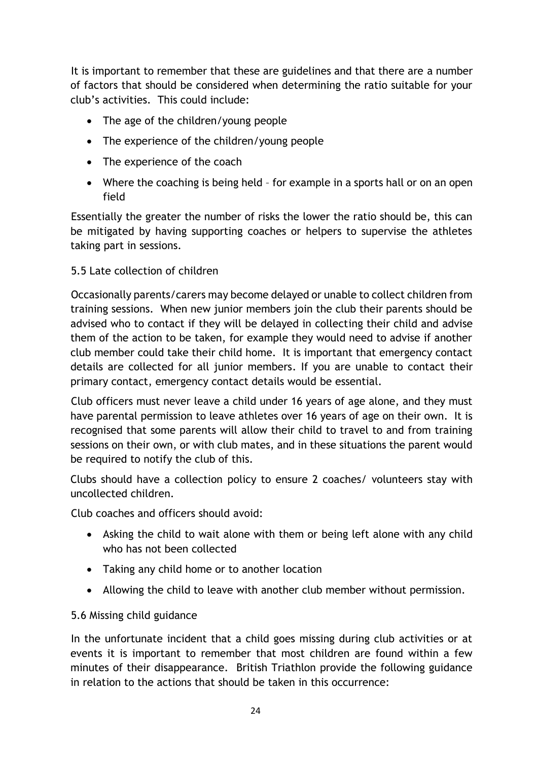It is important to remember that these are guidelines and that there are a number of factors that should be considered when determining the ratio suitable for your club's activities. This could include:

- The age of the children/young people
- The experience of the children/young people
- The experience of the coach
- Where the coaching is being held – for example in a sports hall or on an open field

Essentially the greater the number of risks the lower the ratio should be, this can be mitigated by having supporting coaches or helpers to supervise the athletes taking part in sessions.

### 5.5 Late collection of children

Occasionally parents/carers may become delayed or unable to collect children from training sessions. When new junior members join the club their parents should be advised who to contact if they will be delayed in collecting their child and advise them of the action to be taken, for example they would need to advise if another club member could take their child home. It is important that emergency contact details are collected for all junior members. If you are unable to contact their primary contact, emergency contact details would be essential.

Club officers must never leave a child under 16 years of age alone, and they must have parental permission to leave athletes over 16 years of age on their own. It is recognised that some parents will allow their child to travel to and from training sessions on their own, or with club mates, and in these situations the parent would be required to notify the club of this.

Clubs should have a collection policy to ensure 2 coaches/ volunteers stay with uncollected children.

Club coaches and officers should avoid:

- Asking the child to wait alone with them or being left alone with any child who has not been collected
- Taking any child home or to another location
- Allowing the child to leave with another club member without permission.

### 5.6 Missing child guidance

In the unfortunate incident that a child goes missing during club activities or at events it is important to remember that most children are found within a few minutes of their disappearance. British Triathlon provide the following guidance in relation to the actions that should be taken in this occurrence: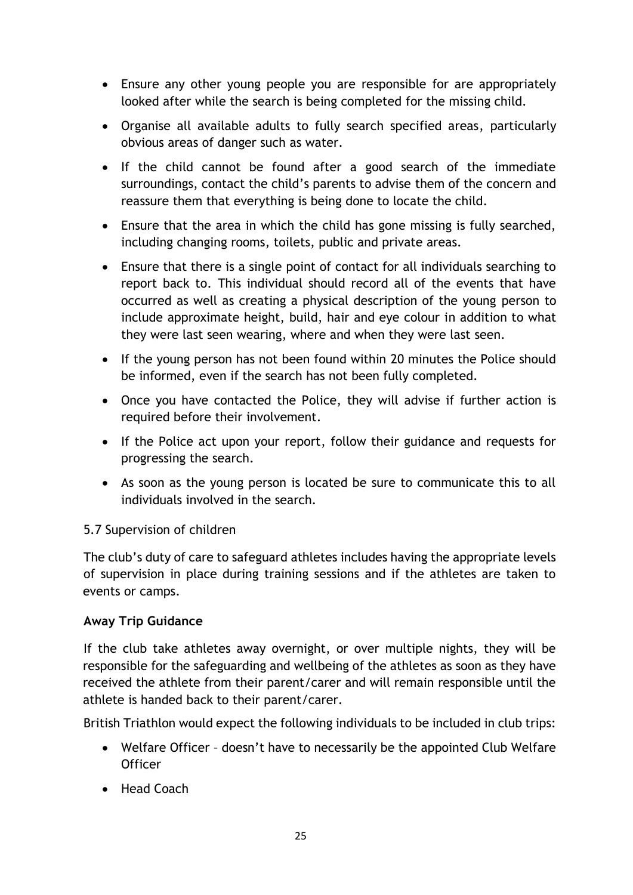- Ensure any other young people you are responsible for are appropriately looked after while the search is being completed for the missing child.
- Organise all available adults to fully search specified areas, particularly obvious areas of danger such as water.
- If the child cannot be found after a good search of the immediate surroundings, contact the child's parents to advise them of the concern and reassure them that everything is being done to locate the child.
- Ensure that the area in which the child has gone missing is fully searched, including changing rooms, toilets, public and private areas.
- Ensure that there is a single point of contact for all individuals searching to report back to. This individual should record all of the events that have occurred as well as creating a physical description of the young person to include approximate height, build, hair and eye colour in addition to what they were last seen wearing, where and when they were last seen.
- If the young person has not been found within 20 minutes the Police should be informed, even if the search has not been fully completed.
- Once you have contacted the Police, they will advise if further action is required before their involvement.
- If the Police act upon your report, follow their guidance and requests for progressing the search.
- As soon as the young person is located be sure to communicate this to all individuals involved in the search.

## 5.7 Supervision of children

The club's duty of care to safeguard athletes includes having the appropriate levels of supervision in place during training sessions and if the athletes are taken to events or camps.

**Away Trip Guidance**

If the club take athletes away overnight, or over multiple nights, they will be responsible for the safeguarding and wellbeing of the athletes as soon as they have received the athlete from their parent/carer and will remain responsible until the athlete is handed back to their parent/carer.

British Triathlon would expect the following individuals to be included in club trips:

- Welfare Officer – doesn't have to necessarily be the appointed Club Welfare Officer
- Head Coach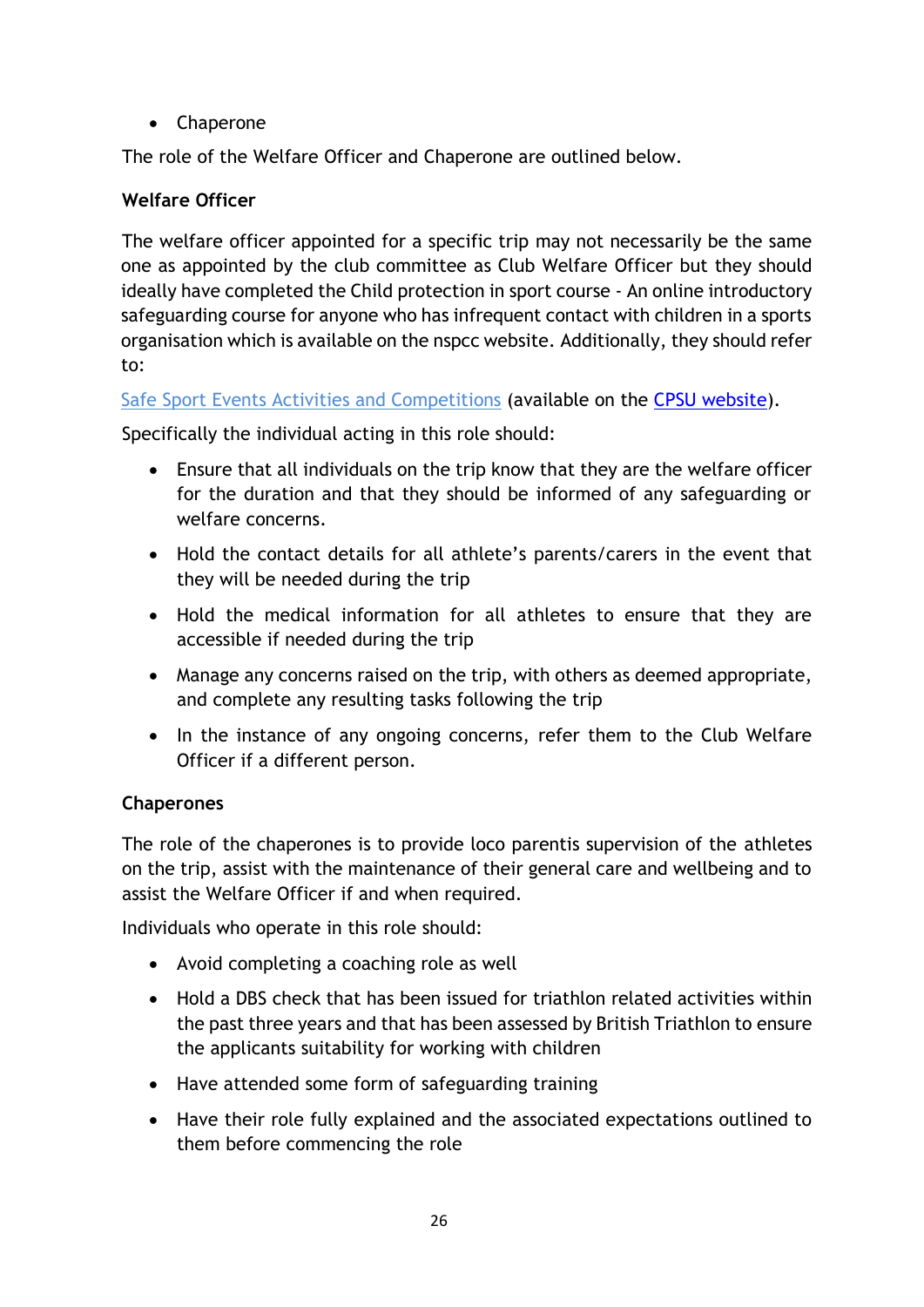- Chaperone

The role of the Welfare Officer and Chaperone are outlined below.

**Welfare Officer**

The welfare officer appointed for a specific trip may not necessarily be the same one as appointed by the club committee as Club Welfare Officer but they should ideally have completed the Child protection in sport course - An online introductory safeguarding course for anyone who has infrequent contact with children in a sports organisation which is available on the nspcc website. Additionally, they should refer to:

Safe Sport Events Activities and Competitions (available on the CPSU website).

Specifically the individual acting in this role should:

- Ensure that all individuals on the trip know that they are the welfare officer for the duration and that they should be informed of any safeguarding or welfare concerns.
- Hold the contact details for all athlete's parents/carers in the event that they will be needed during the trip
- Hold the medical information for all athletes to ensure that they are accessible if needed during the trip
- Manage any concerns raised on the trip, with others as deemed appropriate, and complete any resulting tasks following the trip
- In the instance of any ongoing concerns, refer them to the Club Welfare Officer if a different person.

**Chaperones**

The role of the chaperones is to provide loco parentis supervision of the athletes on the trip, assist with the maintenance of their general care and wellbeing and to assist the Welfare Officer if and when required.

Individuals who operate in this role should:

- Avoid completing a coaching role as well
- Hold a DBS check that has been issued for triathlon related activities within the past three years and that has been assessed by British Triathlon to ensure the applicants suitability for working with children
- Have attended some form of safeguarding training
- Have their role fully explained and the associated expectations outlined to them before commencing the role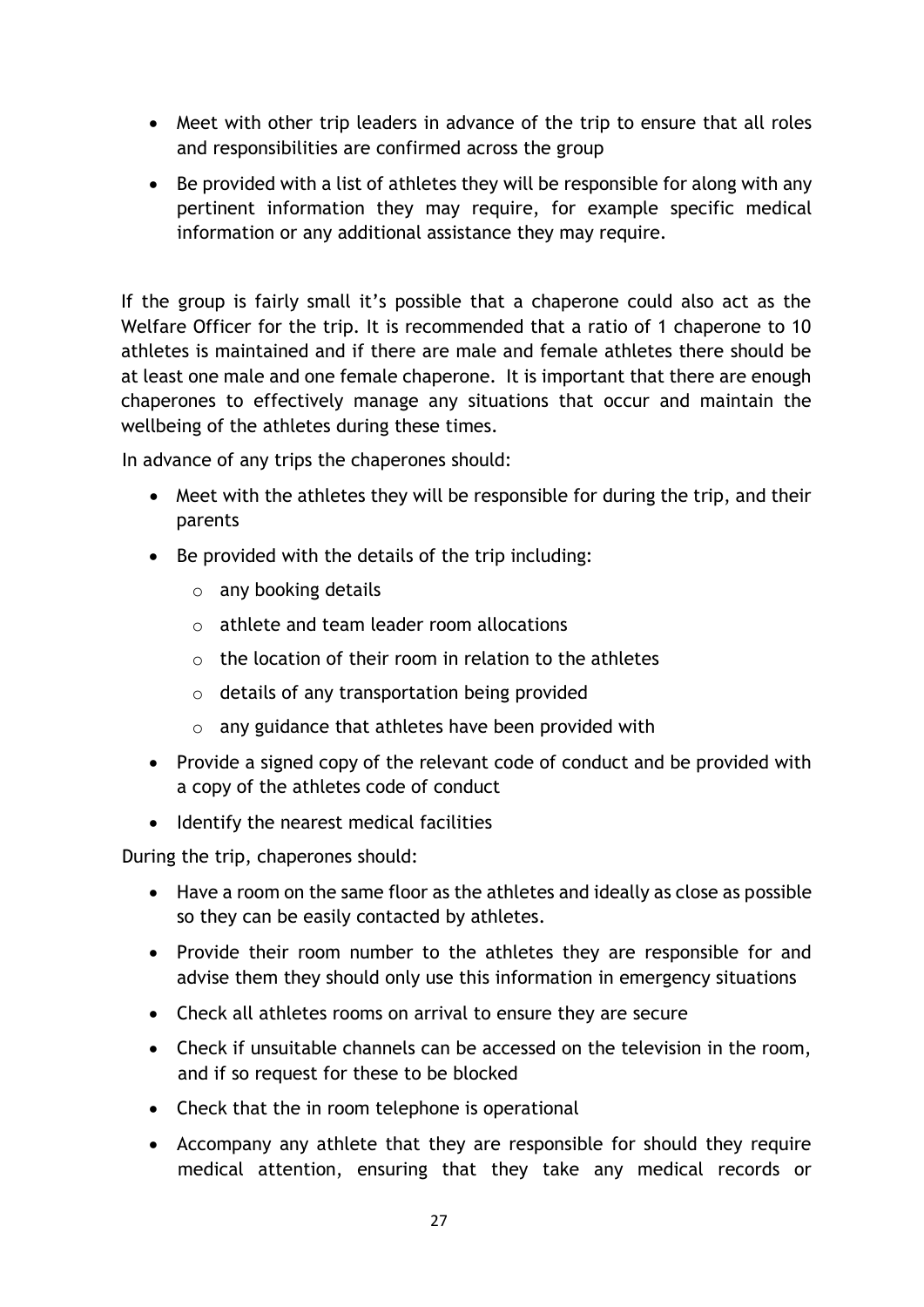- Meet with other trip leaders in advance of the trip to ensure that all roles and responsibilities are confirmed across the group
- Be provided with a list of athletes they will be responsible for along with any pertinent information they may require, for example specific medical information or any additional assistance they may require.

If the group is fairly small it's possible that a chaperone could also act as the Welfare Officer for the trip. It is recommended that a ratio of 1 chaperone to 10 athletes is maintained and if there are male and female athletes there should be at least one male and one female chaperone. It is important that there are enough chaperones to effectively manage any situations that occur and maintain the wellbeing of the athletes during these times.

In advance of any trips the chaperones should:

- Meet with the athletes they will be responsible for during the trip, and their parents
- Be provided with the details of the trip including:
    - any booking details
    - athlete and team leader room allocations
    - the location of their room in relation to the athletes
    - details of any transportation being provided
    - any guidance that athletes have been provided with
- Provide a signed copy of the relevant code of conduct and be provided with a copy of the athletes code of conduct
- Identify the nearest medical facilities

During the trip, chaperones should:

- Have a room on the same floor as the athletes and ideally as close as possible so they can be easily contacted by athletes.
- Provide their room number to the athletes they are responsible for and advise them they should only use this information in emergency situations
- Check all athletes rooms on arrival to ensure they are secure
- Check if unsuitable channels can be accessed on the television in the room, and if so request for these to be blocked
- Check that the in room telephone is operational
- Accompany any athlete that they are responsible for should they require medical attention, ensuring that they take any medical records or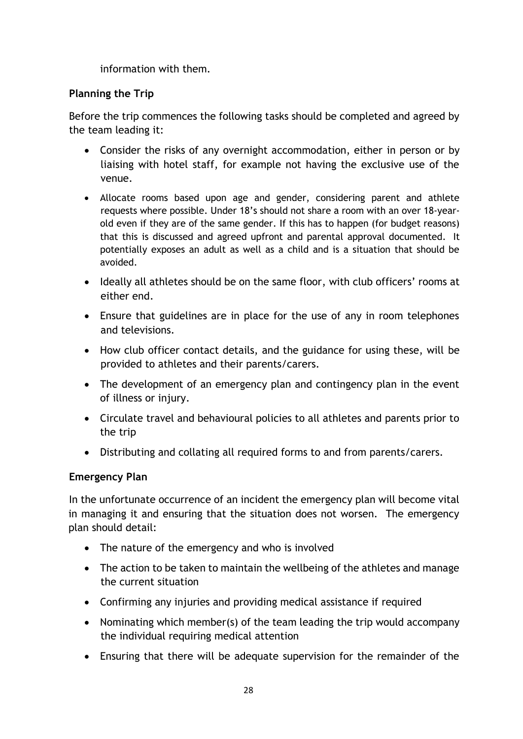information with them.

**Planning the Trip**

Before the trip commences the following tasks should be completed and agreed by the team leading it:

- Consider the risks of any overnight accommodation, either in person or by liaising with hotel staff, for example not having the exclusive use of the venue.
- Allocate rooms based upon age and gender, considering parent and athlete requests where possible. Under 18's should not share a room with an over 18-year-old even if they are of the same gender. If this has to happen (for budget reasons) that this is discussed and agreed upfront and parental approval documented. It potentially exposes an adult as well as a child and is a situation that should be avoided.
- Ideally all athletes should be on the same floor, with club officers' rooms at either end.
- Ensure that guidelines are in place for the use of any in room telephones and televisions.
- How club officer contact details, and the guidance for using these, will be provided to athletes and their parents/carers.
- The development of an emergency plan and contingency plan in the event of illness or injury.
- Circulate travel and behavioural policies to all athletes and parents prior to the trip
- Distributing and collating all required forms to and from parents/carers.

**Emergency Plan**

In the unfortunate occurrence of an incident the emergency plan will become vital in managing it and ensuring that the situation does not worsen. The emergency plan should detail:

- The nature of the emergency and who is involved
- The action to be taken to maintain the wellbeing of the athletes and manage the current situation
- Confirming any injuries and providing medical assistance if required
- Nominating which member(s) of the team leading the trip would accompany the individual requiring medical attention
- Ensuring that there will be adequate supervision for the remainder of the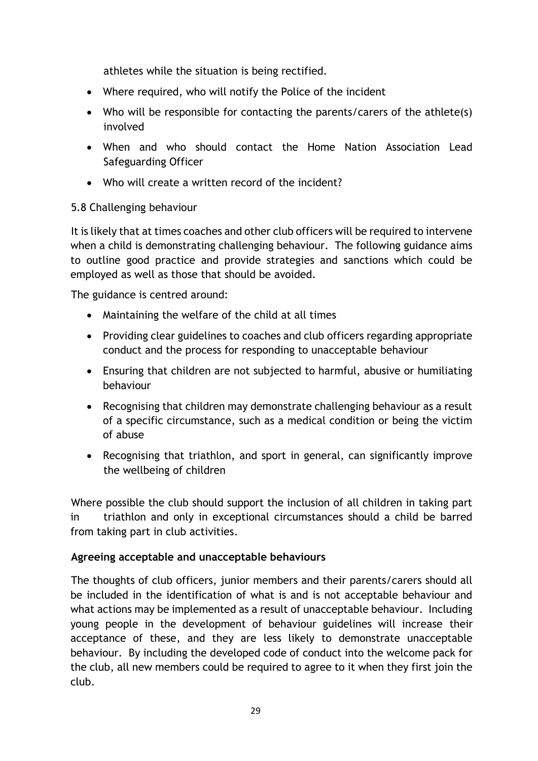athletes while the situation is being rectified.

- Where required, who will notify the Police of the incident
- Who will be responsible for contacting the parents/carers of the athlete(s) involved
- When and who should contact the Home Nation Association Lead Safeguarding Officer
- Who will create a written record of the incident?

5.8 Challenging behaviour

It is likely that at times coaches and other club officers will be required to intervene when a child is demonstrating challenging behaviour. The following guidance aims to outline good practice and provide strategies and sanctions which could be employed as well as those that should be avoided.

The guidance is centred around:

- Maintaining the welfare of the child at all times
- Providing clear guidelines to coaches and club officers regarding appropriate conduct and the process for responding to unacceptable behaviour
- Ensuring that children are not subjected to harmful, abusive or humiliating behaviour
- Recognising that children may demonstrate challenging behaviour as a result of a specific circumstance, such as a medical condition or being the victim of abuse
- Recognising that triathlon, and sport in general, can significantly improve the wellbeing of children

Where possible the club should support the inclusion of all children in taking part in triathlon and only in exceptional circumstances should a child be barred from taking part in club activities.

**Agreeing acceptable and unacceptable behaviours**

The thoughts of club officers, junior members and their parents/carers should all be included in the identification of what is and is not acceptable behaviour and what actions may be implemented as a result of unacceptable behaviour. Including young people in the development of behaviour guidelines will increase their acceptance of these, and they are less likely to demonstrate unacceptable behaviour. By including the developed code of conduct into the welcome pack for the club, all new members could be required to agree to it when they first join the club.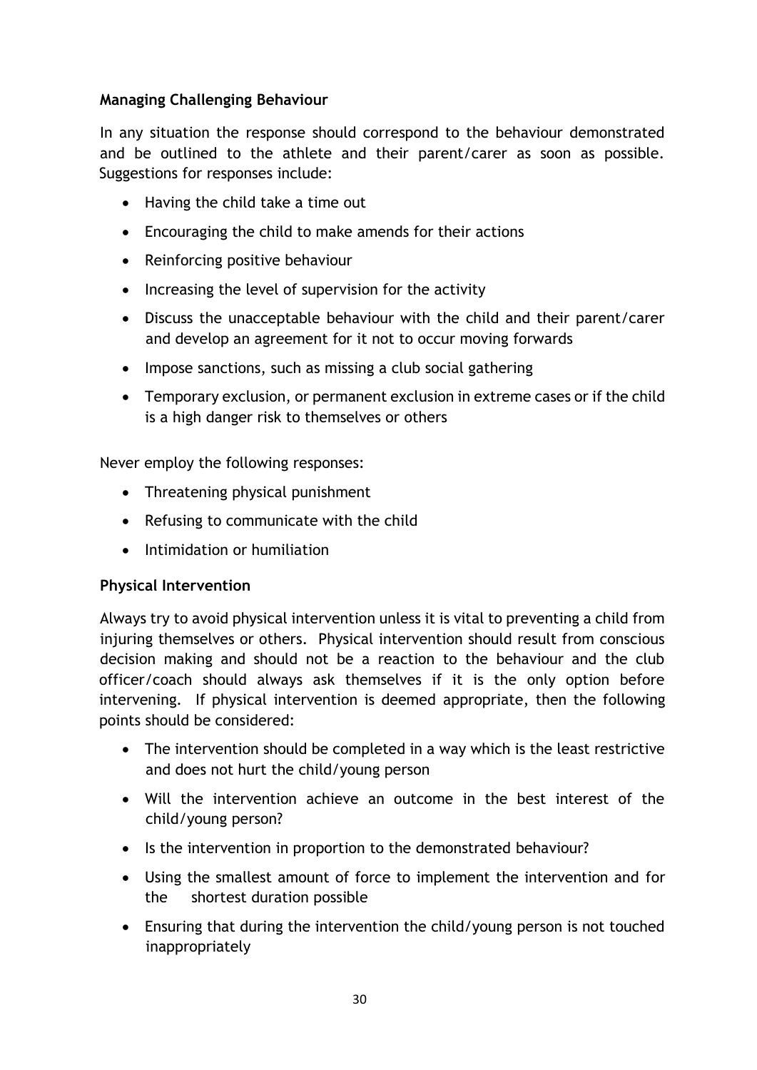## Managing Challenging Behaviour

In any situation the response should correspond to the behaviour demonstrated and be outlined to the athlete and their parent/carer as soon as possible. Suggestions for responses include:

- Having the child take a time out
- Encouraging the child to make amends for their actions
- Reinforcing positive behaviour
- Increasing the level of supervision for the activity
- Discuss the unacceptable behaviour with the child and their parent/carer and develop an agreement for it not to occur moving forwards
- Impose sanctions, such as missing a club social gathering
- Temporary exclusion, or permanent exclusion in extreme cases or if the child is a high danger risk to themselves or others

Never employ the following responses:

- Threatening physical punishment
- Refusing to communicate with the child
- Intimidation or humiliation

## Physical Intervention

Always try to avoid physical intervention unless it is vital to preventing a child from injuring themselves or others. Physical intervention should result from conscious decision making and should not be a reaction to the behaviour and the club officer/coach should always ask themselves if it is the only option before intervening. If physical intervention is deemed appropriate, then the following points should be considered:

- The intervention should be completed in a way which is the least restrictive and does not hurt the child/young person
- Will the intervention achieve an outcome in the best interest of the child/young person?
- Is the intervention in proportion to the demonstrated behaviour?
- Using the smallest amount of force to implement the intervention and for the shortest duration possible
- Ensuring that during the intervention the child/young person is not touched inappropriately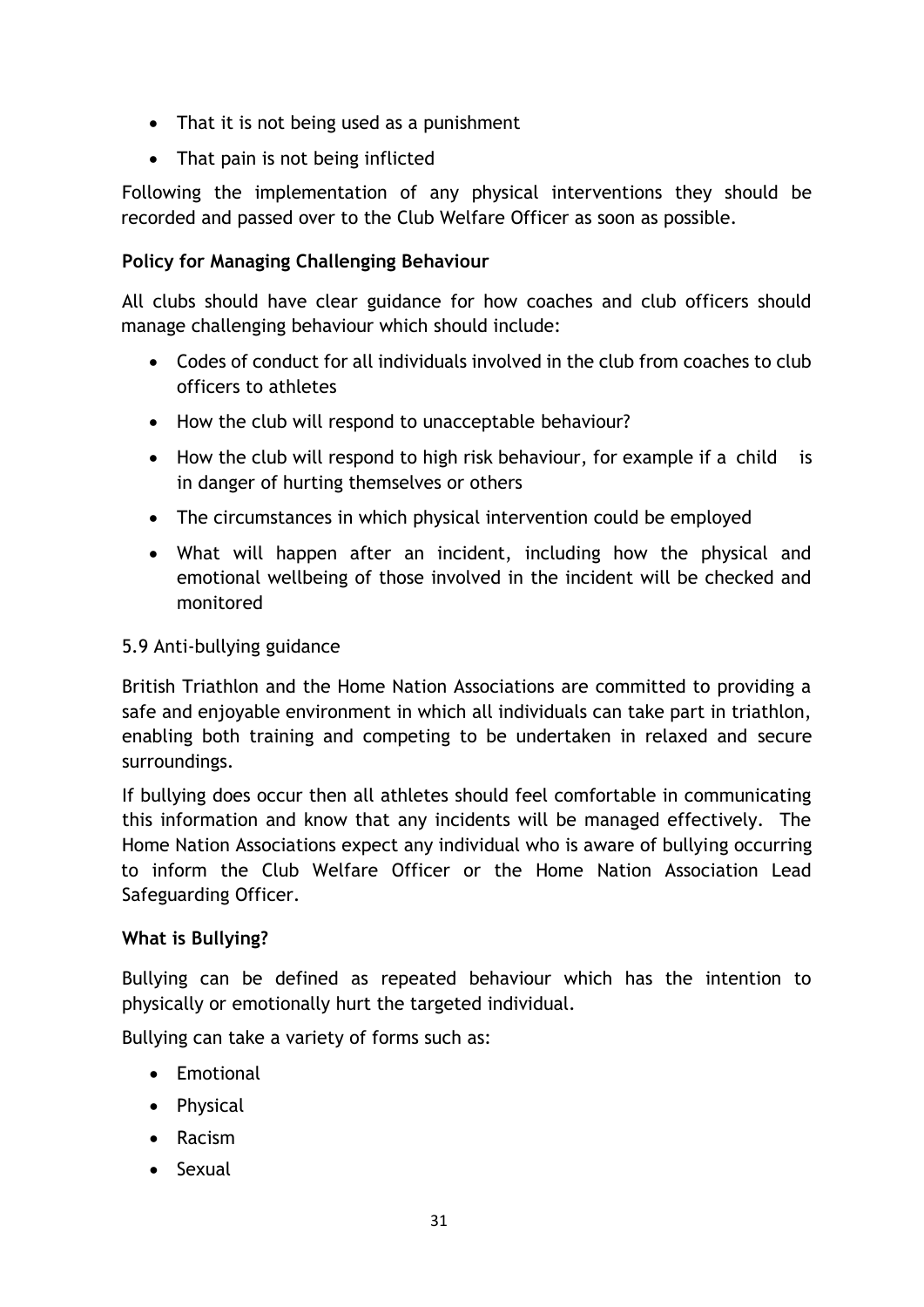- That it is not being used as a punishment
- That pain is not being inflicted

Following the implementation of any physical interventions they should be recorded and passed over to the Club Welfare Officer as soon as possible.

**Policy for Managing Challenging Behaviour**

All clubs should have clear guidance for how coaches and club officers should manage challenging behaviour which should include:

- Codes of conduct for all individuals involved in the club from coaches to club officers to athletes
- How the club will respond to unacceptable behaviour?
- How the club will respond to high risk behaviour, for example if a child is in danger of hurting themselves or others
- The circumstances in which physical intervention could be employed
- What will happen after an incident, including how the physical and emotional wellbeing of those involved in the incident will be checked and monitored

5.9 Anti-bullying guidance

British Triathlon and the Home Nation Associations are committed to providing a safe and enjoyable environment in which all individuals can take part in triathlon, enabling both training and competing to be undertaken in relaxed and secure surroundings.

If bullying does occur then all athletes should feel comfortable in communicating this information and know that any incidents will be managed effectively. The Home Nation Associations expect any individual who is aware of bullying occurring to inform the Club Welfare Officer or the Home Nation Association Lead Safeguarding Officer.

**What is Bullying?**

Bullying can be defined as repeated behaviour which has the intention to physically or emotionally hurt the targeted individual.

Bullying can take a variety of forms such as:

- Emotional
- Physical
- Racism
- Sexual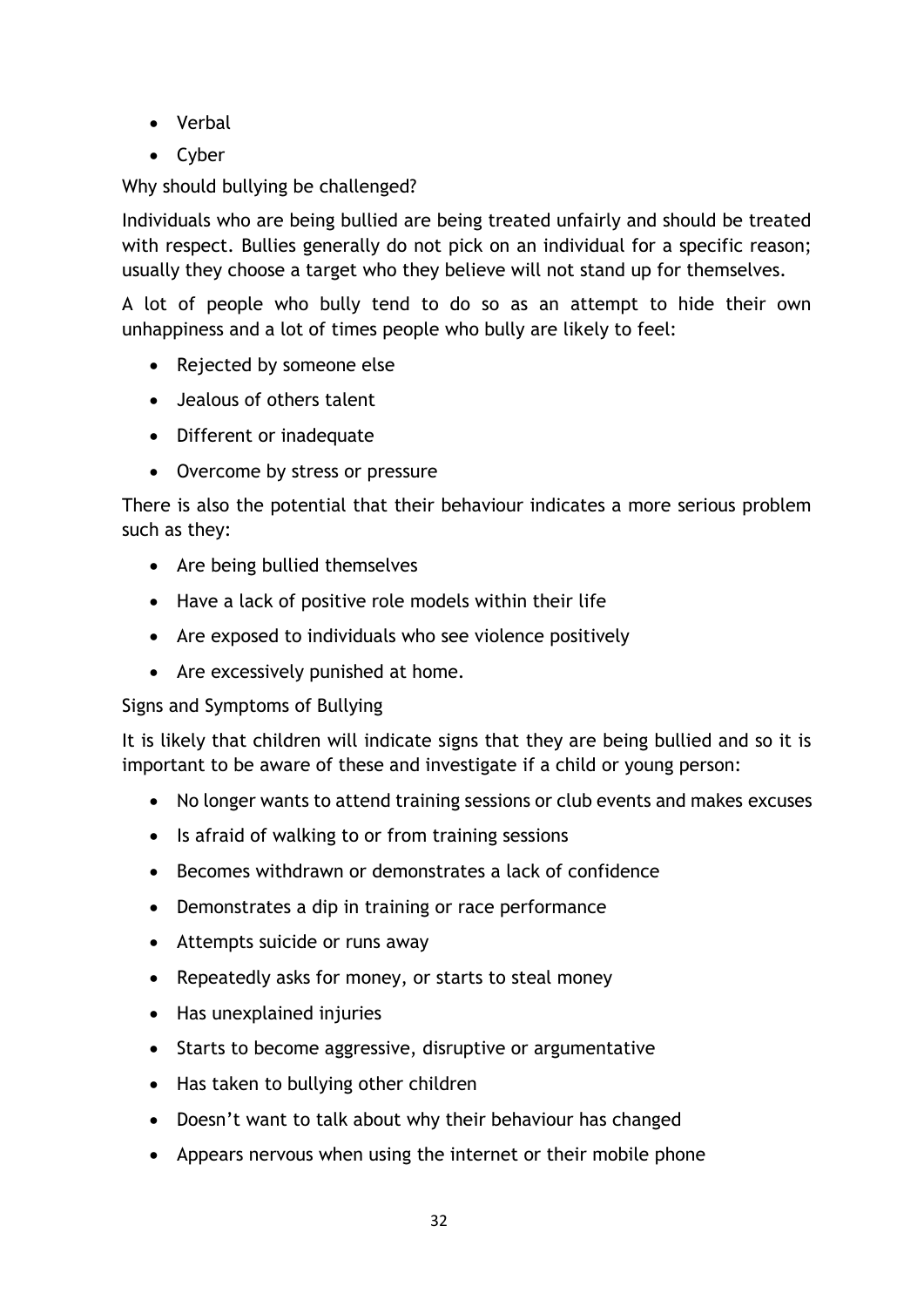- Verbal
- Cyber

Why should bullying be challenged?

Individuals who are being bullied are being treated unfairly and should be treated with respect. Bullies generally do not pick on an individual for a specific reason; usually they choose a target who they believe will not stand up for themselves.

A lot of people who bully tend to do so as an attempt to hide their own unhappiness and a lot of times people who bully are likely to feel:

- Rejected by someone else
- Jealous of others talent
- Different or inadequate
- Overcome by stress or pressure

There is also the potential that their behaviour indicates a more serious problem such as they:

- Are being bullied themselves
- Have a lack of positive role models within their life
- Are exposed to individuals who see violence positively
- Are excessively punished at home.

Signs and Symptoms of Bullying

It is likely that children will indicate signs that they are being bullied and so it is important to be aware of these and investigate if a child or young person:

- No longer wants to attend training sessions or club events and makes excuses
- Is afraid of walking to or from training sessions
- Becomes withdrawn or demonstrates a lack of confidence
- Demonstrates a dip in training or race performance
- Attempts suicide or runs away
- Repeatedly asks for money, or starts to steal money
- Has unexplained injuries
- Starts to become aggressive, disruptive or argumentative
- Has taken to bullying other children
- Doesn't want to talk about why their behaviour has changed
- Appears nervous when using the internet or their mobile phone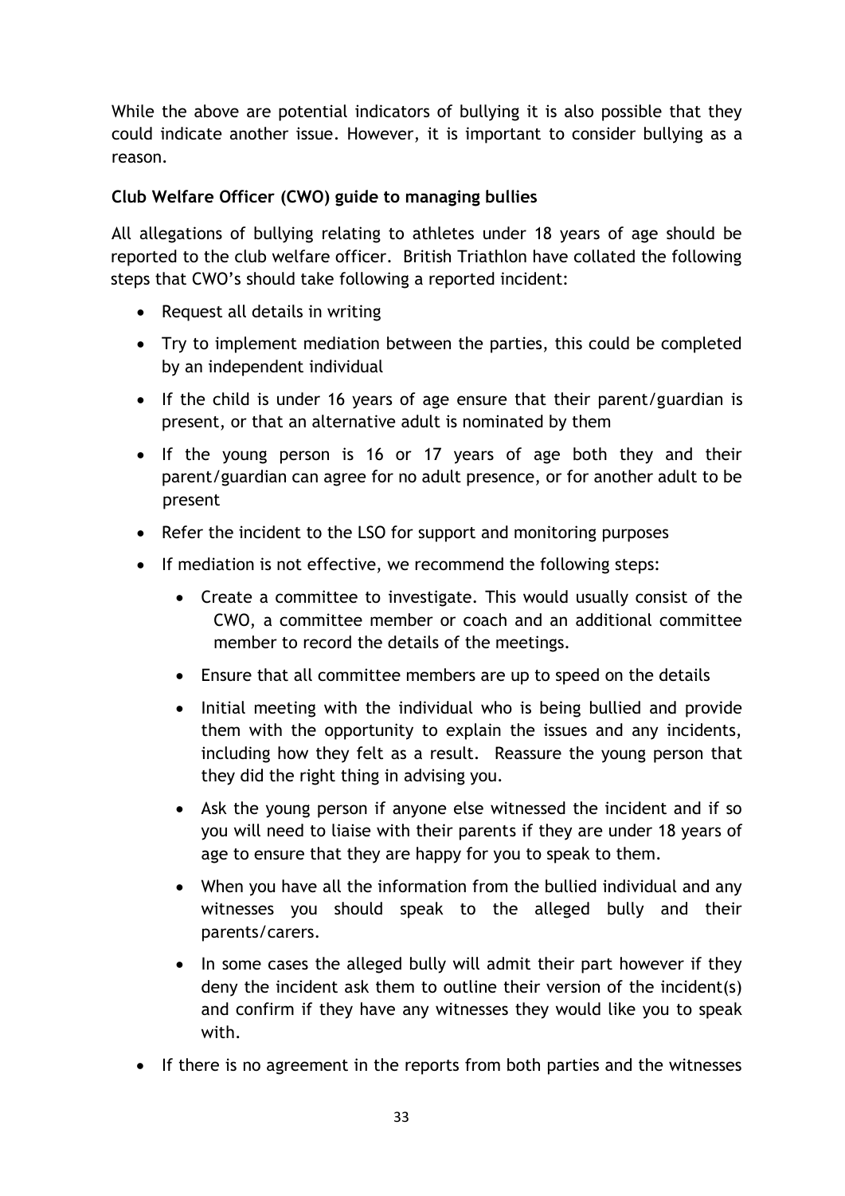While the above are potential indicators of bullying it is also possible that they could indicate another issue. However, it is important to consider bullying as a reason.

**Club Welfare Officer (CWO) guide to managing bullies**

All allegations of bullying relating to athletes under 18 years of age should be reported to the club welfare officer. British Triathlon have collated the following steps that CWO's should take following a reported incident:

- Request all details in writing
- Try to implement mediation between the parties, this could be completed by an independent individual
- If the child is under 16 years of age ensure that their parent/guardian is present, or that an alternative adult is nominated by them
- If the young person is 16 or 17 years of age both they and their parent/guardian can agree for no adult presence, or for another adult to be present
- Refer the incident to the LSO for support and monitoring purposes
- If mediation is not effective, we recommend the following steps:
  - Create a committee to investigate. This would usually consist of the CWO, a committee member or coach and an additional committee member to record the details of the meetings.
  - Ensure that all committee members are up to speed on the details
  - Initial meeting with the individual who is being bullied and provide them with the opportunity to explain the issues and any incidents, including how they felt as a result. Reassure the young person that they did the right thing in advising you.
  - Ask the young person if anyone else witnessed the incident and if so you will need to liaise with their parents if they are under 18 years of age to ensure that they are happy for you to speak to them.
  - When you have all the information from the bullied individual and any witnesses you should speak to the alleged bully and their parents/carers.
  - In some cases the alleged bully will admit their part however if they deny the incident ask them to outline their version of the incident(s) and confirm if they have any witnesses they would like you to speak with.
- If there is no agreement in the reports from both parties and the witnesses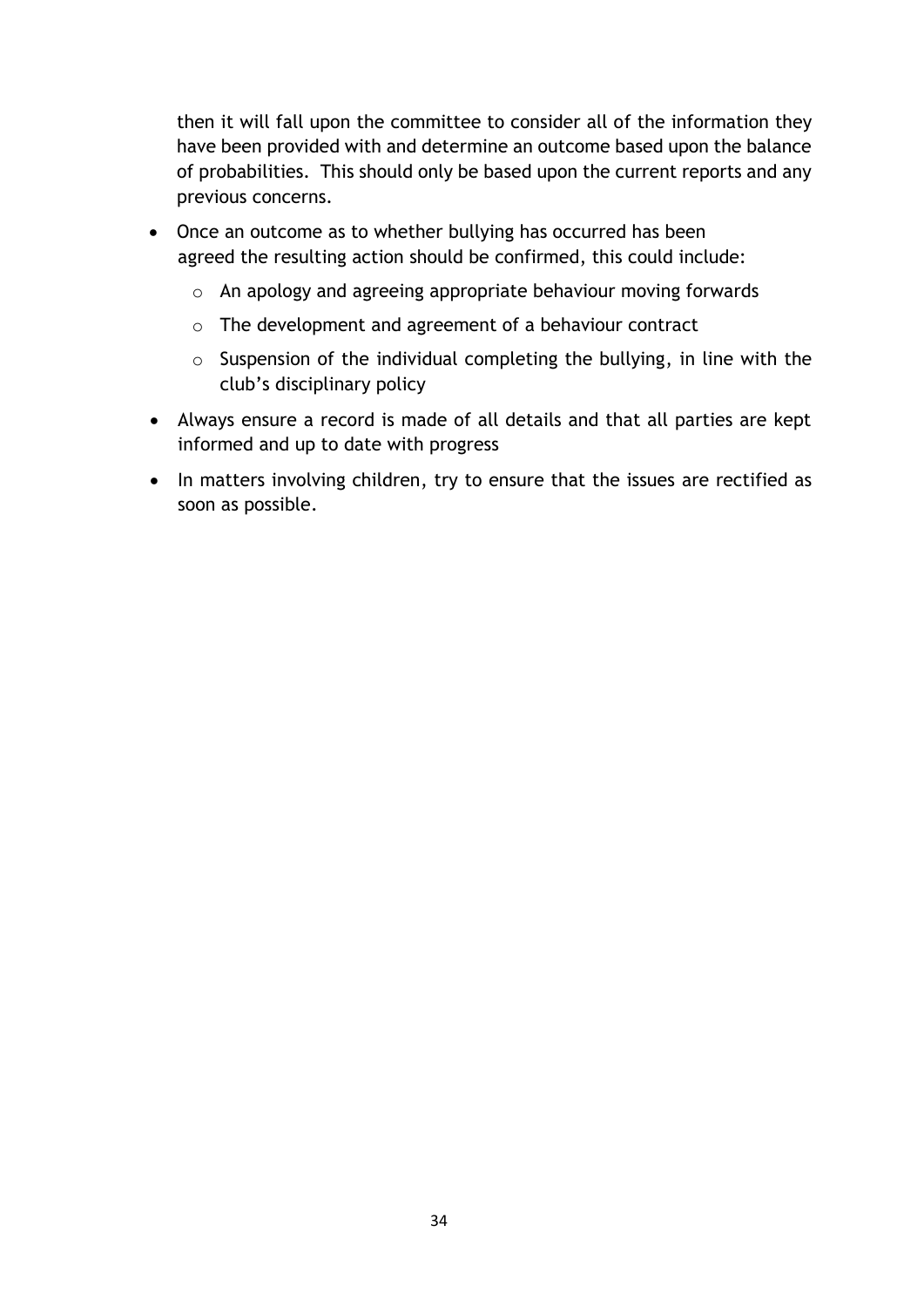then it will fall upon the committee to consider all of the information they have been provided with and determine an outcome based upon the balance of probabilities. This should only be based upon the current reports and any previous concerns.

- Once an outcome as to whether bullying has occurred has been agreed the resulting action should be confirmed, this could include:
  - An apology and agreeing appropriate behaviour moving forwards
  - The development and agreement of a behaviour contract
  - Suspension of the individual completing the bullying, in line with the club's disciplinary policy
- Always ensure a record is made of all details and that all parties are kept informed and up to date with progress
- In matters involving children, try to ensure that the issues are rectified as soon as possible.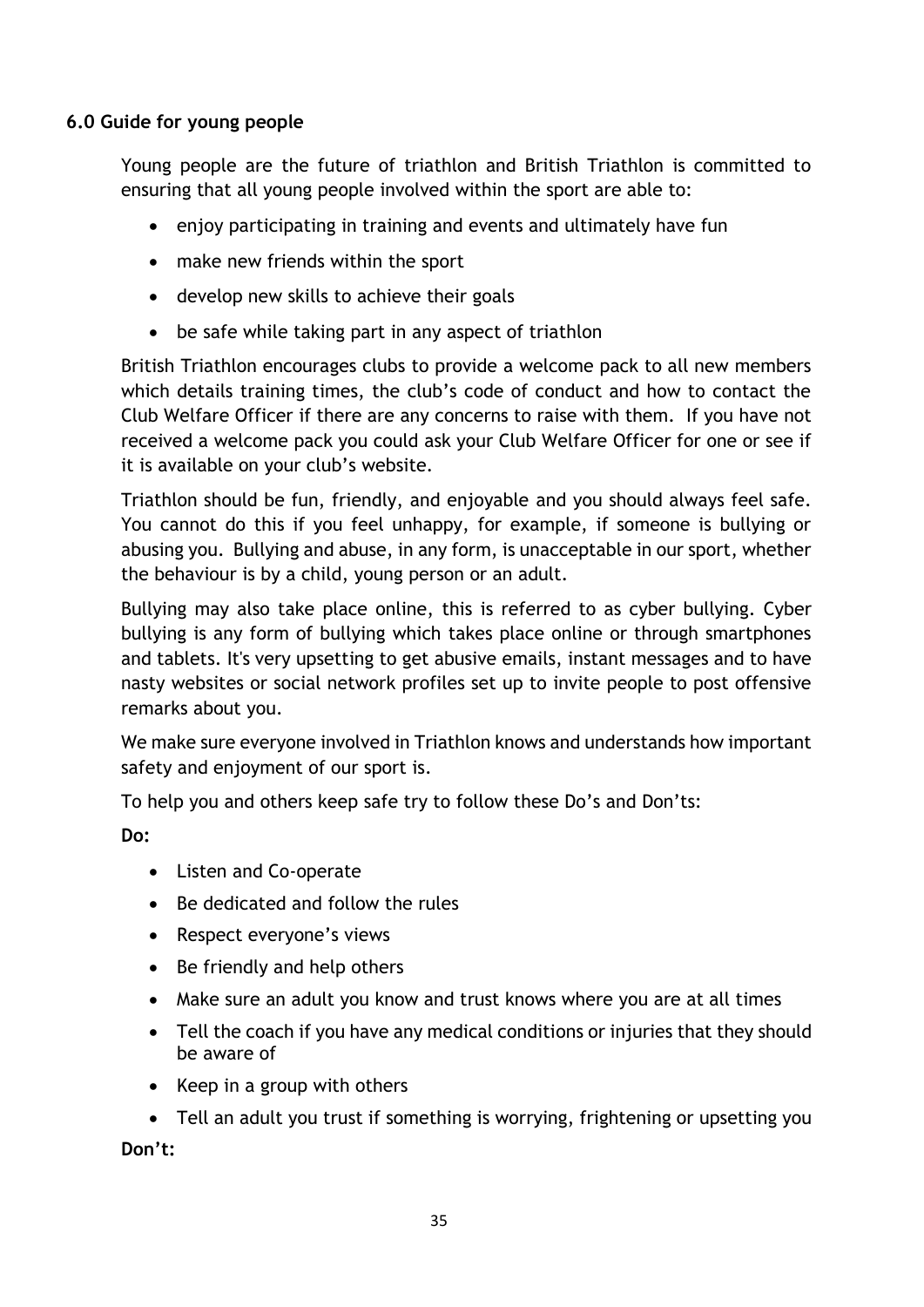## 6.0 Guide for young people

Young people are the future of triathlon and British Triathlon is committed to ensuring that all young people involved within the sport are able to:

- enjoy participating in training and events and ultimately have fun
- make new friends within the sport
- develop new skills to achieve their goals
- be safe while taking part in any aspect of triathlon

British Triathlon encourages clubs to provide a welcome pack to all new members which details training times, the club's code of conduct and how to contact the Club Welfare Officer if there are any concerns to raise with them. If you have not received a welcome pack you could ask your Club Welfare Officer for one or see if it is available on your club's website.

Triathlon should be fun, friendly, and enjoyable and you should always feel safe. You cannot do this if you feel unhappy, for example, if someone is bullying or abusing you. Bullying and abuse, in any form, is unacceptable in our sport, whether the behaviour is by a child, young person or an adult.

Bullying may also take place online, this is referred to as cyber bullying. Cyber bullying is any form of bullying which takes place online or through smartphones and tablets. It's very upsetting to get abusive emails, instant messages and to have nasty websites or social network profiles set up to invite people to post offensive remarks about you.

We make sure everyone involved in Triathlon knows and understands how important safety and enjoyment of our sport is.

To help you and others keep safe try to follow these Do's and Don'ts:

**Do:**

- Listen and Co-operate
- Be dedicated and follow the rules
- Respect everyone's views
- Be friendly and help others
- Make sure an adult you know and trust knows where you are at all times
- Tell the coach if you have any medical conditions or injuries that they should be aware of
- Keep in a group with others
- Tell an adult you trust if something is worrying, frightening or upsetting you

**Don't:**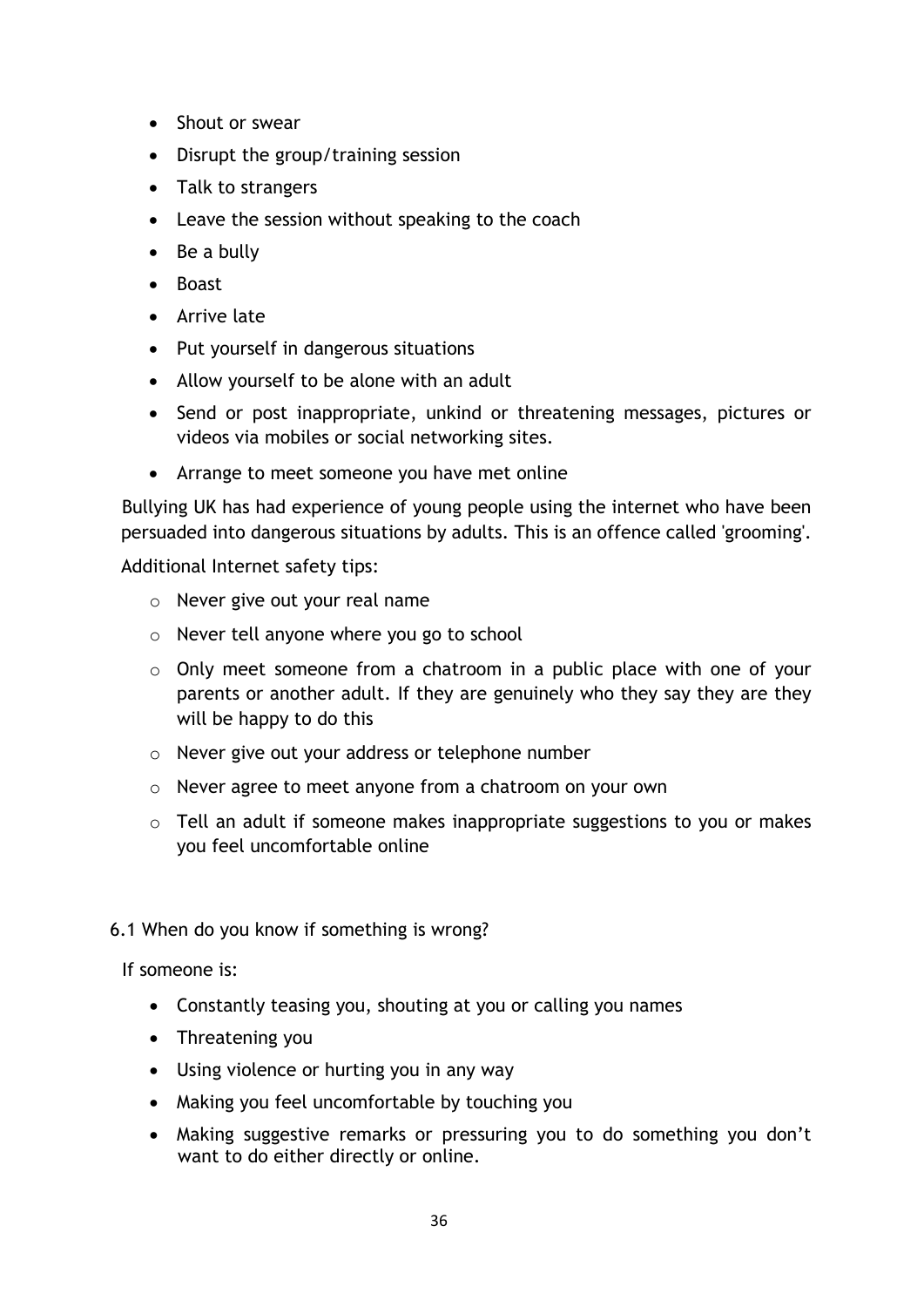- Shout or swear
- Disrupt the group/training session
- Talk to strangers
- Leave the session without speaking to the coach
- Be a bully
- Boast
- Arrive late
- Put yourself in dangerous situations
- Allow yourself to be alone with an adult
- Send or post inappropriate, unkind or threatening messages, pictures or videos via mobiles or social networking sites.
- Arrange to meet someone you have met online

Bullying UK has had experience of young people using the internet who have been persuaded into dangerous situations by adults. This is an offence called 'grooming'.

Additional Internet safety tips:

- Never give out your real name
- Never tell anyone where you go to school
- Only meet someone from a chatroom in a public place with one of your parents or another adult. If they are genuinely who they say they are they will be happy to do this
- Never give out your address or telephone number
- Never agree to meet anyone from a chatroom on your own
- Tell an adult if someone makes inappropriate suggestions to you or makes you feel uncomfortable online

6.1 When do you know if something is wrong?

If someone is:

- Constantly teasing you, shouting at you or calling you names
- Threatening you
- Using violence or hurting you in any way
- Making you feel uncomfortable by touching you
- Making suggestive remarks or pressuring you to do something you don't want to do either directly or online.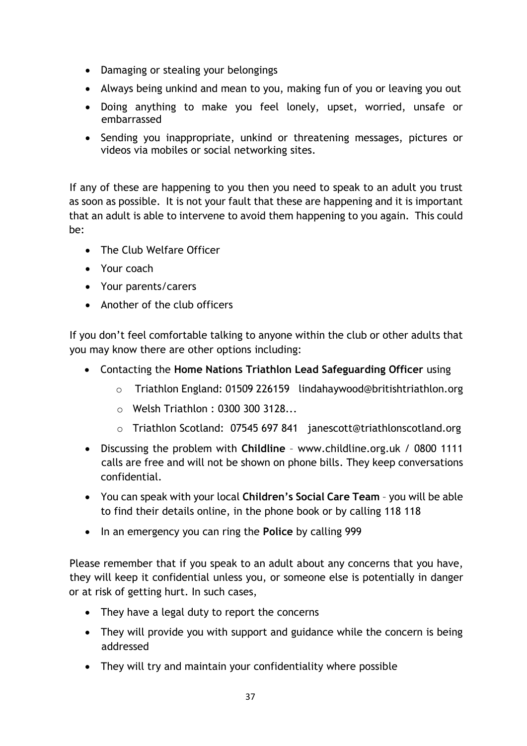- Damaging or stealing your belongings
- Always being unkind and mean to you, making fun of you or leaving you out
- Doing anything to make you feel lonely, upset, worried, unsafe or embarrassed
- Sending you inappropriate, unkind or threatening messages, pictures or videos via mobiles or social networking sites.

If any of these are happening to you then you need to speak to an adult you trust as soon as possible. It is not your fault that these are happening and it is important that an adult is able to intervene to avoid them happening to you again. This could be:

- The Club Welfare Officer
- Your coach
- Your parents/carers
- Another of the club officers

If you don't feel comfortable talking to anyone within the club or other adults that you may know there are other options including:

- Contacting the **Home Nations Triathlon Lead Safeguarding Officer** using
  - Triathlon England: 01509 226159 lindahaywood@britishtriathlon.org
  - Welsh Triathlon : 0300 300 3128...
  - Triathlon Scotland: 07545 697 841 janescott@triathlonscotland.org
- Discussing the problem with **Childline** – www.childline.org.uk / 0800 1111 calls are free and will not be shown on phone bills. They keep conversations confidential.
- You can speak with your local **Children's Social Care Team** – you will be able to find their details online, in the phone book or by calling 118 118
- In an emergency you can ring the **Police** by calling 999

Please remember that if you speak to an adult about any concerns that you have, they will keep it confidential unless you, or someone else is potentially in danger or at risk of getting hurt. In such cases,

- They have a legal duty to report the concerns
- They will provide you with support and guidance while the concern is being addressed
- They will try and maintain your confidentiality where possible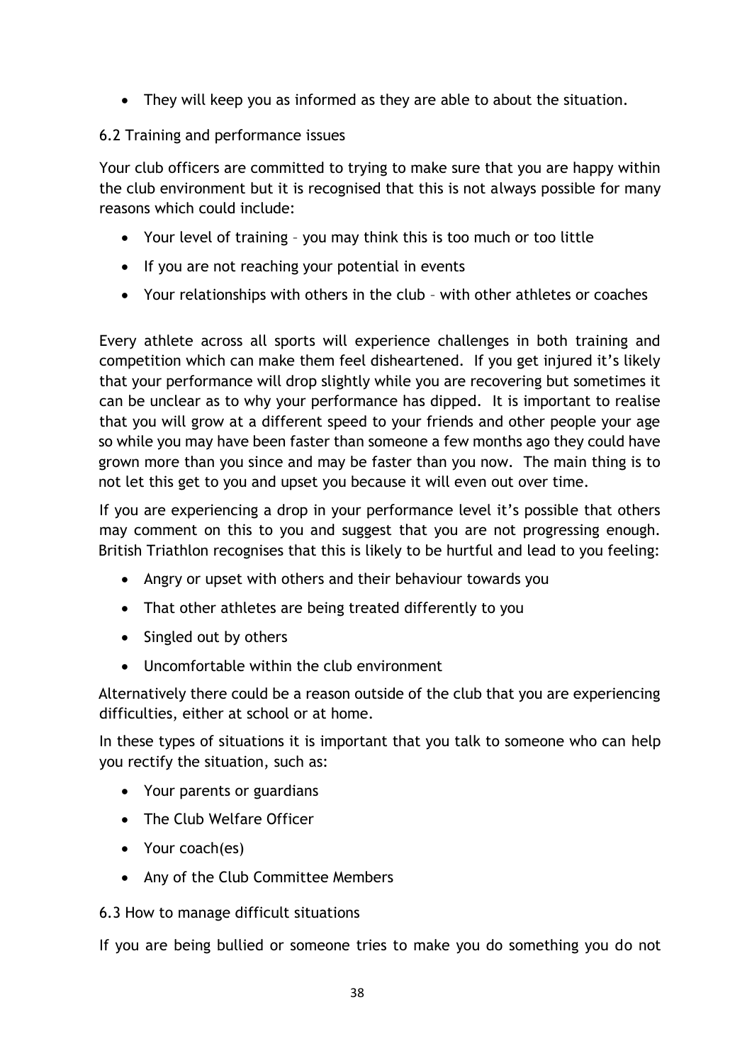- They will keep you as informed as they are able to about the situation.

### 6.2 Training and performance issues

Your club officers are committed to trying to make sure that you are happy within the club environment but it is recognised that this is not always possible for many reasons which could include:

- Your level of training – you may think this is too much or too little
- If you are not reaching your potential in events
- Your relationships with others in the club – with other athletes or coaches

Every athlete across all sports will experience challenges in both training and competition which can make them feel disheartened. If you get injured it's likely that your performance will drop slightly while you are recovering but sometimes it can be unclear as to why your performance has dipped. It is important to realise that you will grow at a different speed to your friends and other people your age so while you may have been faster than someone a few months ago they could have grown more than you since and may be faster than you now. The main thing is to not let this get to you and upset you because it will even out over time.

If you are experiencing a drop in your performance level it's possible that others may comment on this to you and suggest that you are not progressing enough. British Triathlon recognises that this is likely to be hurtful and lead to you feeling:

- Angry or upset with others and their behaviour towards you
- That other athletes are being treated differently to you
- Singled out by others
- Uncomfortable within the club environment

Alternatively there could be a reason outside of the club that you are experiencing difficulties, either at school or at home.

In these types of situations it is important that you talk to someone who can help you rectify the situation, such as:

- Your parents or guardians
- The Club Welfare Officer
- Your coach(es)
- Any of the Club Committee Members

### 6.3 How to manage difficult situations

If you are being bullied or someone tries to make you do something you do not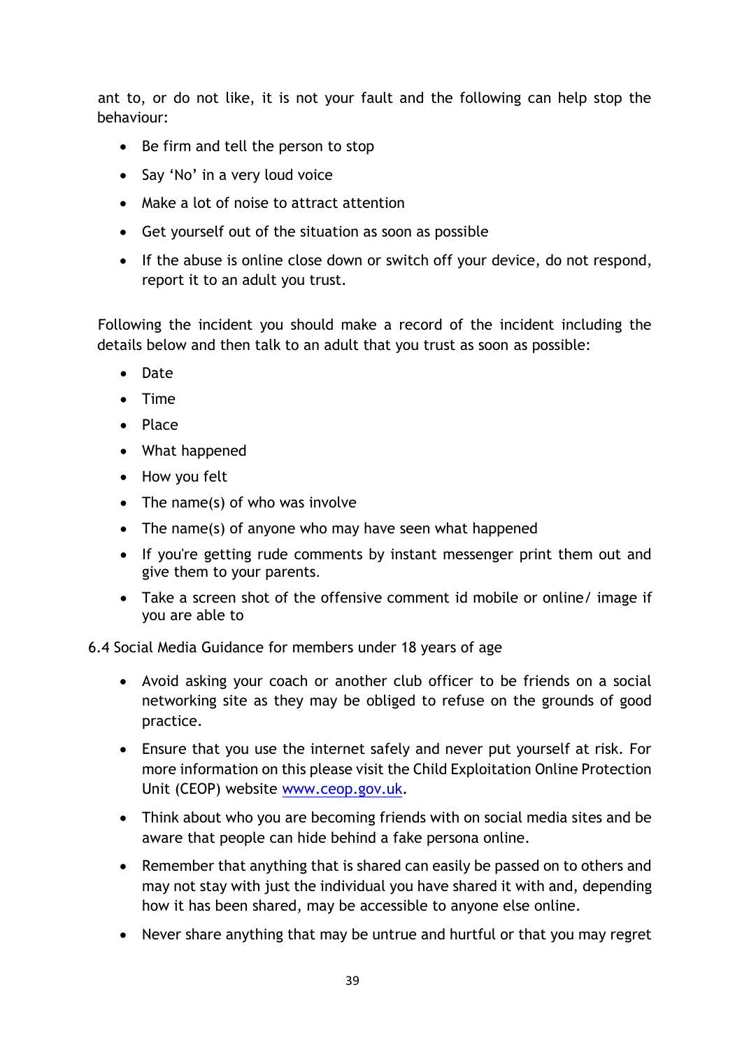ant to, or do not like, it is not your fault and the following can help stop the behaviour:

- Be firm and tell the person to stop
- Say 'No' in a very loud voice
- Make a lot of noise to attract attention
- Get yourself out of the situation as soon as possible
- If the abuse is online close down or switch off your device, do not respond, report it to an adult you trust.

Following the incident you should make a record of the incident including the details below and then talk to an adult that you trust as soon as possible:

- Date
- Time
- Place
- What happened
- How you felt
- The name(s) of who was involve
- The name(s) of anyone who may have seen what happened
- If you're getting rude comments by instant messenger print them out and give them to your parents.
- Take a screen shot of the offensive comment id mobile or online/ image if you are able to

6.4 Social Media Guidance for members under 18 years of age

- Avoid asking your coach or another club officer to be friends on a social networking site as they may be obliged to refuse on the grounds of good practice.
- Ensure that you use the internet safely and never put yourself at risk. For more information on this please visit the Child Exploitation Online Protection Unit (CEOP) website [www.ceop.gov.uk](http://www.ceop.gov.uk).
- Think about who you are becoming friends with on social media sites and be aware that people can hide behind a fake persona online.
- Remember that anything that is shared can easily be passed on to others and may not stay with just the individual you have shared it with and, depending how it has been shared, may be accessible to anyone else online.
- Never share anything that may be untrue and hurtful or that you may regret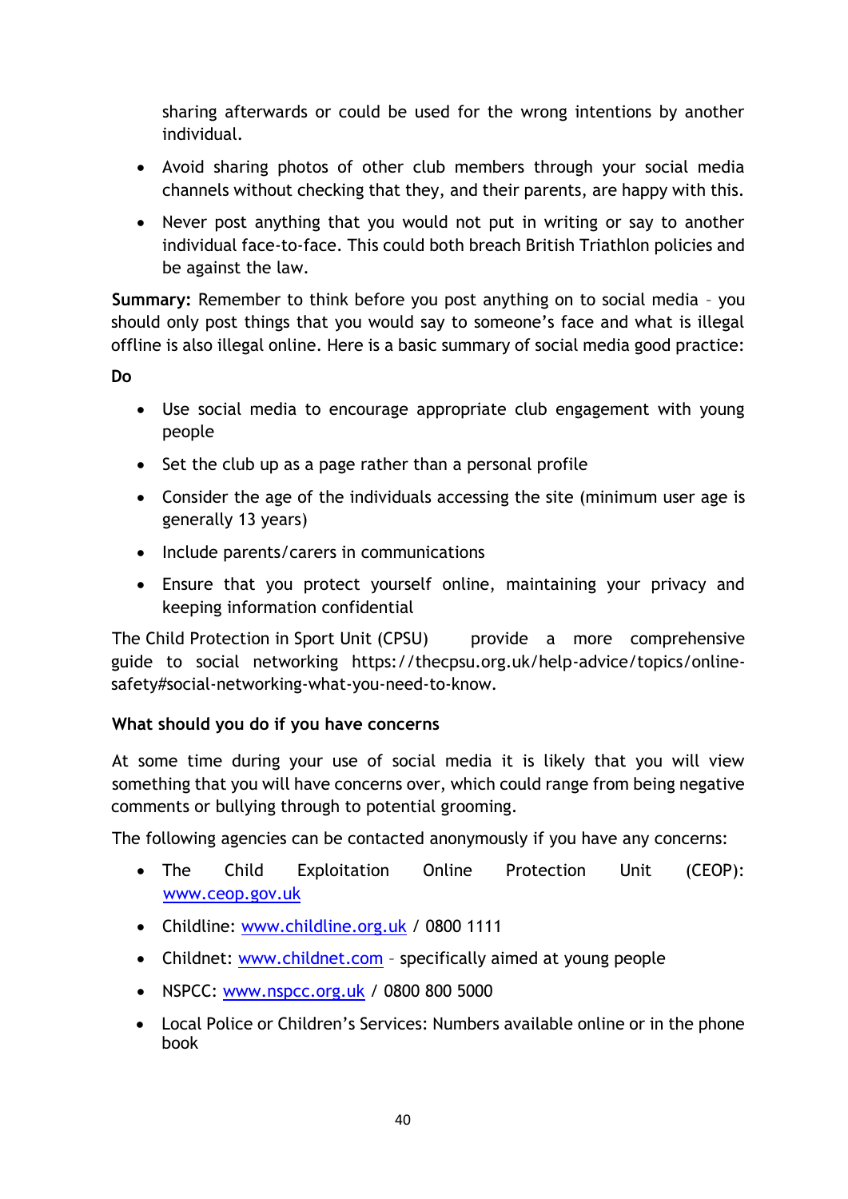sharing afterwards or could be used for the wrong intentions by another individual.

- Avoid sharing photos of other club members through your social media channels without checking that they, and their parents, are happy with this.
- Never post anything that you would not put in writing or say to another individual face-to-face. This could both breach British Triathlon policies and be against the law.

**Summary:** Remember to think before you post anything on to social media – you should only post things that you would say to someone's face and what is illegal offline is also illegal online. Here is a basic summary of social media good practice:

**Do**

- Use social media to encourage appropriate club engagement with young people
- Set the club up as a page rather than a personal profile
- Consider the age of the individuals accessing the site (minimum user age is generally 13 years)
- Include parents/carers in communications
- Ensure that you protect yourself online, maintaining your privacy and keeping information confidential

The Child Protection in Sport Unit (CPSU) provide a more comprehensive guide to social networking https://thecpsu.org.uk/help-advice/topics/online-safety#social-networking-what-you-need-to-know.

**What should you do if you have concerns**

At some time during your use of social media it is likely that you will view something that you will have concerns over, which could range from being negative comments or bullying through to potential grooming.

The following agencies can be contacted anonymously if you have any concerns:

- The Child Exploitation Online Protection Unit (CEOP): www.ceop.gov.uk
- Childline: www.childline.org.uk / 0800 1111
- Childnet: www.childnet.com – specifically aimed at young people
- NSPCC: www.nspcc.org.uk / 0800 800 5000
- Local Police or Children's Services: Numbers available online or in the phone book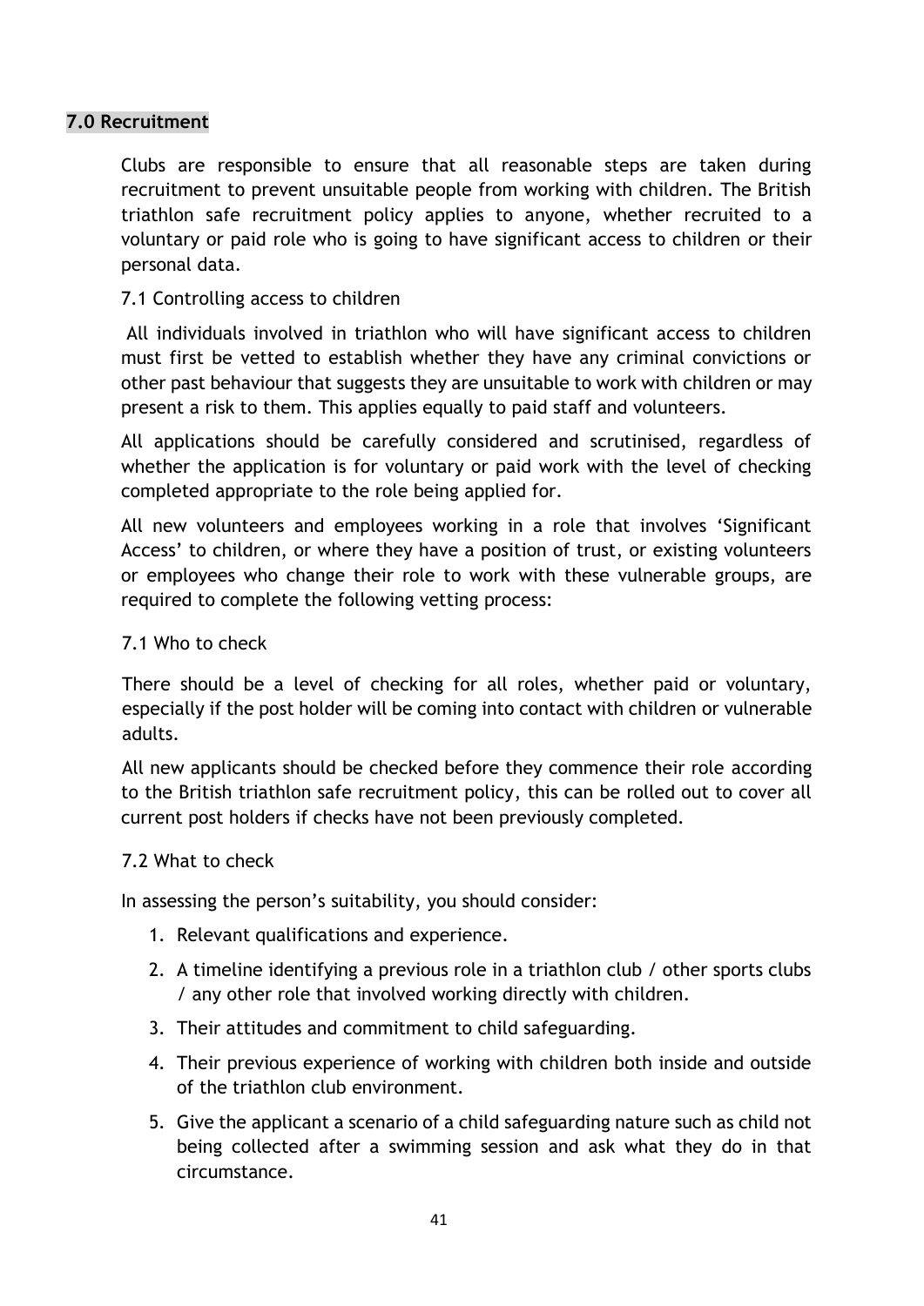## 7.0 Recruitment

Clubs are responsible to ensure that all reasonable steps are taken during recruitment to prevent unsuitable people from working with children. The British triathlon safe recruitment policy applies to anyone, whether recruited to a voluntary or paid role who is going to have significant access to children or their personal data.

7.1 Controlling access to children

All individuals involved in triathlon who will have significant access to children must first be vetted to establish whether they have any criminal convictions or other past behaviour that suggests they are unsuitable to work with children or may present a risk to them. This applies equally to paid staff and volunteers.

All applications should be carefully considered and scrutinised, regardless of whether the application is for voluntary or paid work with the level of checking completed appropriate to the role being applied for.

All new volunteers and employees working in a role that involves 'Significant Access' to children, or where they have a position of trust, or existing volunteers or employees who change their role to work with these vulnerable groups, are required to complete the following vetting process:

7.1 Who to check

There should be a level of checking for all roles, whether paid or voluntary, especially if the post holder will be coming into contact with children or vulnerable adults.

All new applicants should be checked before they commence their role according to the British triathlon safe recruitment policy, this can be rolled out to cover all current post holders if checks have not been previously completed.

7.2 What to check

In assessing the person's suitability, you should consider:

1. Relevant qualifications and experience.
2. A timeline identifying a previous role in a triathlon club / other sports clubs / any other role that involved working directly with children.
3. Their attitudes and commitment to child safeguarding.
4. Their previous experience of working with children both inside and outside of the triathlon club environment.
5. Give the applicant a scenario of a child safeguarding nature such as child not being collected after a swimming session and ask what they do in that circumstance.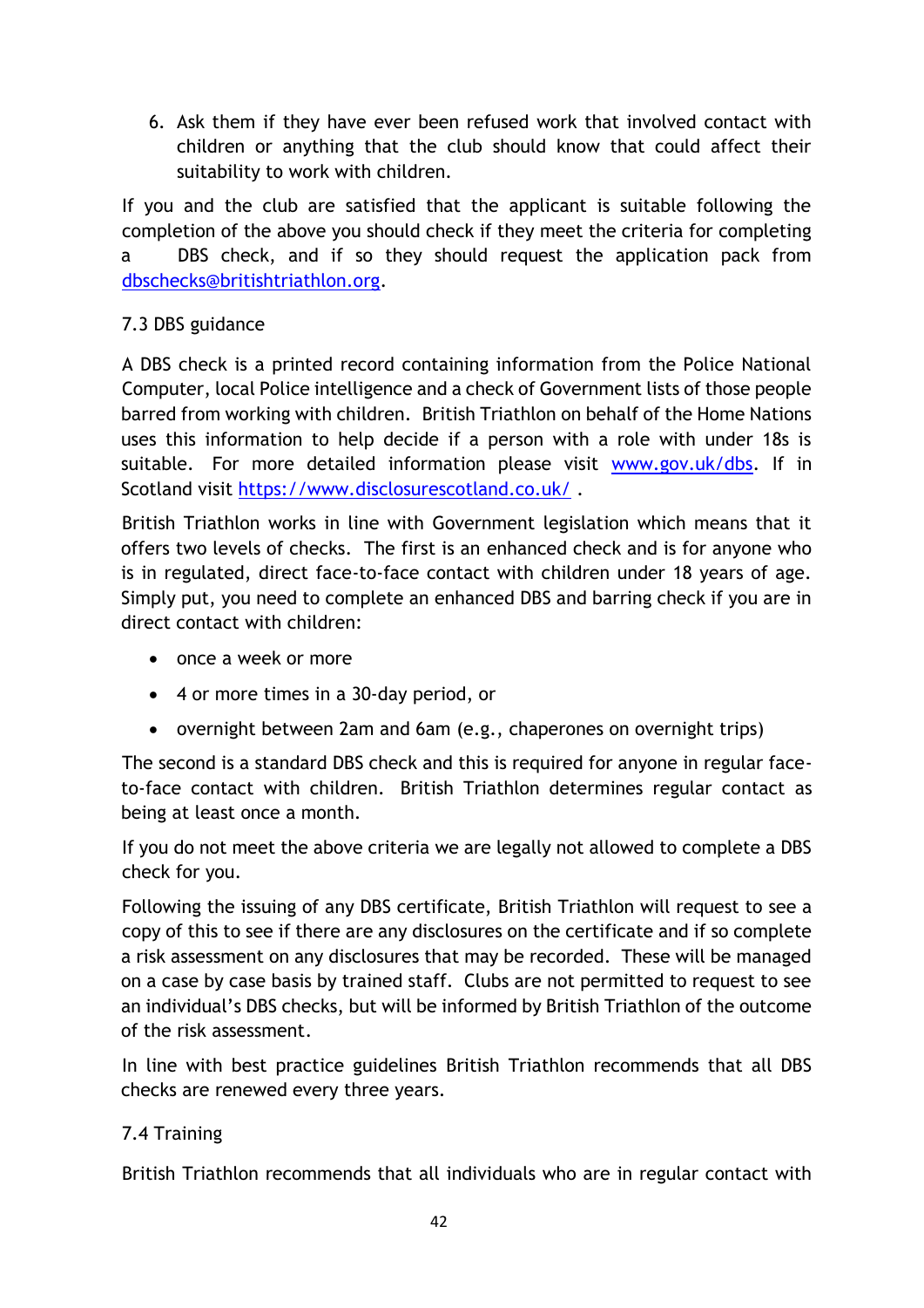6. Ask them if they have ever been refused work that involved contact with children or anything that the club should know that could affect their suitability to work with children.

If you and the club are satisfied that the applicant is suitable following the completion of the above you should check if they meet the criteria for completing a DBS check, and if so they should request the application pack from dbschecks@britishtriathlon.org.

7.3 DBS guidance

A DBS check is a printed record containing information from the Police National Computer, local Police intelligence and a check of Government lists of those people barred from working with children. British Triathlon on behalf of the Home Nations uses this information to help decide if a person with a role with under 18s is suitable. For more detailed information please visit www.gov.uk/dbs. If in Scotland visit https://www.disclosurescotland.co.uk/ .

British Triathlon works in line with Government legislation which means that it offers two levels of checks. The first is an enhanced check and is for anyone who is in regulated, direct face-to-face contact with children under 18 years of age. Simply put, you need to complete an enhanced DBS and barring check if you are in direct contact with children:

- once a week or more
- 4 or more times in a 30-day period, or
- overnight between 2am and 6am (e.g., chaperones on overnight trips)

The second is a standard DBS check and this is required for anyone in regular face-to-face contact with children. British Triathlon determines regular contact as being at least once a month.

If you do not meet the above criteria we are legally not allowed to complete a DBS check for you.

Following the issuing of any DBS certificate, British Triathlon will request to see a copy of this to see if there are any disclosures on the certificate and if so complete a risk assessment on any disclosures that may be recorded. These will be managed on a case by case basis by trained staff. Clubs are not permitted to request to see an individual's DBS checks, but will be informed by British Triathlon of the outcome of the risk assessment.

In line with best practice guidelines British Triathlon recommends that all DBS checks are renewed every three years.

7.4 Training

British Triathlon recommends that all individuals who are in regular contact with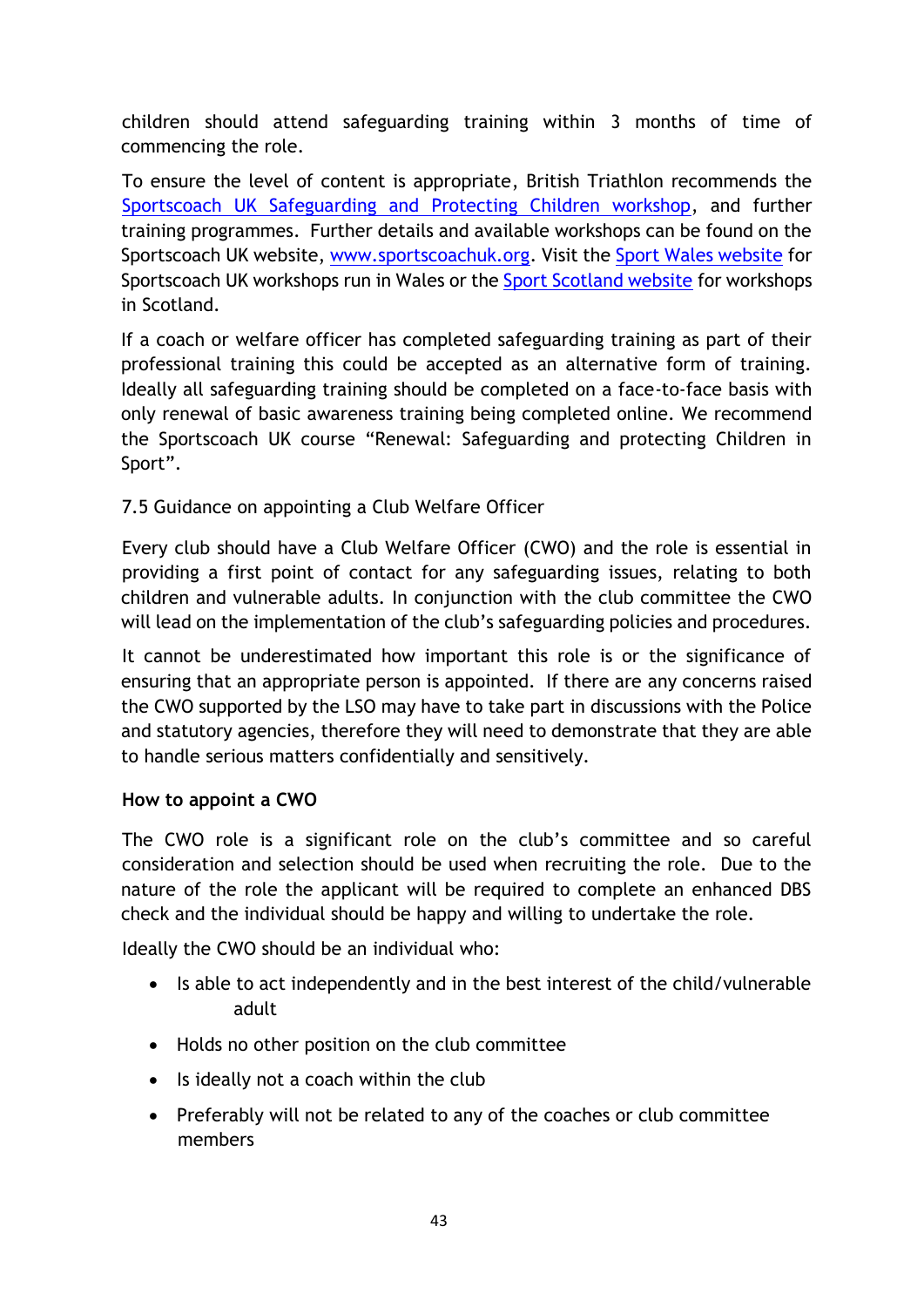children should attend safeguarding training within 3 months of time of commencing the role.

To ensure the level of content is appropriate, British Triathlon recommends the [Sportscoach UK Safeguarding and Protecting Children workshop](), and further training programmes. Further details and available workshops can be found on the Sportscoach UK website, [www.sportscoachuk.org](). Visit the [Sport Wales website]() for Sportscoach UK workshops run in Wales or the [Sport Scotland website]() for workshops in Scotland.

If a coach or welfare officer has completed safeguarding training as part of their professional training this could be accepted as an alternative form of training. Ideally all safeguarding training should be completed on a face-to-face basis with only renewal of basic awareness training being completed online. We recommend the Sportscoach UK course "Renewal: Safeguarding and protecting Children in Sport".

### 7.5 Guidance on appointing a Club Welfare Officer

Every club should have a Club Welfare Officer (CWO) and the role is essential in providing a first point of contact for any safeguarding issues, relating to both children and vulnerable adults. In conjunction with the club committee the CWO will lead on the implementation of the club's safeguarding policies and procedures.

It cannot be underestimated how important this role is or the significance of ensuring that an appropriate person is appointed. If there are any concerns raised the CWO supported by the LSO may have to take part in discussions with the Police and statutory agencies, therefore they will need to demonstrate that they are able to handle serious matters confidentially and sensitively.

**How to appoint a CWO**

The CWO role is a significant role on the club's committee and so careful consideration and selection should be used when recruiting the role. Due to the nature of the role the applicant will be required to complete an enhanced DBS check and the individual should be happy and willing to undertake the role.

Ideally the CWO should be an individual who:

- Is able to act independently and in the best interest of the child/vulnerable adult
- Holds no other position on the club committee
- Is ideally not a coach within the club
- Preferably will not be related to any of the coaches or club committee members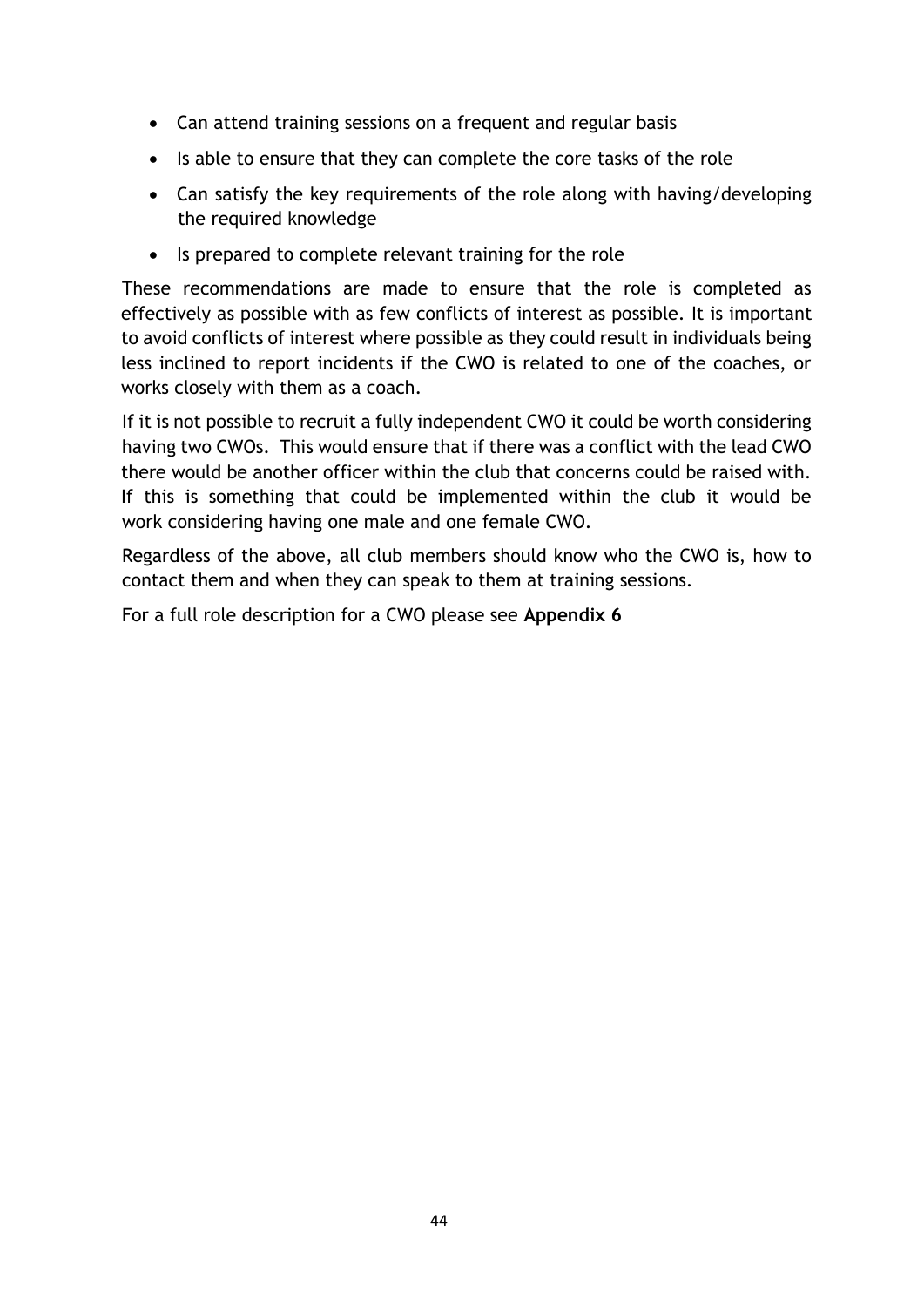- Can attend training sessions on a frequent and regular basis
- Is able to ensure that they can complete the core tasks of the role
- Can satisfy the key requirements of the role along with having/developing the required knowledge
- Is prepared to complete relevant training for the role

These recommendations are made to ensure that the role is completed as effectively as possible with as few conflicts of interest as possible. It is important to avoid conflicts of interest where possible as they could result in individuals being less inclined to report incidents if the CWO is related to one of the coaches, or works closely with them as a coach.

If it is not possible to recruit a fully independent CWO it could be worth considering having two CWOs. This would ensure that if there was a conflict with the lead CWO there would be another officer within the club that concerns could be raised with. If this is something that could be implemented within the club it would be work considering having one male and one female CWO.

Regardless of the above, all club members should know who the CWO is, how to contact them and when they can speak to them at training sessions.

For a full role description for a CWO please see **Appendix 6**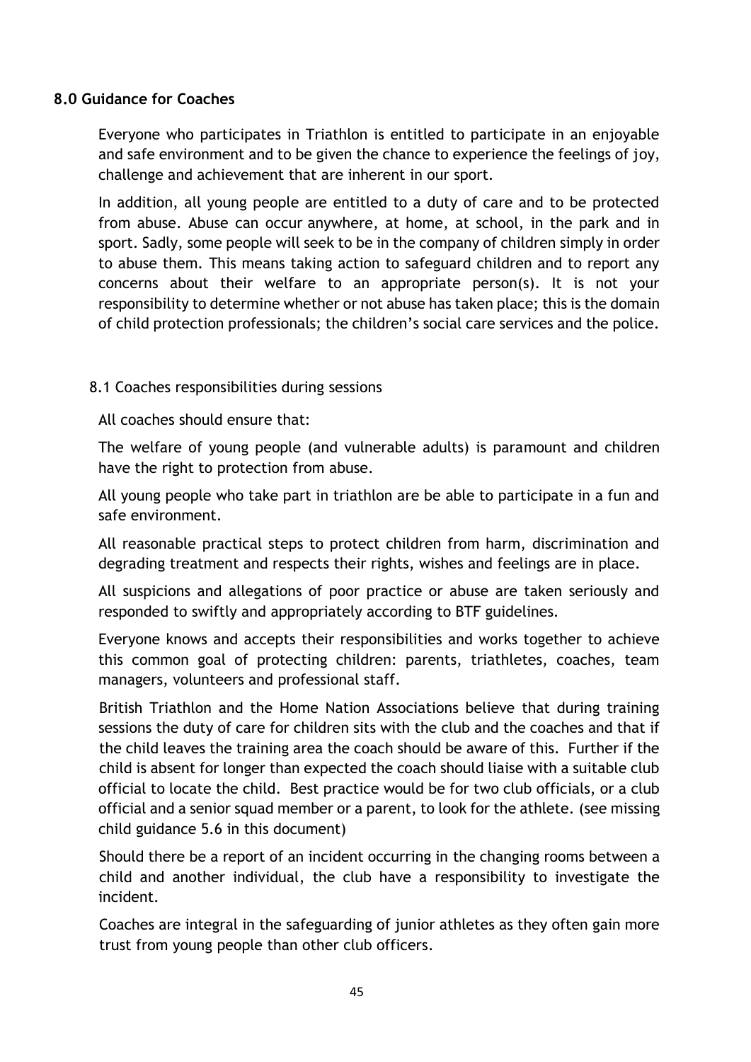## 8.0 Guidance for Coaches

Everyone who participates in Triathlon is entitled to participate in an enjoyable and safe environment and to be given the chance to experience the feelings of joy, challenge and achievement that are inherent in our sport.

In addition, all young people are entitled to a duty of care and to be protected from abuse. Abuse can occur anywhere, at home, at school, in the park and in sport. Sadly, some people will seek to be in the company of children simply in order to abuse them. This means taking action to safeguard children and to report any concerns about their welfare to an appropriate person(s). It is not your responsibility to determine whether or not abuse has taken place; this is the domain of child protection professionals; the children's social care services and the police.

### 8.1 Coaches responsibilities during sessions

All coaches should ensure that:

The welfare of young people (and vulnerable adults) is paramount and children have the right to protection from abuse.

All young people who take part in triathlon are be able to participate in a fun and safe environment.

All reasonable practical steps to protect children from harm, discrimination and degrading treatment and respects their rights, wishes and feelings are in place.

All suspicions and allegations of poor practice or abuse are taken seriously and responded to swiftly and appropriately according to BTF guidelines.

Everyone knows and accepts their responsibilities and works together to achieve this common goal of protecting children: parents, triathletes, coaches, team managers, volunteers and professional staff.

British Triathlon and the Home Nation Associations believe that during training sessions the duty of care for children sits with the club and the coaches and that if the child leaves the training area the coach should be aware of this. Further if the child is absent for longer than expected the coach should liaise with a suitable club official to locate the child. Best practice would be for two club officials, or a club official and a senior squad member or a parent, to look for the athlete. (see missing child guidance 5.6 in this document)

Should there be a report of an incident occurring in the changing rooms between a child and another individual, the club have a responsibility to investigate the incident.

Coaches are integral in the safeguarding of junior athletes as they often gain more trust from young people than other club officers.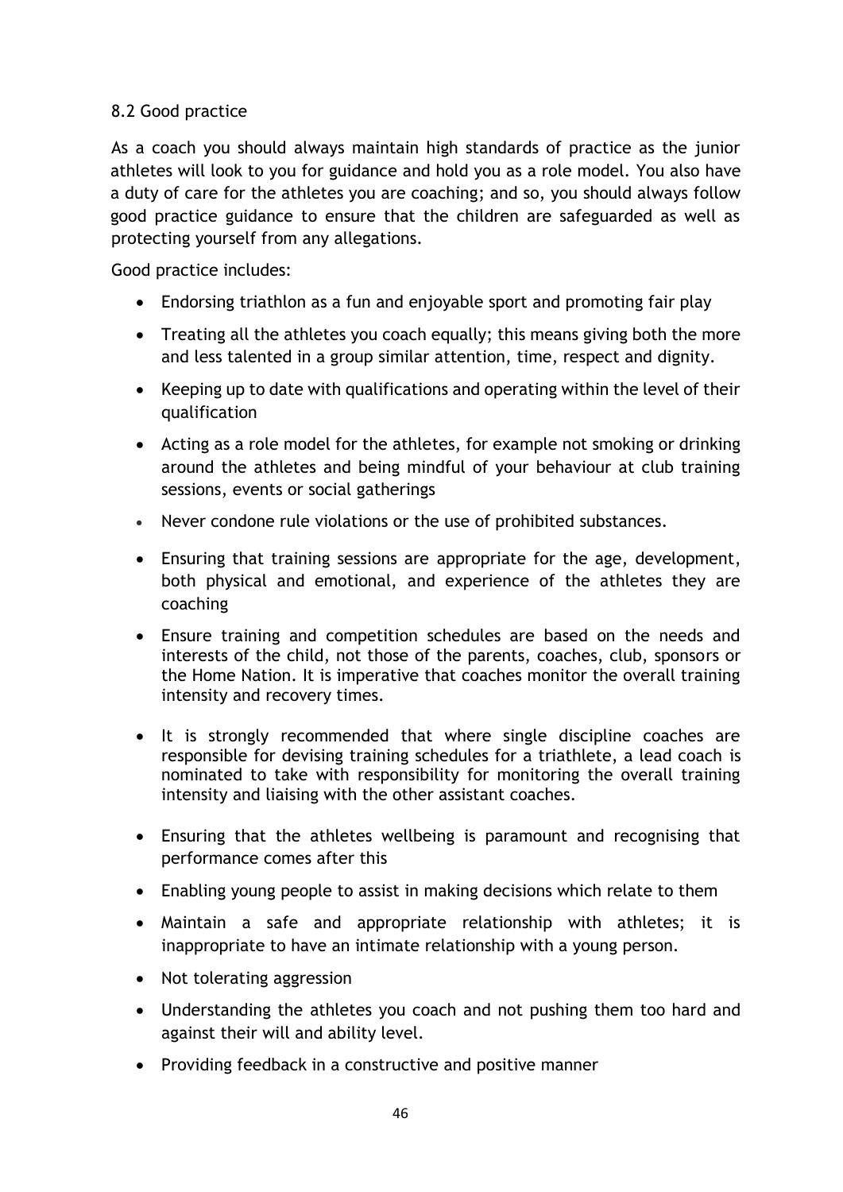### 8.2 Good practice

As a coach you should always maintain high standards of practice as the junior athletes will look to you for guidance and hold you as a role model. You also have a duty of care for the athletes you are coaching; and so, you should always follow good practice guidance to ensure that the children are safeguarded as well as protecting yourself from any allegations.

Good practice includes:

- Endorsing triathlon as a fun and enjoyable sport and promoting fair play
- Treating all the athletes you coach equally; this means giving both the more and less talented in a group similar attention, time, respect and dignity.
- Keeping up to date with qualifications and operating within the level of their qualification
- Acting as a role model for the athletes, for example not smoking or drinking around the athletes and being mindful of your behaviour at club training sessions, events or social gatherings
- Never condone rule violations or the use of prohibited substances.
- Ensuring that training sessions are appropriate for the age, development, both physical and emotional, and experience of the athletes they are coaching
- Ensure training and competition schedules are based on the needs and interests of the child, not those of the parents, coaches, club, sponsors or the Home Nation. It is imperative that coaches monitor the overall training intensity and recovery times.
- It is strongly recommended that where single discipline coaches are responsible for devising training schedules for a triathlete, a lead coach is nominated to take with responsibility for monitoring the overall training intensity and liaising with the other assistant coaches.
- Ensuring that the athletes wellbeing is paramount and recognising that performance comes after this
- Enabling young people to assist in making decisions which relate to them
- Maintain a safe and appropriate relationship with athletes; it is inappropriate to have an intimate relationship with a young person.
- Not tolerating aggression
- Understanding the athletes you coach and not pushing them too hard and against their will and ability level.
- Providing feedback in a constructive and positive manner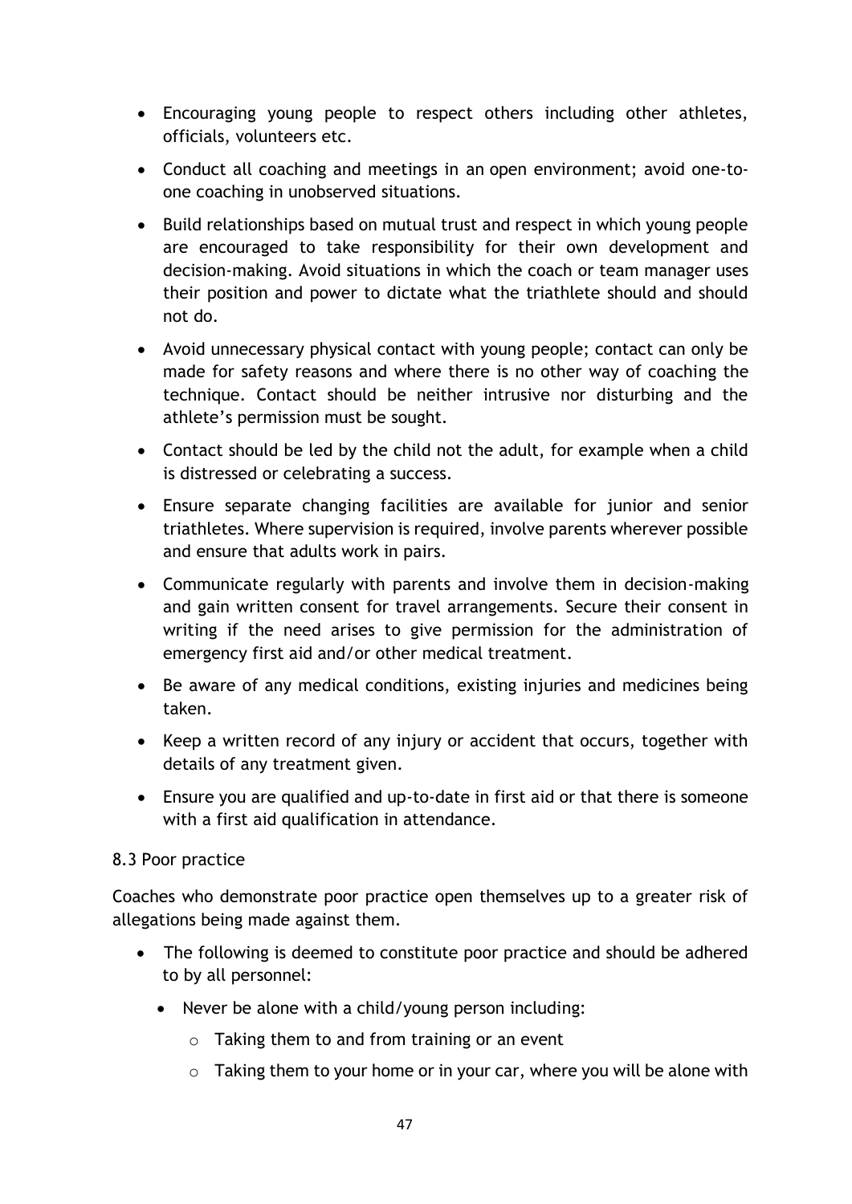- Encouraging young people to respect others including other athletes, officials, volunteers etc.
- Conduct all coaching and meetings in an open environment; avoid one-to-one coaching in unobserved situations.
- Build relationships based on mutual trust and respect in which young people are encouraged to take responsibility for their own development and decision-making. Avoid situations in which the coach or team manager uses their position and power to dictate what the triathlete should and should not do.
- Avoid unnecessary physical contact with young people; contact can only be made for safety reasons and where there is no other way of coaching the technique. Contact should be neither intrusive nor disturbing and the athlete's permission must be sought.
- Contact should be led by the child not the adult, for example when a child is distressed or celebrating a success.
- Ensure separate changing facilities are available for junior and senior triathletes. Where supervision is required, involve parents wherever possible and ensure that adults work in pairs.
- Communicate regularly with parents and involve them in decision-making and gain written consent for travel arrangements. Secure their consent in writing if the need arises to give permission for the administration of emergency first aid and/or other medical treatment.
- Be aware of any medical conditions, existing injuries and medicines being taken.
- Keep a written record of any injury or accident that occurs, together with details of any treatment given.
- Ensure you are qualified and up-to-date in first aid or that there is someone with a first aid qualification in attendance.

8.3 Poor practice

Coaches who demonstrate poor practice open themselves up to a greater risk of allegations being made against them.

- The following is deemed to constitute poor practice and should be adhered to by all personnel:
  - Never be alone with a child/young person including:
    - Taking them to and from training or an event
    - Taking them to your home or in your car, where you will be alone with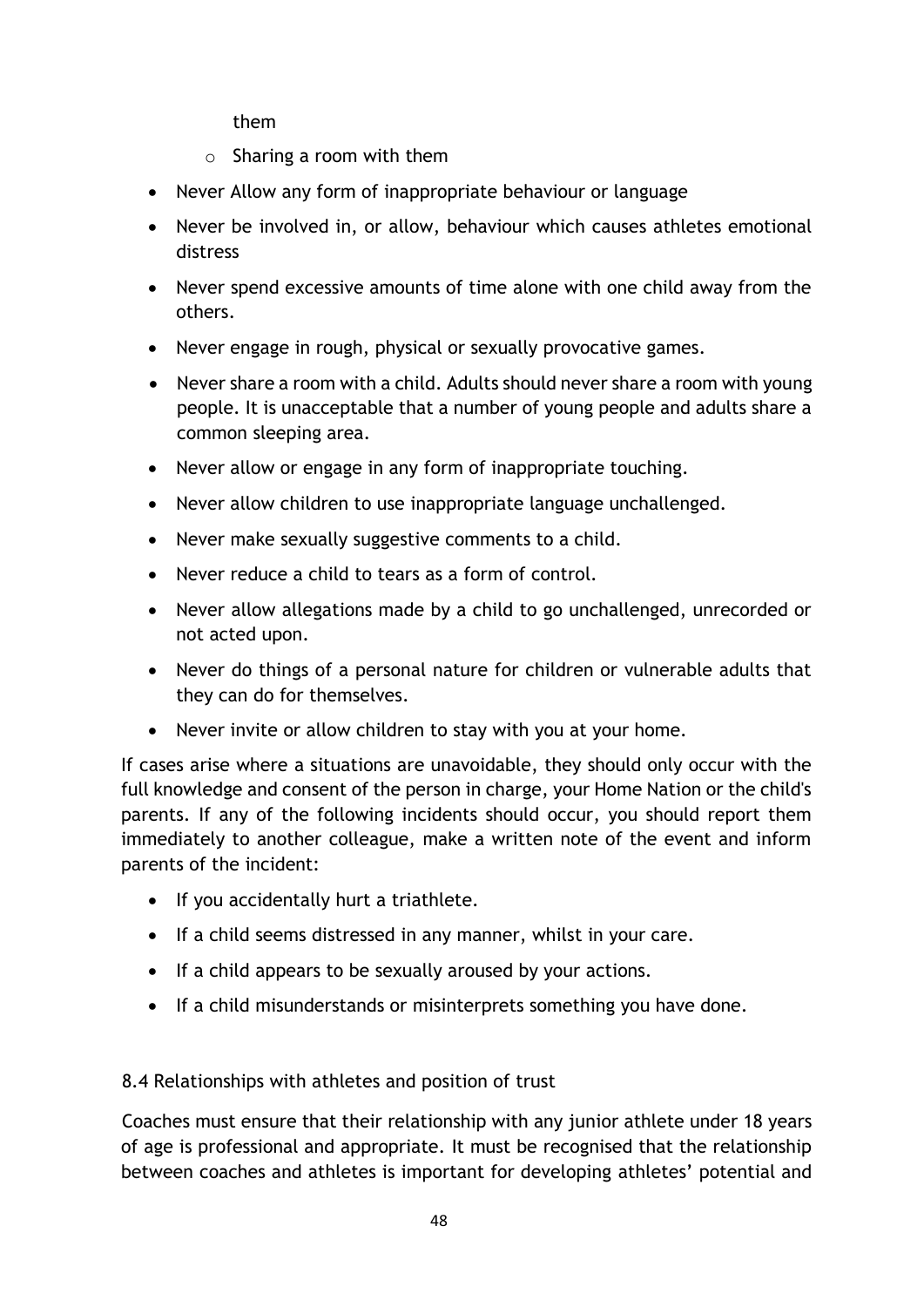them

  - Sharing a room with them
- Never Allow any form of inappropriate behaviour or language
- Never be involved in, or allow, behaviour which causes athletes emotional distress
- Never spend excessive amounts of time alone with one child away from the others.
- Never engage in rough, physical or sexually provocative games.
- Never share a room with a child. Adults should never share a room with young people. It is unacceptable that a number of young people and adults share a common sleeping area.
- Never allow or engage in any form of inappropriate touching.
- Never allow children to use inappropriate language unchallenged.
- Never make sexually suggestive comments to a child.
- Never reduce a child to tears as a form of control.
- Never allow allegations made by a child to go unchallenged, unrecorded or not acted upon.
- Never do things of a personal nature for children or vulnerable adults that they can do for themselves.
- Never invite or allow children to stay with you at your home.

If cases arise where a situations are unavoidable, they should only occur with the full knowledge and consent of the person in charge, your Home Nation or the child's parents. If any of the following incidents should occur, you should report them immediately to another colleague, make a written note of the event and inform parents of the incident:

- If you accidentally hurt a triathlete.
- If a child seems distressed in any manner, whilst in your care.
- If a child appears to be sexually aroused by your actions.
- If a child misunderstands or misinterprets something you have done.

### 8.4 Relationships with athletes and position of trust

Coaches must ensure that their relationship with any junior athlete under 18 years of age is professional and appropriate. It must be recognised that the relationship between coaches and athletes is important for developing athletes' potential and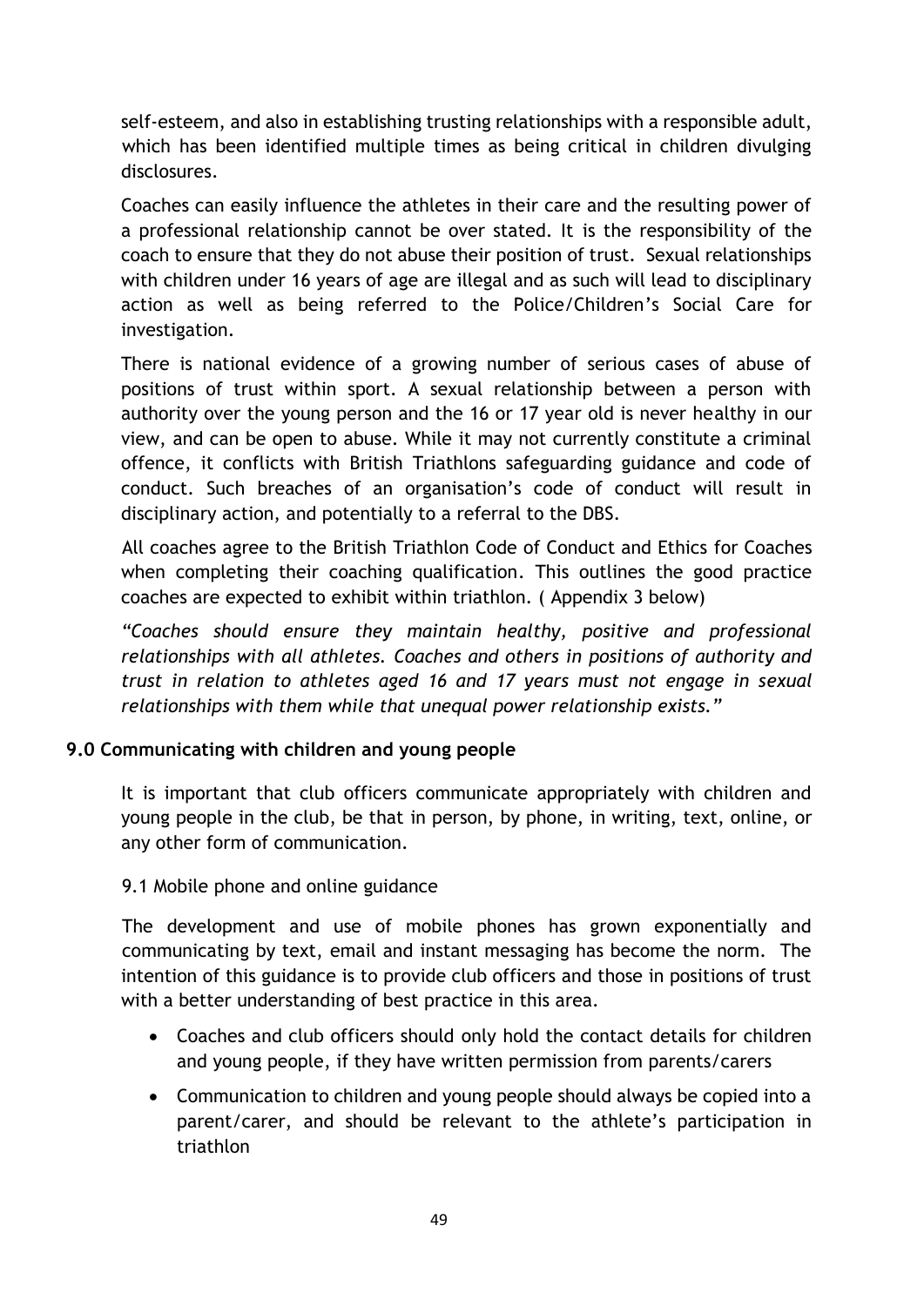self-esteem, and also in establishing trusting relationships with a responsible adult, which has been identified multiple times as being critical in children divulging disclosures.

Coaches can easily influence the athletes in their care and the resulting power of a professional relationship cannot be over stated. It is the responsibility of the coach to ensure that they do not abuse their position of trust. Sexual relationships with children under 16 years of age are illegal and as such will lead to disciplinary action as well as being referred to the Police/Children's Social Care for investigation.

There is national evidence of a growing number of serious cases of abuse of positions of trust within sport. A sexual relationship between a person with authority over the young person and the 16 or 17 year old is never healthy in our view, and can be open to abuse. While it may not currently constitute a criminal offence, it conflicts with British Triathlons safeguarding guidance and code of conduct. Such breaches of an organisation's code of conduct will result in disciplinary action, and potentially to a referral to the DBS.

All coaches agree to the British Triathlon Code of Conduct and Ethics for Coaches when completing their coaching qualification. This outlines the good practice coaches are expected to exhibit within triathlon. ( Appendix 3 below)

*"Coaches should ensure they maintain healthy, positive and professional relationships with all athletes. Coaches and others in positions of authority and trust in relation to athletes aged 16 and 17 years must not engage in sexual relationships with them while that unequal power relationship exists."*

## 9.0 Communicating with children and young people

It is important that club officers communicate appropriately with children and young people in the club, be that in person, by phone, in writing, text, online, or any other form of communication.

### 9.1 Mobile phone and online guidance

The development and use of mobile phones has grown exponentially and communicating by text, email and instant messaging has become the norm. The intention of this guidance is to provide club officers and those in positions of trust with a better understanding of best practice in this area.

- Coaches and club officers should only hold the contact details for children and young people, if they have written permission from parents/carers
- Communication to children and young people should always be copied into a parent/carer, and should be relevant to the athlete's participation in triathlon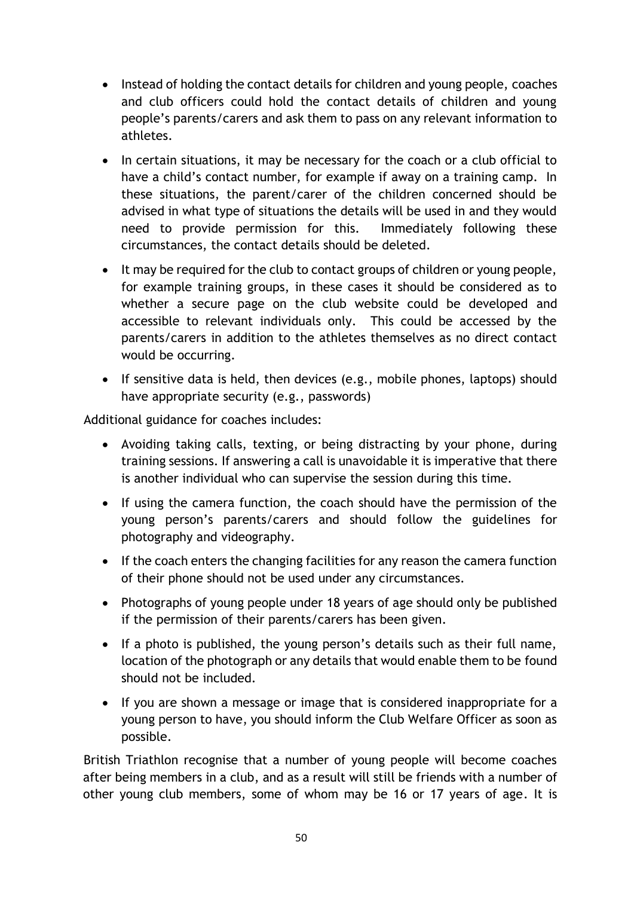- Instead of holding the contact details for children and young people, coaches and club officers could hold the contact details of children and young people's parents/carers and ask them to pass on any relevant information to athletes.
- In certain situations, it may be necessary for the coach or a club official to have a child's contact number, for example if away on a training camp. In these situations, the parent/carer of the children concerned should be advised in what type of situations the details will be used in and they would need to provide permission for this. Immediately following these circumstances, the contact details should be deleted.
- It may be required for the club to contact groups of children or young people, for example training groups, in these cases it should be considered as to whether a secure page on the club website could be developed and accessible to relevant individuals only. This could be accessed by the parents/carers in addition to the athletes themselves as no direct contact would be occurring.
- If sensitive data is held, then devices (e.g., mobile phones, laptops) should have appropriate security (e.g., passwords)

Additional guidance for coaches includes:

- Avoiding taking calls, texting, or being distracting by your phone, during training sessions. If answering a call is unavoidable it is imperative that there is another individual who can supervise the session during this time.
- If using the camera function, the coach should have the permission of the young person's parents/carers and should follow the guidelines for photography and videography.
- If the coach enters the changing facilities for any reason the camera function of their phone should not be used under any circumstances.
- Photographs of young people under 18 years of age should only be published if the permission of their parents/carers has been given.
- If a photo is published, the young person's details such as their full name, location of the photograph or any details that would enable them to be found should not be included.
- If you are shown a message or image that is considered inappropriate for a young person to have, you should inform the Club Welfare Officer as soon as possible.

British Triathlon recognise that a number of young people will become coaches after being members in a club, and as a result will still be friends with a number of other young club members, some of whom may be 16 or 17 years of age. It is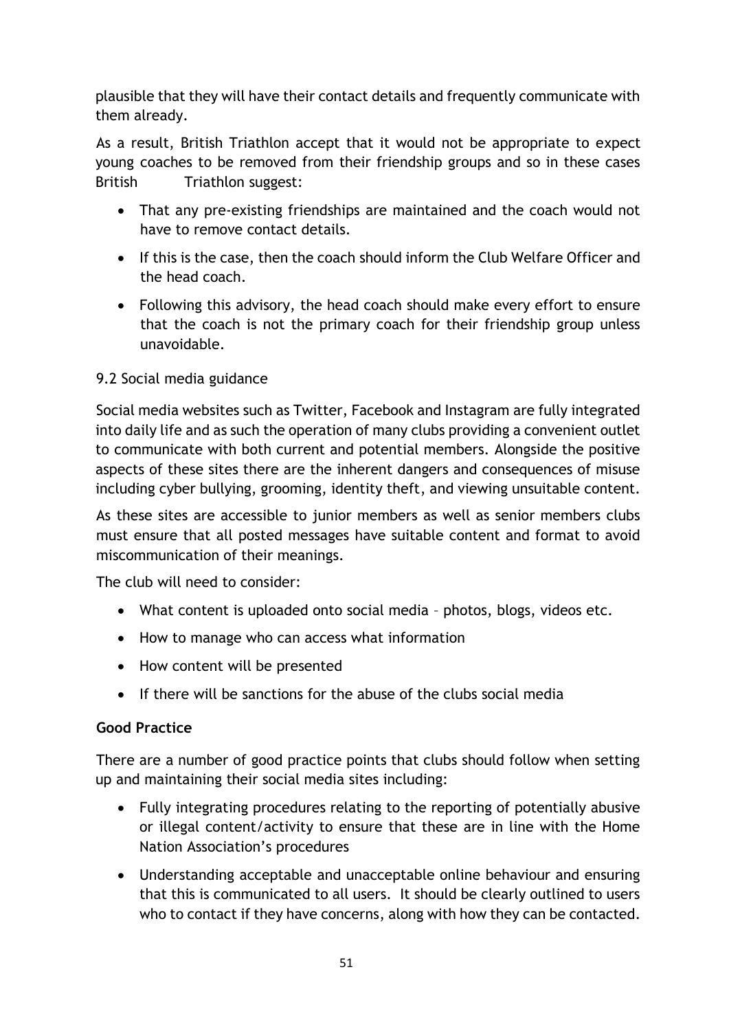plausible that they will have their contact details and frequently communicate with them already.

As a result, British Triathlon accept that it would not be appropriate to expect young coaches to be removed from their friendship groups and so in these cases British Triathlon suggest:

- That any pre-existing friendships are maintained and the coach would not have to remove contact details.
- If this is the case, then the coach should inform the Club Welfare Officer and the head coach.
- Following this advisory, the head coach should make every effort to ensure that the coach is not the primary coach for their friendship group unless unavoidable.

### 9.2 Social media guidance

Social media websites such as Twitter, Facebook and Instagram are fully integrated into daily life and as such the operation of many clubs providing a convenient outlet to communicate with both current and potential members. Alongside the positive aspects of these sites there are the inherent dangers and consequences of misuse including cyber bullying, grooming, identity theft, and viewing unsuitable content.

As these sites are accessible to junior members as well as senior members clubs must ensure that all posted messages have suitable content and format to avoid miscommunication of their meanings.

The club will need to consider:

- What content is uploaded onto social media – photos, blogs, videos etc.
- How to manage who can access what information
- How content will be presented
- If there will be sanctions for the abuse of the clubs social media

**Good Practice**

There are a number of good practice points that clubs should follow when setting up and maintaining their social media sites including:

- Fully integrating procedures relating to the reporting of potentially abusive or illegal content/activity to ensure that these are in line with the Home Nation Association's procedures
- Understanding acceptable and unacceptable online behaviour and ensuring that this is communicated to all users. It should be clearly outlined to users who to contact if they have concerns, along with how they can be contacted.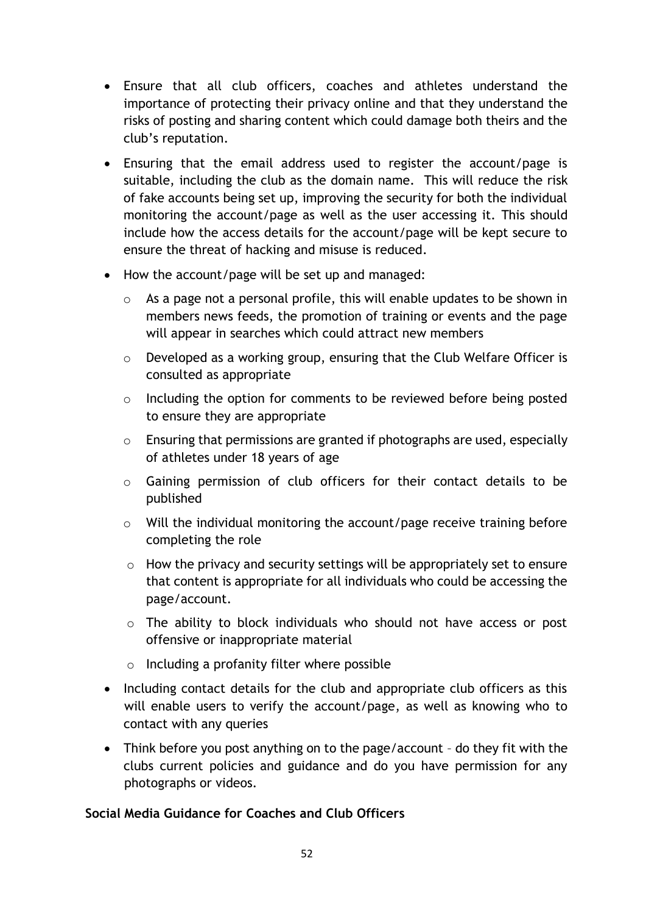- Ensure that all club officers, coaches and athletes understand the importance of protecting their privacy online and that they understand the risks of posting and sharing content which could damage both theirs and the club's reputation.
- Ensuring that the email address used to register the account/page is suitable, including the club as the domain name. This will reduce the risk of fake accounts being set up, improving the security for both the individual monitoring the account/page as well as the user accessing it. This should include how the access details for the account/page will be kept secure to ensure the threat of hacking and misuse is reduced.
- How the account/page will be set up and managed:
  - As a page not a personal profile, this will enable updates to be shown in members news feeds, the promotion of training or events and the page will appear in searches which could attract new members
  - Developed as a working group, ensuring that the Club Welfare Officer is consulted as appropriate
  - Including the option for comments to be reviewed before being posted to ensure they are appropriate
  - Ensuring that permissions are granted if photographs are used, especially of athletes under 18 years of age
  - Gaining permission of club officers for their contact details to be published
  - Will the individual monitoring the account/page receive training before completing the role
  - How the privacy and security settings will be appropriately set to ensure that content is appropriate for all individuals who could be accessing the page/account.
  - The ability to block individuals who should not have access or post offensive or inappropriate material
  - Including a profanity filter where possible
- Including contact details for the club and appropriate club officers as this will enable users to verify the account/page, as well as knowing who to contact with any queries
- Think before you post anything on to the page/account – do they fit with the clubs current policies and guidance and do you have permission for any photographs or videos.

**Social Media Guidance for Coaches and Club Officers**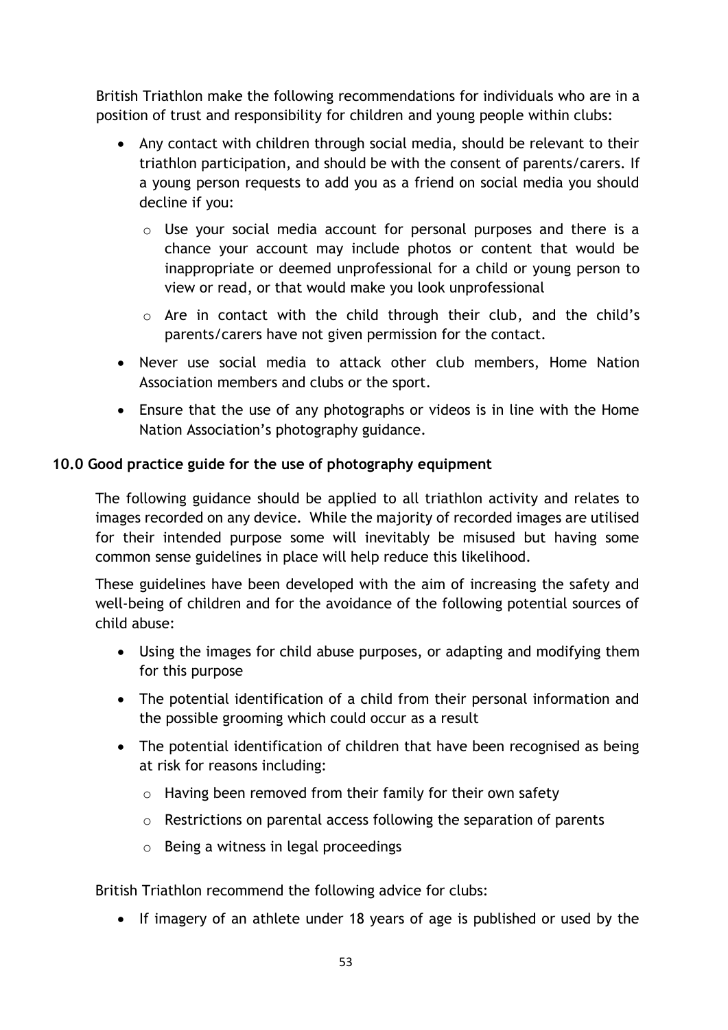British Triathlon make the following recommendations for individuals who are in a position of trust and responsibility for children and young people within clubs:

- Any contact with children through social media, should be relevant to their triathlon participation, and should be with the consent of parents/carers. If a young person requests to add you as a friend on social media you should decline if you:
  - Use your social media account for personal purposes and there is a chance your account may include photos or content that would be inappropriate or deemed unprofessional for a child or young person to view or read, or that would make you look unprofessional
  - Are in contact with the child through their club, and the child's parents/carers have not given permission for the contact.
- Never use social media to attack other club members, Home Nation Association members and clubs or the sport.
- Ensure that the use of any photographs or videos is in line with the Home Nation Association's photography guidance.

## 10.0 Good practice guide for the use of photography equipment

The following guidance should be applied to all triathlon activity and relates to images recorded on any device. While the majority of recorded images are utilised for their intended purpose some will inevitably be misused but having some common sense guidelines in place will help reduce this likelihood.

These guidelines have been developed with the aim of increasing the safety and well-being of children and for the avoidance of the following potential sources of child abuse:

- Using the images for child abuse purposes, or adapting and modifying them for this purpose
- The potential identification of a child from their personal information and the possible grooming which could occur as a result
- The potential identification of children that have been recognised as being at risk for reasons including:
  - Having been removed from their family for their own safety
  - Restrictions on parental access following the separation of parents
  - Being a witness in legal proceedings

British Triathlon recommend the following advice for clubs:

- If imagery of an athlete under 18 years of age is published or used by the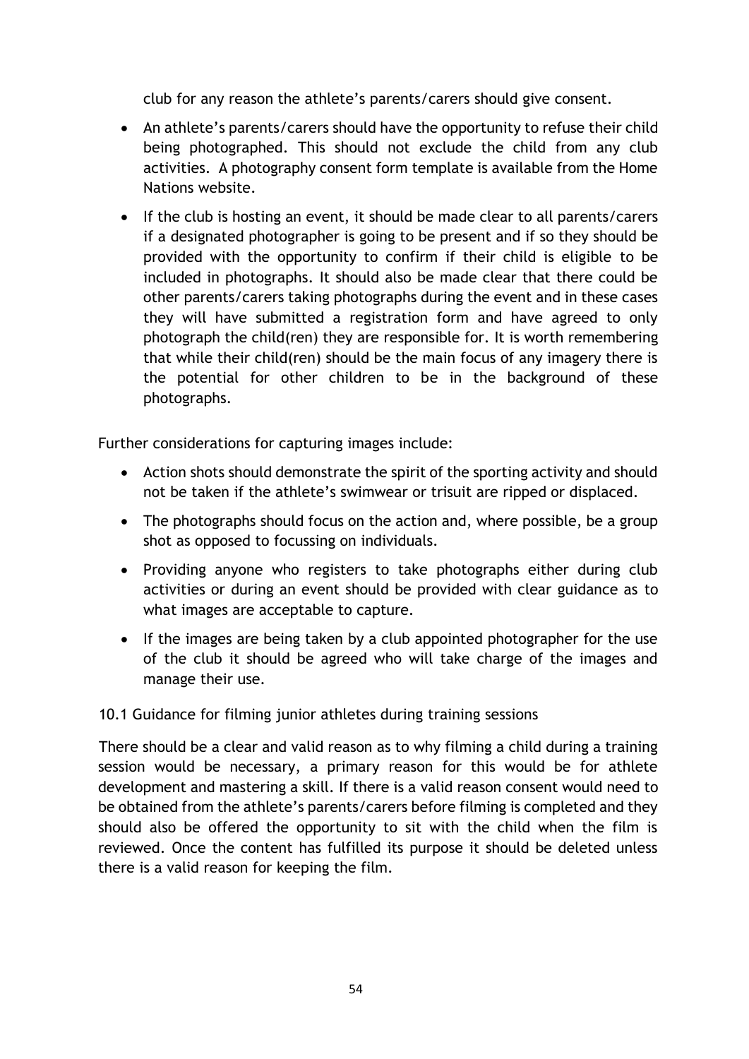club for any reason the athlete's parents/carers should give consent.

- An athlete's parents/carers should have the opportunity to refuse their child being photographed. This should not exclude the child from any club activities. A photography consent form template is available from the Home Nations website.
- If the club is hosting an event, it should be made clear to all parents/carers if a designated photographer is going to be present and if so they should be provided with the opportunity to confirm if their child is eligible to be included in photographs. It should also be made clear that there could be other parents/carers taking photographs during the event and in these cases they will have submitted a registration form and have agreed to only photograph the child(ren) they are responsible for. It is worth remembering that while their child(ren) should be the main focus of any imagery there is the potential for other children to be in the background of these photographs.

Further considerations for capturing images include:

- Action shots should demonstrate the spirit of the sporting activity and should not be taken if the athlete's swimwear or trisuit are ripped or displaced.
- The photographs should focus on the action and, where possible, be a group shot as opposed to focussing on individuals.
- Providing anyone who registers to take photographs either during club activities or during an event should be provided with clear guidance as to what images are acceptable to capture.
- If the images are being taken by a club appointed photographer for the use of the club it should be agreed who will take charge of the images and manage their use.

10.1 Guidance for filming junior athletes during training sessions

There should be a clear and valid reason as to why filming a child during a training session would be necessary, a primary reason for this would be for athlete development and mastering a skill. If there is a valid reason consent would need to be obtained from the athlete's parents/carers before filming is completed and they should also be offered the opportunity to sit with the child when the film is reviewed. Once the content has fulfilled its purpose it should be deleted unless there is a valid reason for keeping the film.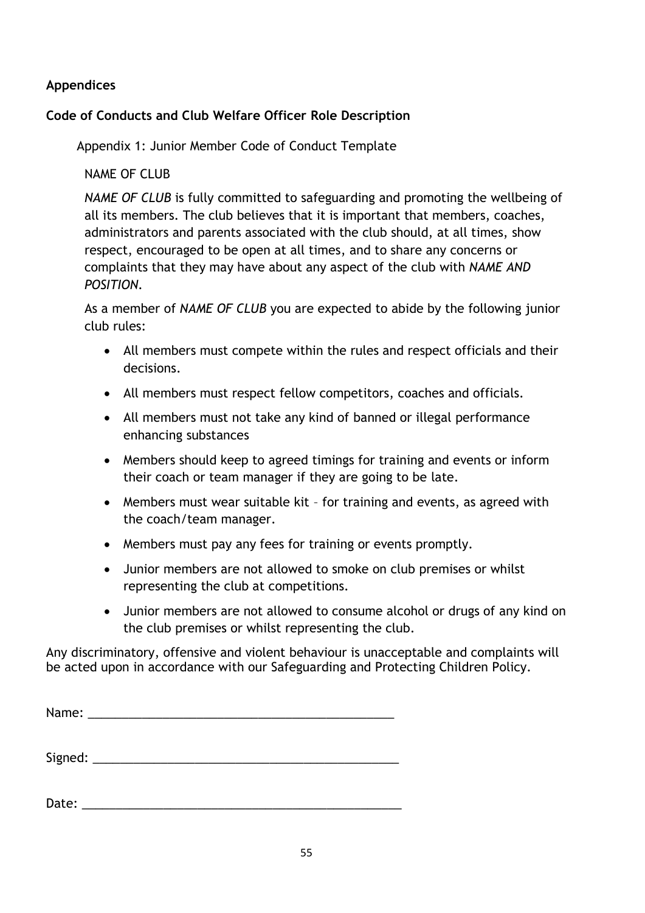**Appendices**

**Code of Conducts and Club Welfare Officer Role Description**

Appendix 1: Junior Member Code of Conduct Template

NAME OF CLUB

*NAME OF CLUB* is fully committed to safeguarding and promoting the wellbeing of all its members. The club believes that it is important that members, coaches, administrators and parents associated with the club should, at all times, show respect, encouraged to be open at all times, and to share any concerns or complaints that they may have about any aspect of the club with *NAME AND POSITION*.

As a member of *NAME OF CLUB* you are expected to abide by the following junior club rules:

- All members must compete within the rules and respect officials and their decisions.
- All members must respect fellow competitors, coaches and officials.
- All members must not take any kind of banned or illegal performance enhancing substances
- Members should keep to agreed timings for training and events or inform their coach or team manager if they are going to be late.
- Members must wear suitable kit – for training and events, as agreed with the coach/team manager.
- Members must pay any fees for training or events promptly.
- Junior members are not allowed to smoke on club premises or whilst representing the club at competitions.
- Junior members are not allowed to consume alcohol or drugs of any kind on the club premises or whilst representing the club.

Any discriminatory, offensive and violent behaviour is unacceptable and complaints will be acted upon in accordance with our Safeguarding and Protecting Children Policy.

Name: _______________________________________________

Signed: _______________________________________________

Date: _______________________________________________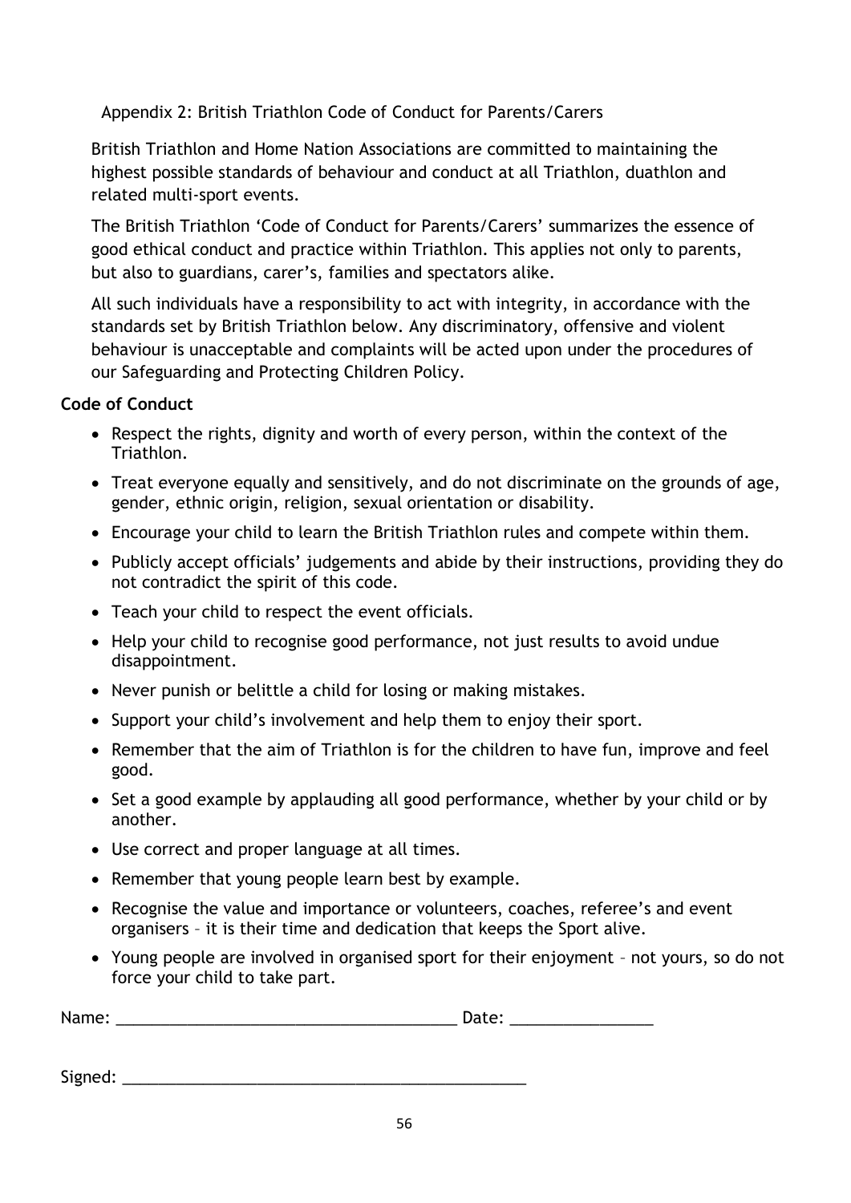## Appendix 2: British Triathlon Code of Conduct for Parents/Carers

British Triathlon and Home Nation Associations are committed to maintaining the highest possible standards of behaviour and conduct at all Triathlon, duathlon and related multi-sport events.

The British Triathlon 'Code of Conduct for Parents/Carers' summarizes the essence of good ethical conduct and practice within Triathlon. This applies not only to parents, but also to guardians, carer's, families and spectators alike.

All such individuals have a responsibility to act with integrity, in accordance with the standards set by British Triathlon below. Any discriminatory, offensive and violent behaviour is unacceptable and complaints will be acted upon under the procedures of our Safeguarding and Protecting Children Policy.

**Code of Conduct**

- Respect the rights, dignity and worth of every person, within the context of the Triathlon.
- Treat everyone equally and sensitively, and do not discriminate on the grounds of age, gender, ethnic origin, religion, sexual orientation or disability.
- Encourage your child to learn the British Triathlon rules and compete within them.
- Publicly accept officials' judgements and abide by their instructions, providing they do not contradict the spirit of this code.
- Teach your child to respect the event officials.
- Help your child to recognise good performance, not just results to avoid undue disappointment.
- Never punish or belittle a child for losing or making mistakes.
- Support your child's involvement and help them to enjoy their sport.
- Remember that the aim of Triathlon is for the children to have fun, improve and feel good.
- Set a good example by applauding all good performance, whether by your child or by another.
- Use correct and proper language at all times.
- Remember that young people learn best by example.
- Recognise the value and importance or volunteers, coaches, referee's and event organisers – it is their time and dedication that keeps the Sport alive.
- Young people are involved in organised sport for their enjoyment – not yours, so do not force your child to take part.

Name: ______________________________________ Date: ________________

Signed: _____________________________________________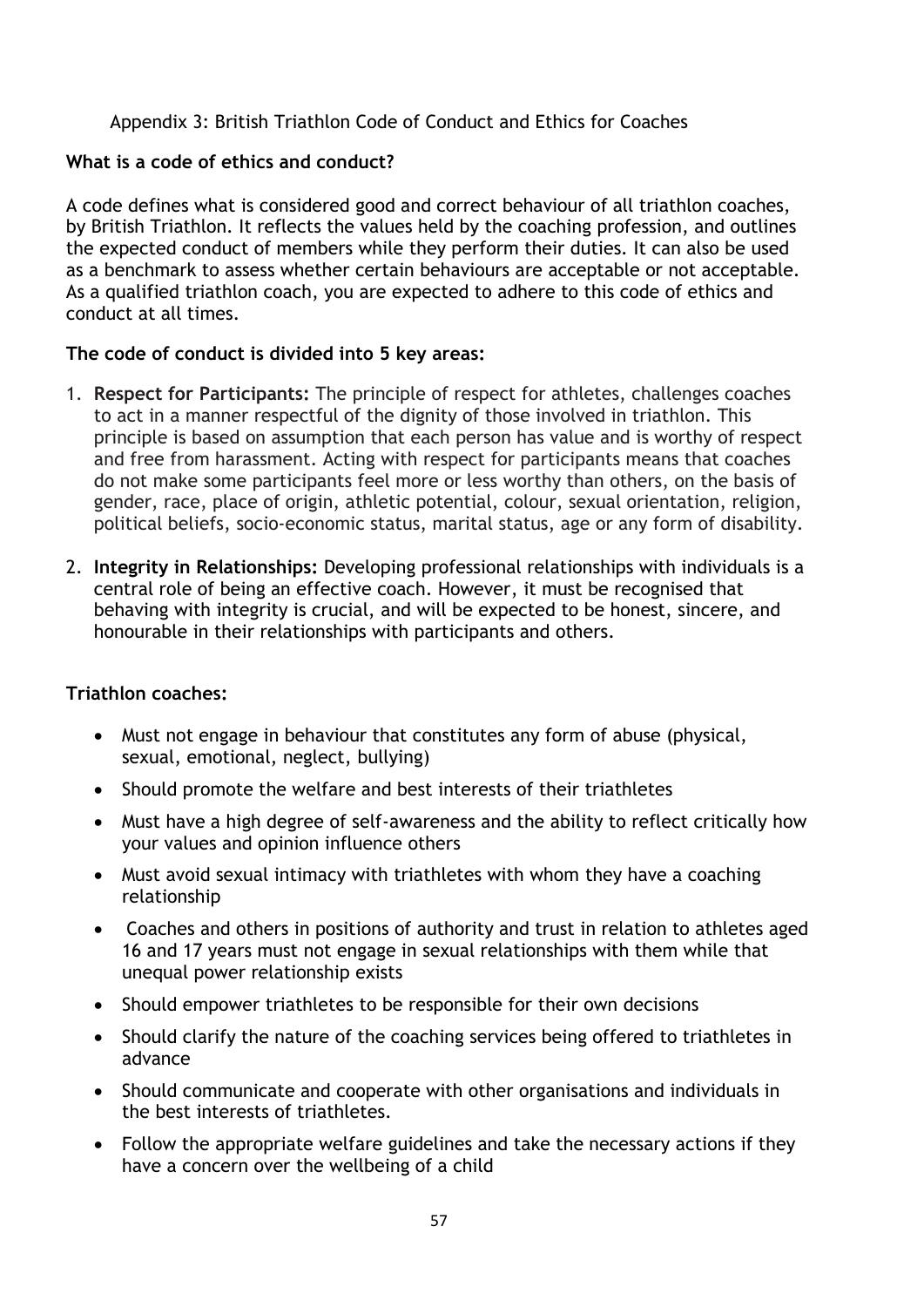Appendix 3: British Triathlon Code of Conduct and Ethics for Coaches

**What is a code of ethics and conduct?**

A code defines what is considered good and correct behaviour of all triathlon coaches, by British Triathlon. It reflects the values held by the coaching profession, and outlines the expected conduct of members while they perform their duties. It can also be used as a benchmark to assess whether certain behaviours are acceptable or not acceptable. As a qualified triathlon coach, you are expected to adhere to this code of ethics and conduct at all times.

**The code of conduct is divided into 5 key areas:**

1. **Respect for Participants:** The principle of respect for athletes, challenges coaches to act in a manner respectful of the dignity of those involved in triathlon. This principle is based on assumption that each person has value and is worthy of respect and free from harassment. Acting with respect for participants means that coaches do not make some participants feel more or less worthy than others, on the basis of gender, race, place of origin, athletic potential, colour, sexual orientation, religion, political beliefs, socio-economic status, marital status, age or any form of disability.
2. **Integrity in Relationships:** Developing professional relationships with individuals is a central role of being an effective coach. However, it must be recognised that behaving with integrity is crucial, and will be expected to be honest, sincere, and honourable in their relationships with participants and others.

**Triathlon coaches:**

- Must not engage in behaviour that constitutes any form of abuse (physical, sexual, emotional, neglect, bullying)
- Should promote the welfare and best interests of their triathletes
- Must have a high degree of self-awareness and the ability to reflect critically how your values and opinion influence others
- Must avoid sexual intimacy with triathletes with whom they have a coaching relationship
- Coaches and others in positions of authority and trust in relation to athletes aged 16 and 17 years must not engage in sexual relationships with them while that unequal power relationship exists
- Should empower triathletes to be responsible for their own decisions
- Should clarify the nature of the coaching services being offered to triathletes in advance
- Should communicate and cooperate with other organisations and individuals in the best interests of triathletes.
- Follow the appropriate welfare guidelines and take the necessary actions if they have a concern over the wellbeing of a child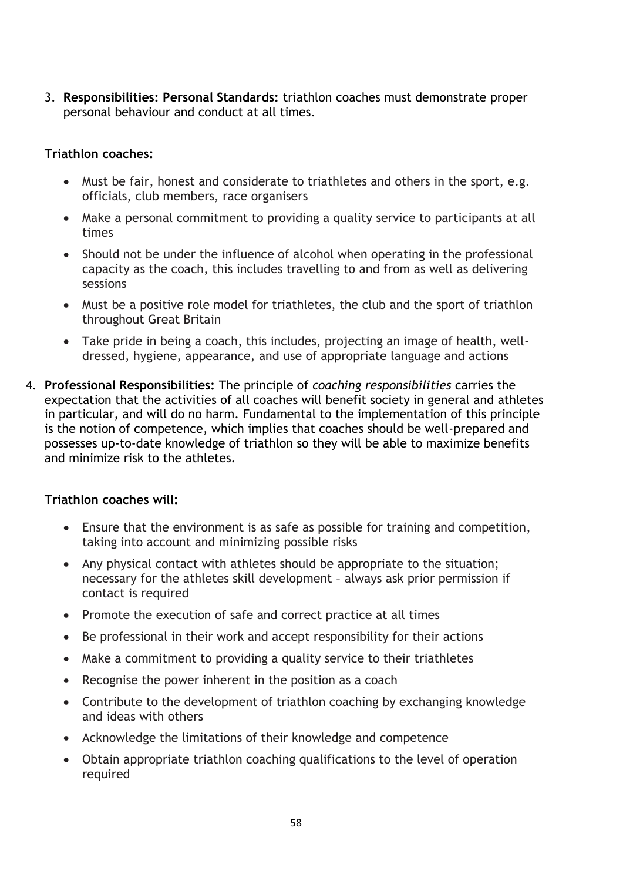3. **Responsibilities: Personal Standards:** triathlon coaches must demonstrate proper personal behaviour and conduct at all times.

**Triathlon coaches:**

- Must be fair, honest and considerate to triathletes and others in the sport, e.g. officials, club members, race organisers
- Make a personal commitment to providing a quality service to participants at all times
- Should not be under the influence of alcohol when operating in the professional capacity as the coach, this includes travelling to and from as well as delivering sessions
- Must be a positive role model for triathletes, the club and the sport of triathlon throughout Great Britain
- Take pride in being a coach, this includes, projecting an image of health, well-dressed, hygiene, appearance, and use of appropriate language and actions

4. **Professional Responsibilities:** The principle of *coaching responsibilities* carries the expectation that the activities of all coaches will benefit society in general and athletes in particular, and will do no harm. Fundamental to the implementation of this principle is the notion of competence, which implies that coaches should be well-prepared and possesses up-to-date knowledge of triathlon so they will be able to maximize benefits and minimize risk to the athletes.

**Triathlon coaches will:**

- Ensure that the environment is as safe as possible for training and competition, taking into account and minimizing possible risks
- Any physical contact with athletes should be appropriate to the situation; necessary for the athletes skill development – always ask prior permission if contact is required
- Promote the execution of safe and correct practice at all times
- Be professional in their work and accept responsibility for their actions
- Make a commitment to providing a quality service to their triathletes
- Recognise the power inherent in the position as a coach
- Contribute to the development of triathlon coaching by exchanging knowledge and ideas with others
- Acknowledge the limitations of their knowledge and competence
- Obtain appropriate triathlon coaching qualifications to the level of operation required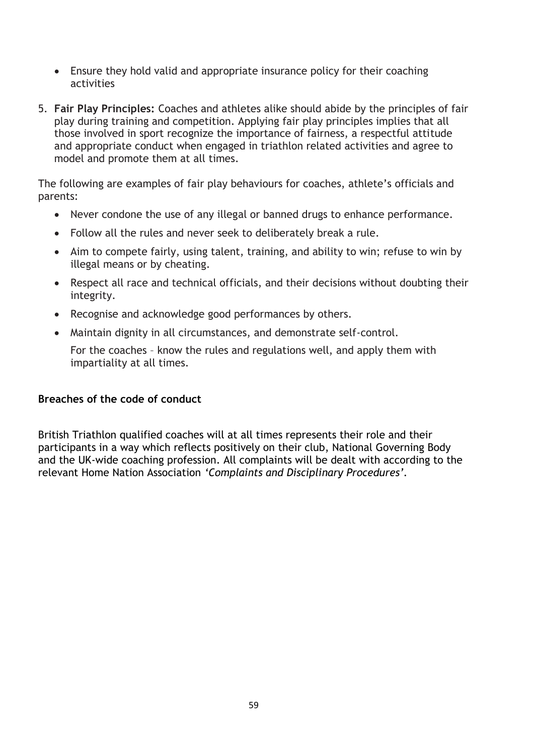- Ensure they hold valid and appropriate insurance policy for their coaching activities

5. **Fair Play Principles:** Coaches and athletes alike should abide by the principles of fair play during training and competition. Applying fair play principles implies that all those involved in sport recognize the importance of fairness, a respectful attitude and appropriate conduct when engaged in triathlon related activities and agree to model and promote them at all times.

The following are examples of fair play behaviours for coaches, athlete's officials and parents:

- Never condone the use of any illegal or banned drugs to enhance performance.
- Follow all the rules and never seek to deliberately break a rule.
- Aim to compete fairly, using talent, training, and ability to win; refuse to win by illegal means or by cheating.
- Respect all race and technical officials, and their decisions without doubting their integrity.
- Recognise and acknowledge good performances by others.
- Maintain dignity in all circumstances, and demonstrate self-control.

  For the coaches – know the rules and regulations well, and apply them with impartiality at all times.

**Breaches of the code of conduct**

British Triathlon qualified coaches will at all times represents their role and their participants in a way which reflects positively on their club, National Governing Body and the UK-wide coaching profession. All complaints will be dealt with according to the relevant Home Nation Association *'Complaints and Disciplinary Procedures'*.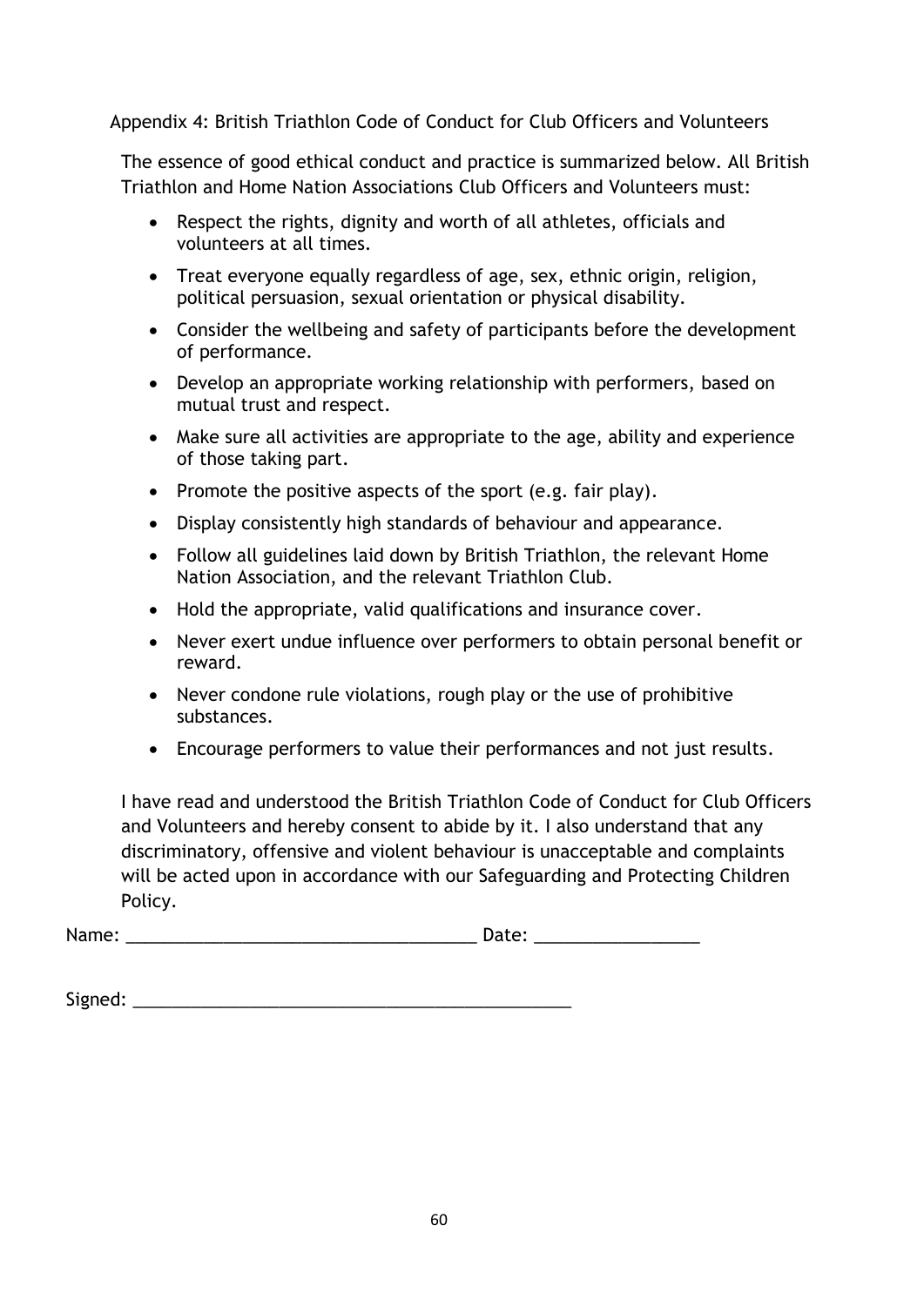## Appendix 4: British Triathlon Code of Conduct for Club Officers and Volunteers

The essence of good ethical conduct and practice is summarized below. All British Triathlon and Home Nation Associations Club Officers and Volunteers must:

- Respect the rights, dignity and worth of all athletes, officials and volunteers at all times.
- Treat everyone equally regardless of age, sex, ethnic origin, religion, political persuasion, sexual orientation or physical disability.
- Consider the wellbeing and safety of participants before the development of performance.
- Develop an appropriate working relationship with performers, based on mutual trust and respect.
- Make sure all activities are appropriate to the age, ability and experience of those taking part.
- Promote the positive aspects of the sport (e.g. fair play).
- Display consistently high standards of behaviour and appearance.
- Follow all guidelines laid down by British Triathlon, the relevant Home Nation Association, and the relevant Triathlon Club.
- Hold the appropriate, valid qualifications and insurance cover.
- Never exert undue influence over performers to obtain personal benefit or reward.
- Never condone rule violations, rough play or the use of prohibitive substances.
- Encourage performers to value their performances and not just results.

I have read and understood the British Triathlon Code of Conduct for Club Officers and Volunteers and hereby consent to abide by it. I also understand that any discriminatory, offensive and violent behaviour is unacceptable and complaints will be acted upon in accordance with our Safeguarding and Protecting Children Policy.

Name: ____________________________________ Date: ________________

Signed: ______________________________________________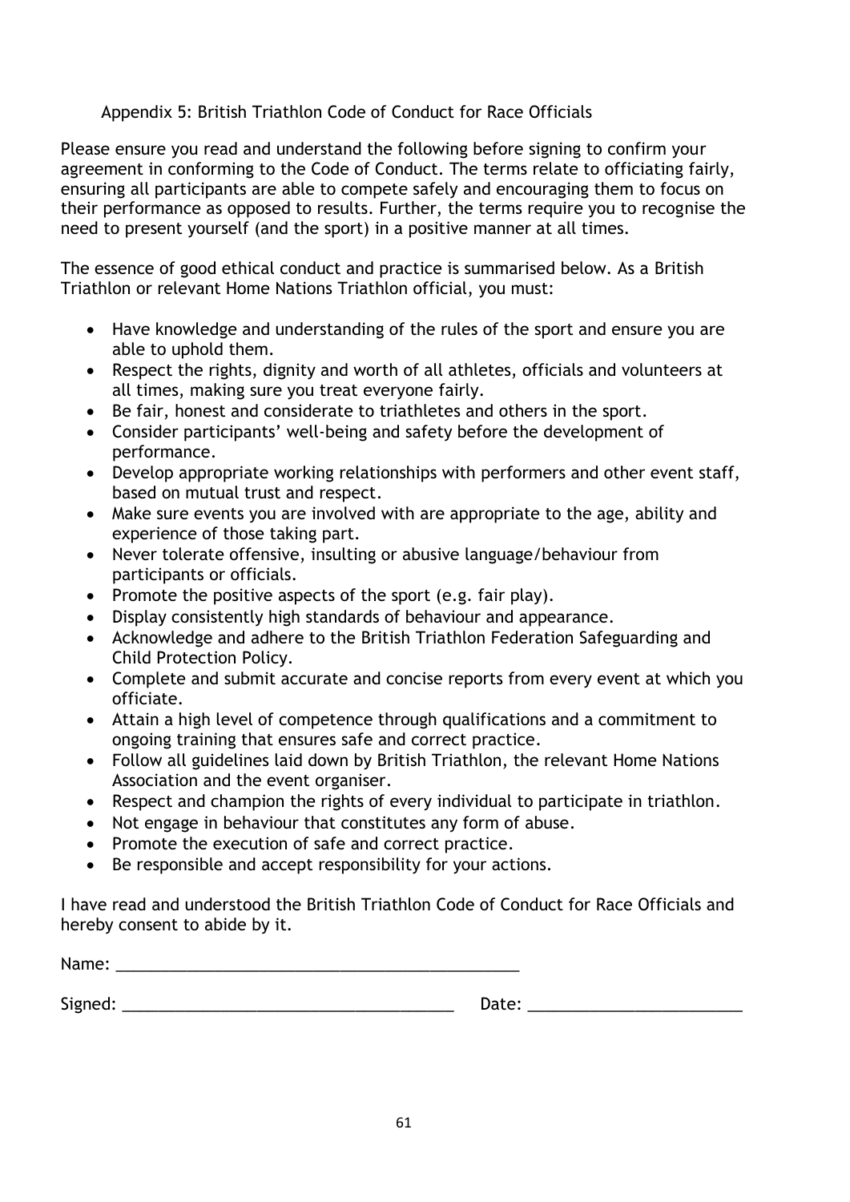## Appendix 5: British Triathlon Code of Conduct for Race Officials

Please ensure you read and understand the following before signing to confirm your agreement in conforming to the Code of Conduct. The terms relate to officiating fairly, ensuring all participants are able to compete safely and encouraging them to focus on their performance as opposed to results. Further, the terms require you to recognise the need to present yourself (and the sport) in a positive manner at all times.

The essence of good ethical conduct and practice is summarised below. As a British Triathlon or relevant Home Nations Triathlon official, you must:

- Have knowledge and understanding of the rules of the sport and ensure you are able to uphold them.
- Respect the rights, dignity and worth of all athletes, officials and volunteers at all times, making sure you treat everyone fairly.
- Be fair, honest and considerate to triathletes and others in the sport.
- Consider participants' well-being and safety before the development of performance.
- Develop appropriate working relationships with performers and other event staff, based on mutual trust and respect.
- Make sure events you are involved with are appropriate to the age, ability and experience of those taking part.
- Never tolerate offensive, insulting or abusive language/behaviour from participants or officials.
- Promote the positive aspects of the sport (e.g. fair play).
- Display consistently high standards of behaviour and appearance.
- Acknowledge and adhere to the British Triathlon Federation Safeguarding and Child Protection Policy.
- Complete and submit accurate and concise reports from every event at which you officiate.
- Attain a high level of competence through qualifications and a commitment to ongoing training that ensures safe and correct practice.
- Follow all guidelines laid down by British Triathlon, the relevant Home Nations Association and the event organiser.
- Respect and champion the rights of every individual to participate in triathlon.
- Not engage in behaviour that constitutes any form of abuse.
- Promote the execution of safe and correct practice.
- Be responsible and accept responsibility for your actions.

I have read and understood the British Triathlon Code of Conduct for Race Officials and hereby consent to abide by it.

Name: ______________________________________________

Signed: _____________________________________ Date: _______________________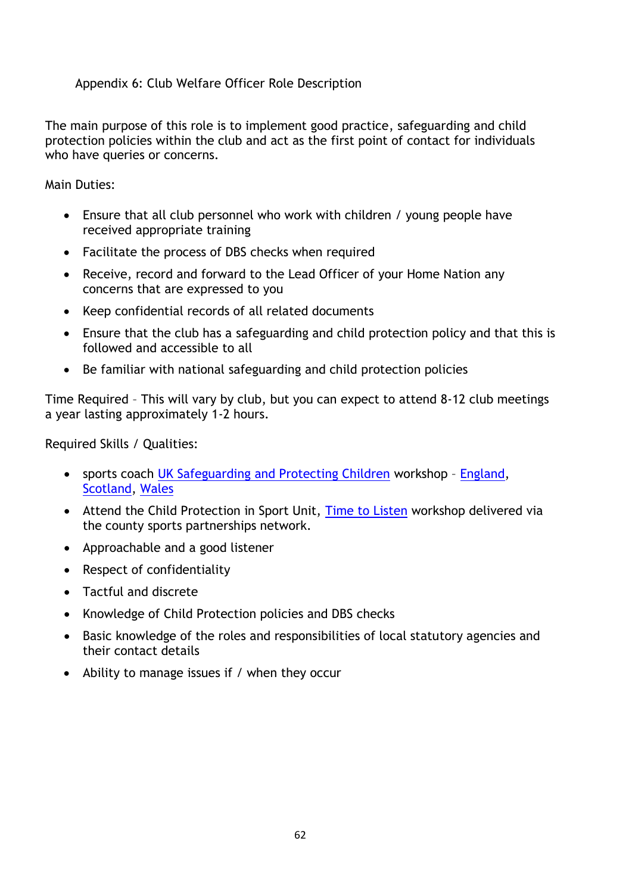## Appendix 6: Club Welfare Officer Role Description

The main purpose of this role is to implement good practice, safeguarding and child protection policies within the club and act as the first point of contact for individuals who have queries or concerns.

Main Duties:

- Ensure that all club personnel who work with children / young people have received appropriate training
- Facilitate the process of DBS checks when required
- Receive, record and forward to the Lead Officer of your Home Nation any concerns that are expressed to you
- Keep confidential records of all related documents
- Ensure that the club has a safeguarding and child protection policy and that this is followed and accessible to all
- Be familiar with national safeguarding and child protection policies

Time Required – This will vary by club, but you can expect to attend 8-12 club meetings a year lasting approximately 1-2 hours.

Required Skills / Qualities:

- sports coach UK Safeguarding and Protecting Children workshop – England, Scotland, Wales
- Attend the Child Protection in Sport Unit, Time to Listen workshop delivered via the county sports partnerships network.
- Approachable and a good listener
- Respect of confidentiality
- Tactful and discrete
- Knowledge of Child Protection policies and DBS checks
- Basic knowledge of the roles and responsibilities of local statutory agencies and their contact details
- Ability to manage issues if / when they occur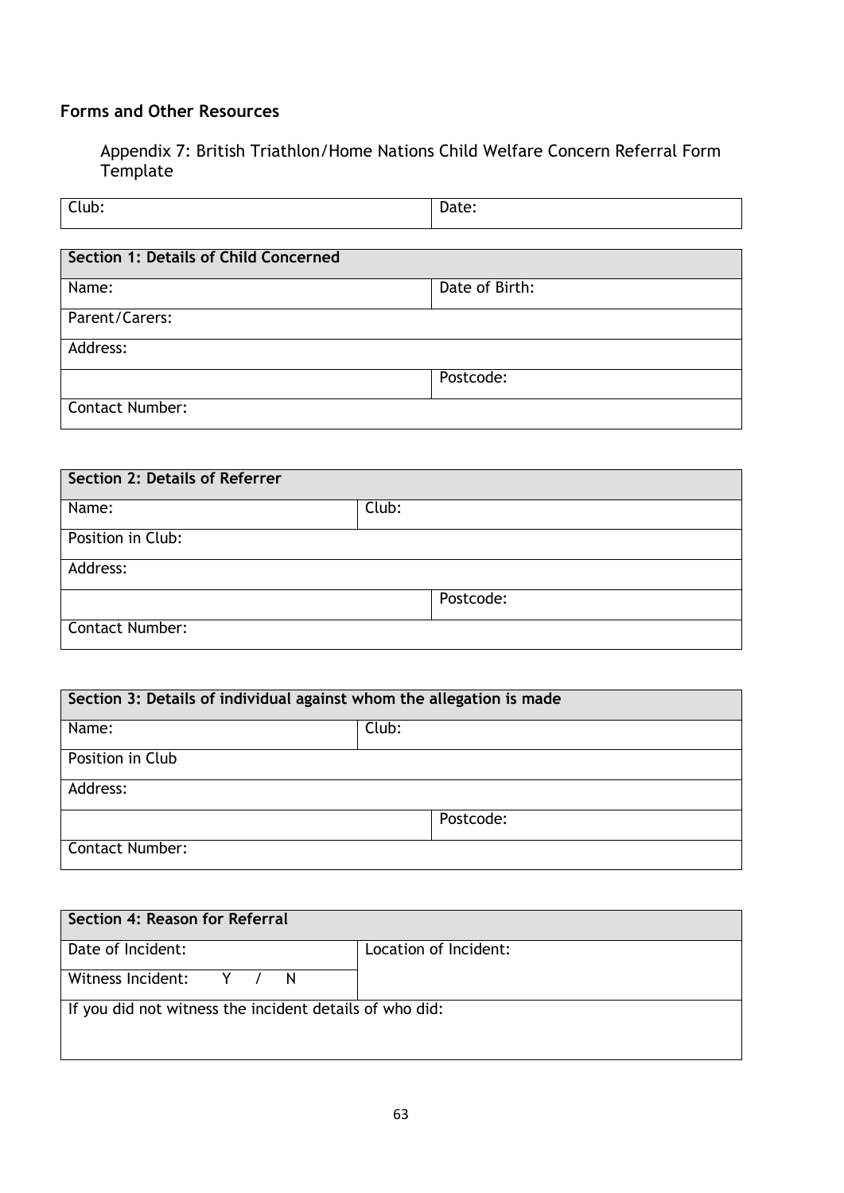## Forms and Other Resources

Appendix 7: British Triathlon/Home Nations Child Welfare Concern Referral Form Template

| Club: | Date: |
|---|---|

| Section 1: Details of Child Concerned | |
|---|---|
| Name: | Date of Birth: |
| Parent/Carers: | |
| Address: | |
| | Postcode: |
| Contact Number: | |

| Section 2: Details of Referrer | |
|---|---|
| Name: | Club: |
| Position in Club: | |
| Address: | |
| | Postcode: |
| Contact Number: | |

| Section 3: Details of individual against whom the allegation is made | |
|---|---|
| Name: | Club: |
| Position in Club | |
| Address: | |
| | Postcode: |
| Contact Number: | |

| Section 4: Reason for Referral | |
|---|---|
| Date of Incident: | Location of Incident: |
| Witness Incident: Y / N | |
| If you did not witness the incident details of who did: | |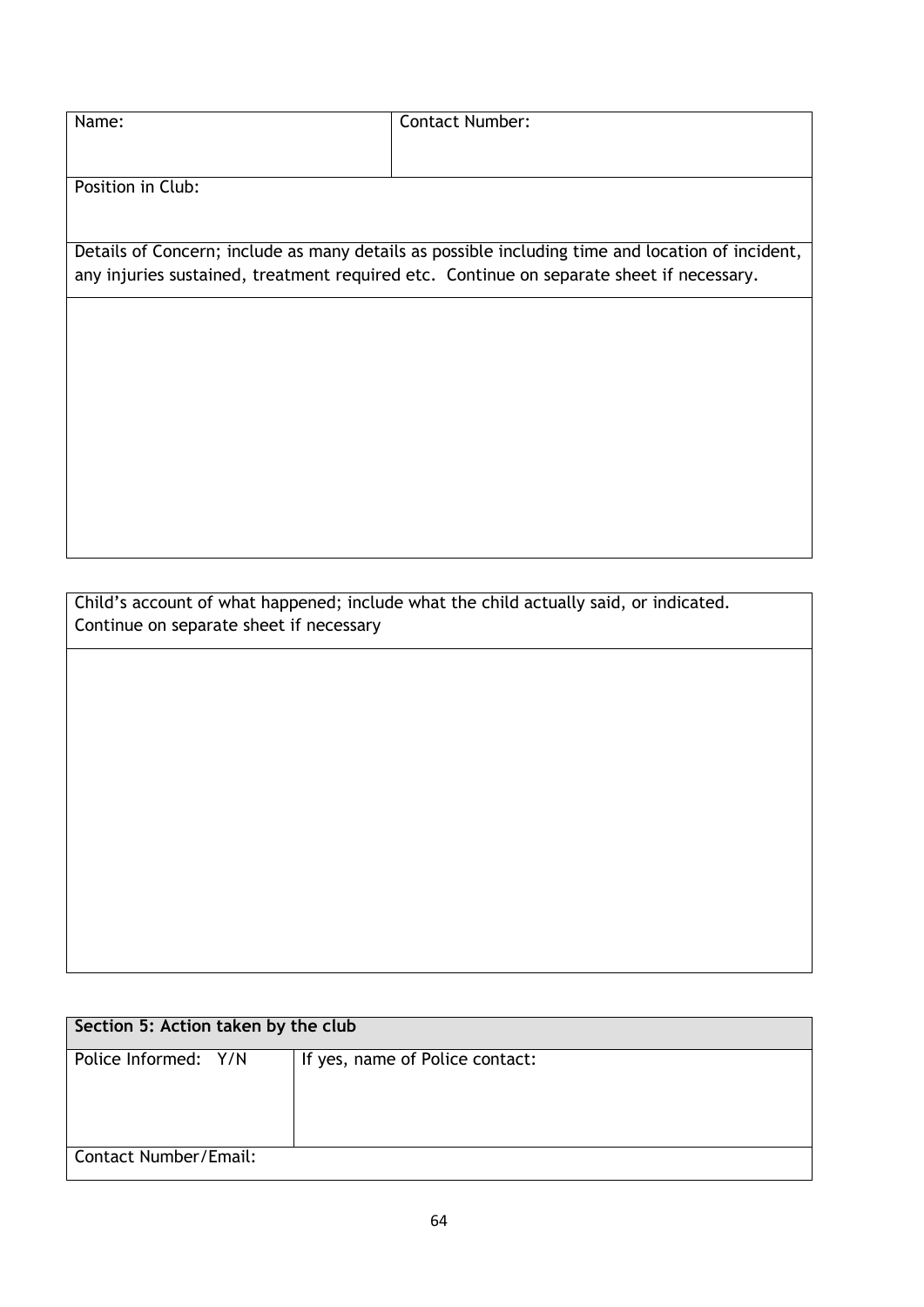| Name: | Contact Number: |
|---|---|
| Position in Club: | |
| Details of Concern; include as many details as possible including time and location of incident, any injuries sustained, treatment required etc. Continue on separate sheet if necessary. | |
| | |

| Child's account of what happened; include what the child actually said, or indicated. Continue on separate sheet if necessary |
|---|
| |

| **Section 5: Action taken by the club** | |
|---|---|
| Police Informed: Y/N | If yes, name of Police contact: |
| Contact Number/Email: | |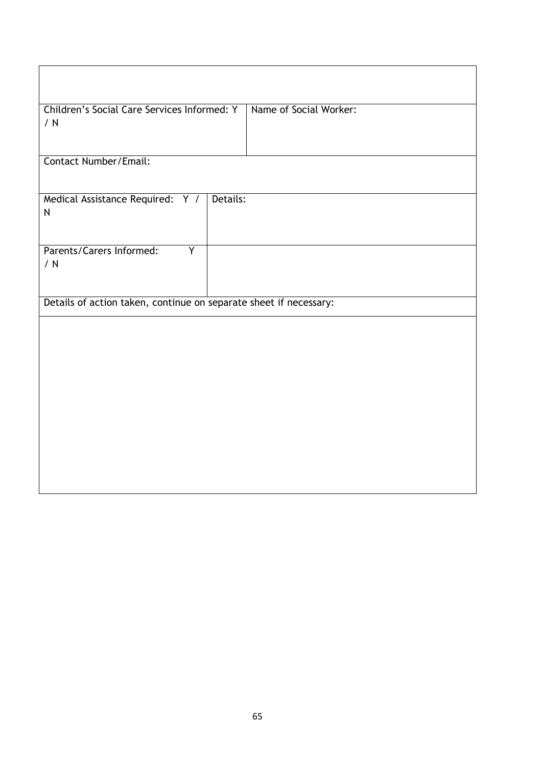| | | |
|---|---|---|
| | | |
| Children's Social Care Services Informed: Y / N | | Name of Social Worker: |
| Contact Number/Email: | | |
| Medical Assistance Required: Y / N | Details: | |
| Parents/Carers Informed: Y / N | | |
| Details of action taken, continue on separate sheet if necessary: | | |
| | | |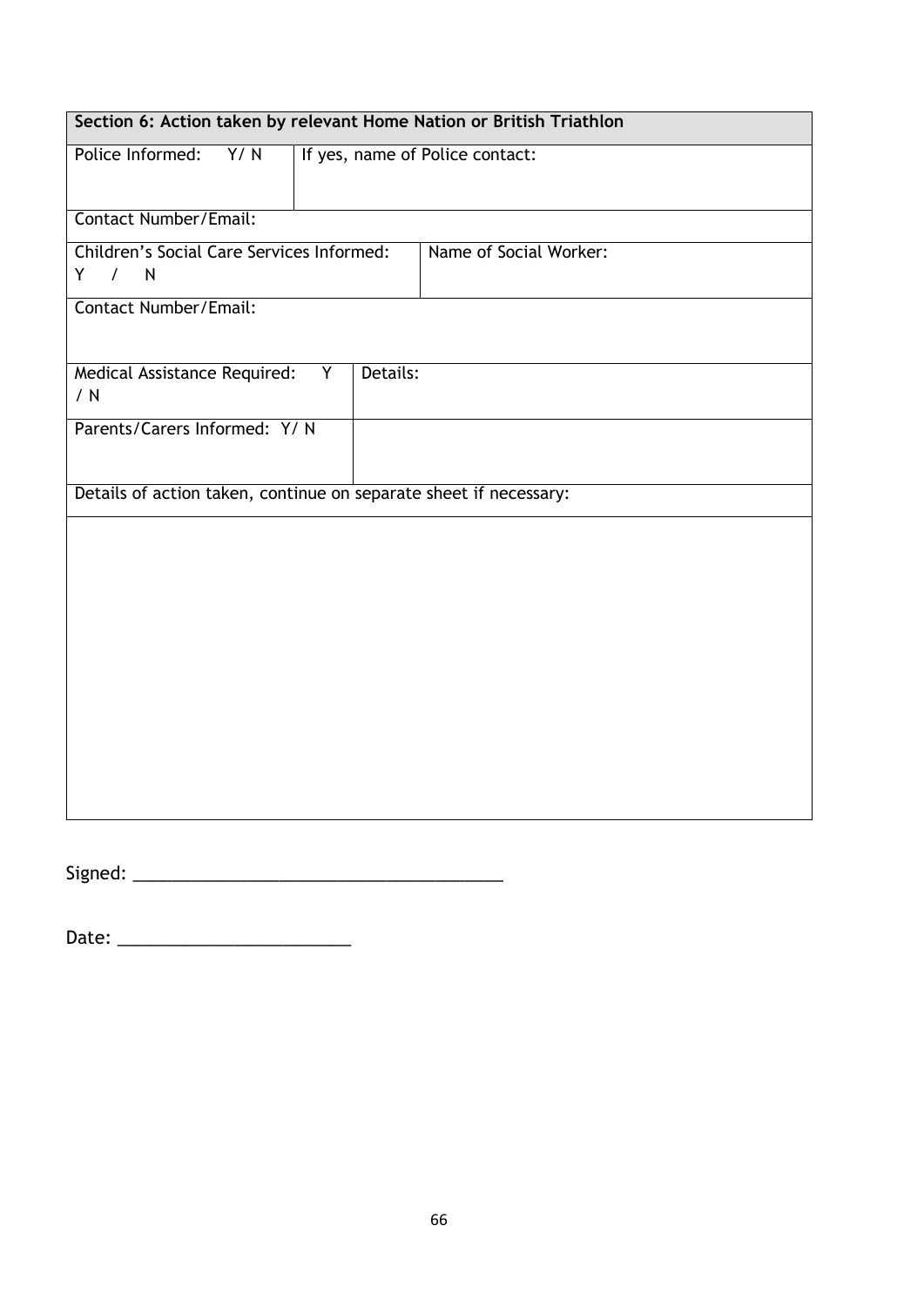| Section 6: Action taken by relevant Home Nation or British Triathlon | | |
|---|---|---|
| Police Informed: Y/ N | If yes, name of Police contact: | |
| Contact Number/Email: | | |
| Children's Social Care Services Informed: Y / N | Name of Social Worker: | |
| Contact Number/Email: | | |
| Medical Assistance Required: Y / N | Details: | |
| Parents/Carers Informed: Y/ N | | |
| Details of action taken, continue on separate sheet if necessary: | | |
| | | |

Signed: ________________________________________

Date: _________________________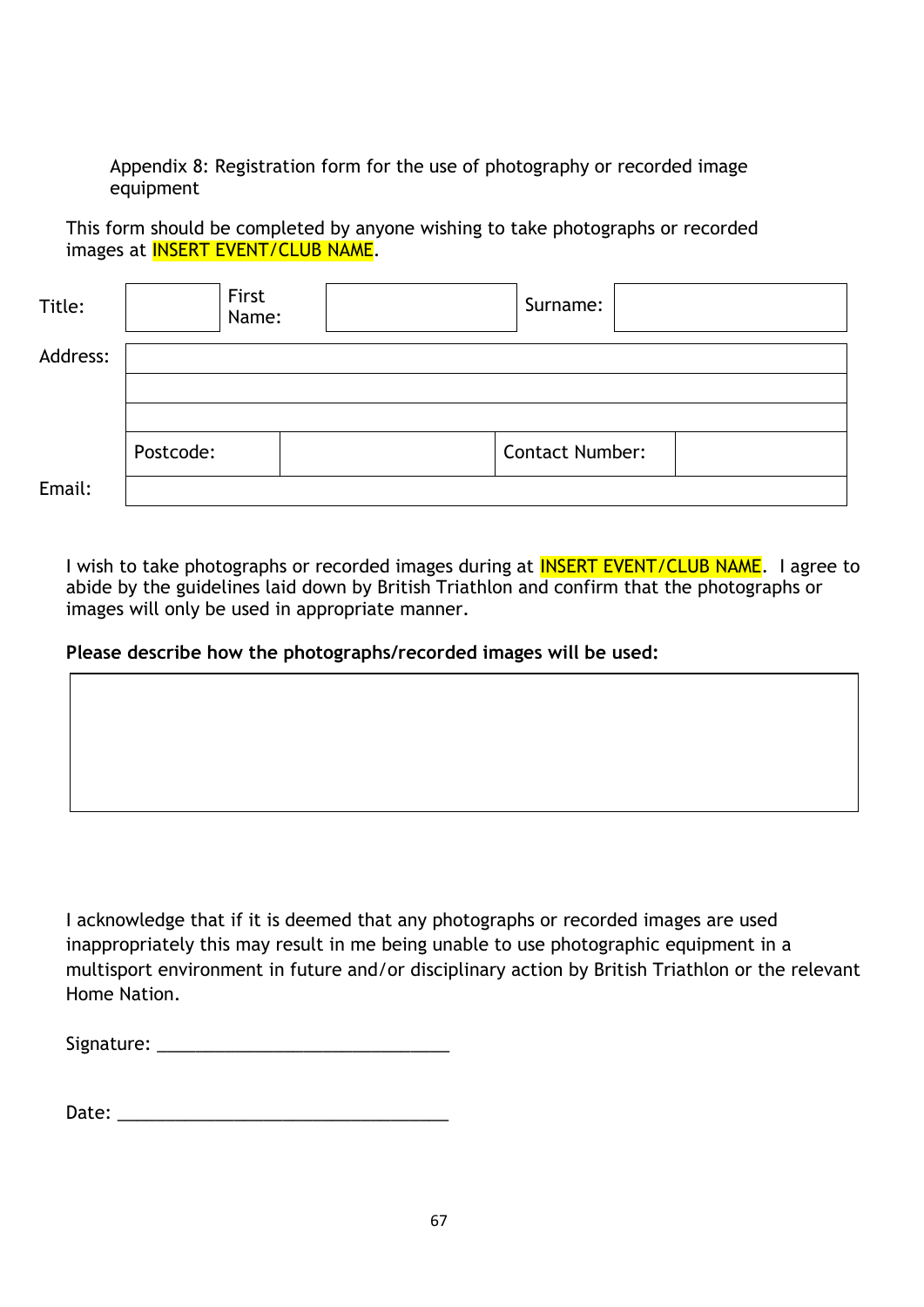Appendix 8: Registration form for the use of photography or recorded image equipment

This form should be completed by anyone wishing to take photographs or recorded images at INSERT EVENT/CLUB NAME.

| Title: | | First Name: | | Surname: | |
|---|---|---|---|---|---|
| Address: | | | | | |
| | | | | | |
| | | | | | |
| | Postcode: | | Contact Number: | | |
| Email: | | | | | |

I wish to take photographs or recorded images during at INSERT EVENT/CLUB NAME. I agree to abide by the guidelines laid down by British Triathlon and confirm that the photographs or images will only be used in appropriate manner.

**Please describe how the photographs/recorded images will be used:**

| |
|---|
| |

I acknowledge that if it is deemed that any photographs or recorded images are used inappropriately this may result in me being unable to use photographic equipment in a multisport environment in future and/or disciplinary action by British Triathlon or the relevant Home Nation.

Signature: _______________________________

Date: ___________________________________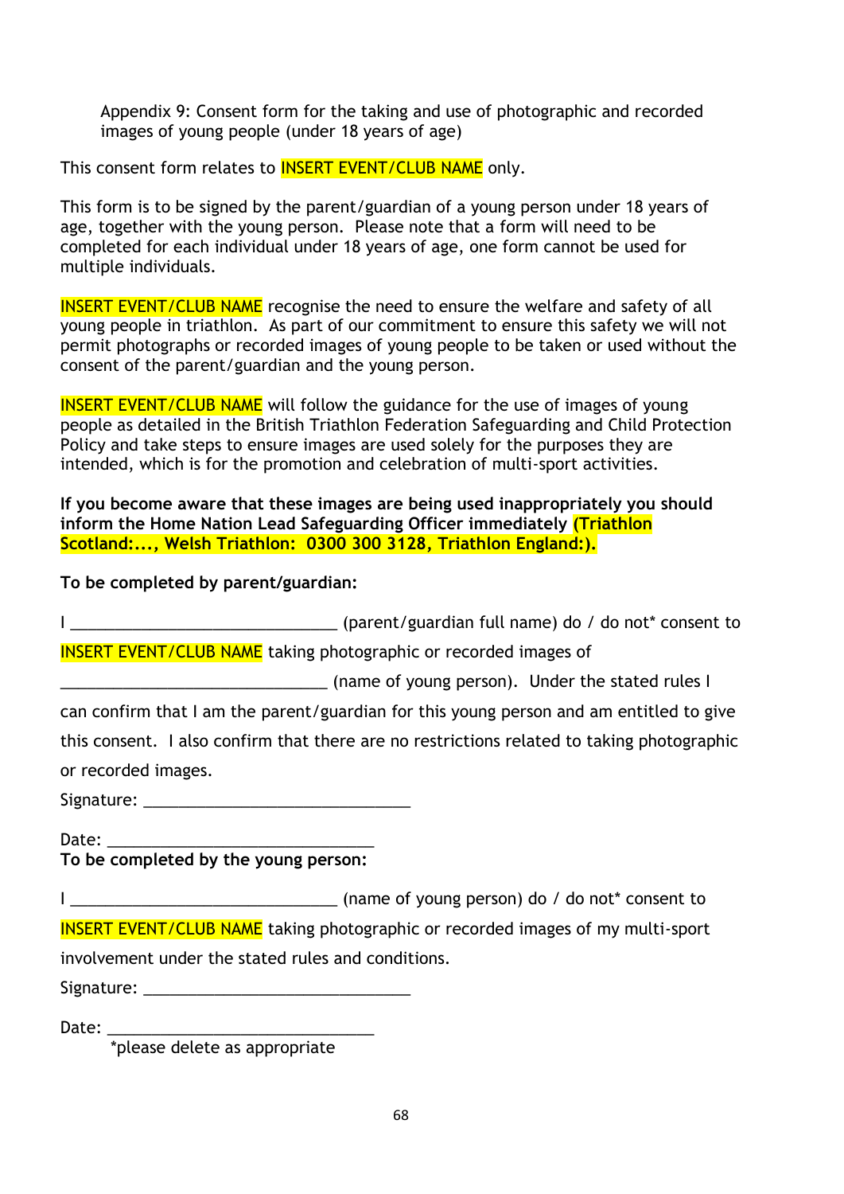Appendix 9: Consent form for the taking and use of photographic and recorded images of young people (under 18 years of age)

This consent form relates to INSERT EVENT/CLUB NAME only.

This form is to be signed by the parent/guardian of a young person under 18 years of age, together with the young person. Please note that a form will need to be completed for each individual under 18 years of age, one form cannot be used for multiple individuals.

INSERT EVENT/CLUB NAME recognise the need to ensure the welfare and safety of all young people in triathlon. As part of our commitment to ensure this safety we will not permit photographs or recorded images of young people to be taken or used without the consent of the parent/guardian and the young person.

INSERT EVENT/CLUB NAME will follow the guidance for the use of images of young people as detailed in the British Triathlon Federation Safeguarding and Child Protection Policy and take steps to ensure images are used solely for the purposes they are intended, which is for the promotion and celebration of multi-sport activities.

**If you become aware that these images are being used inappropriately you should inform the Home Nation Lead Safeguarding Officer immediately (Triathlon Scotland:..., Welsh Triathlon: 0300 300 3128, Triathlon England:).**

**To be completed by parent/guardian:**

I ______________________________ (parent/guardian full name) do / do not* consent to INSERT EVENT/CLUB NAME taking photographic or recorded images of ______________________________ (name of young person). Under the stated rules I can confirm that I am the parent/guardian for this young person and am entitled to give this consent. I also confirm that there are no restrictions related to taking photographic or recorded images.

Signature: ______________________________

Date: ______________________________

**To be completed by the young person:**

I ______________________________ (name of young person) do / do not* consent to INSERT EVENT/CLUB NAME taking photographic or recorded images of my multi-sport involvement under the stated rules and conditions.

Signature: ______________________________

Date: ______________________________

*please delete as appropriate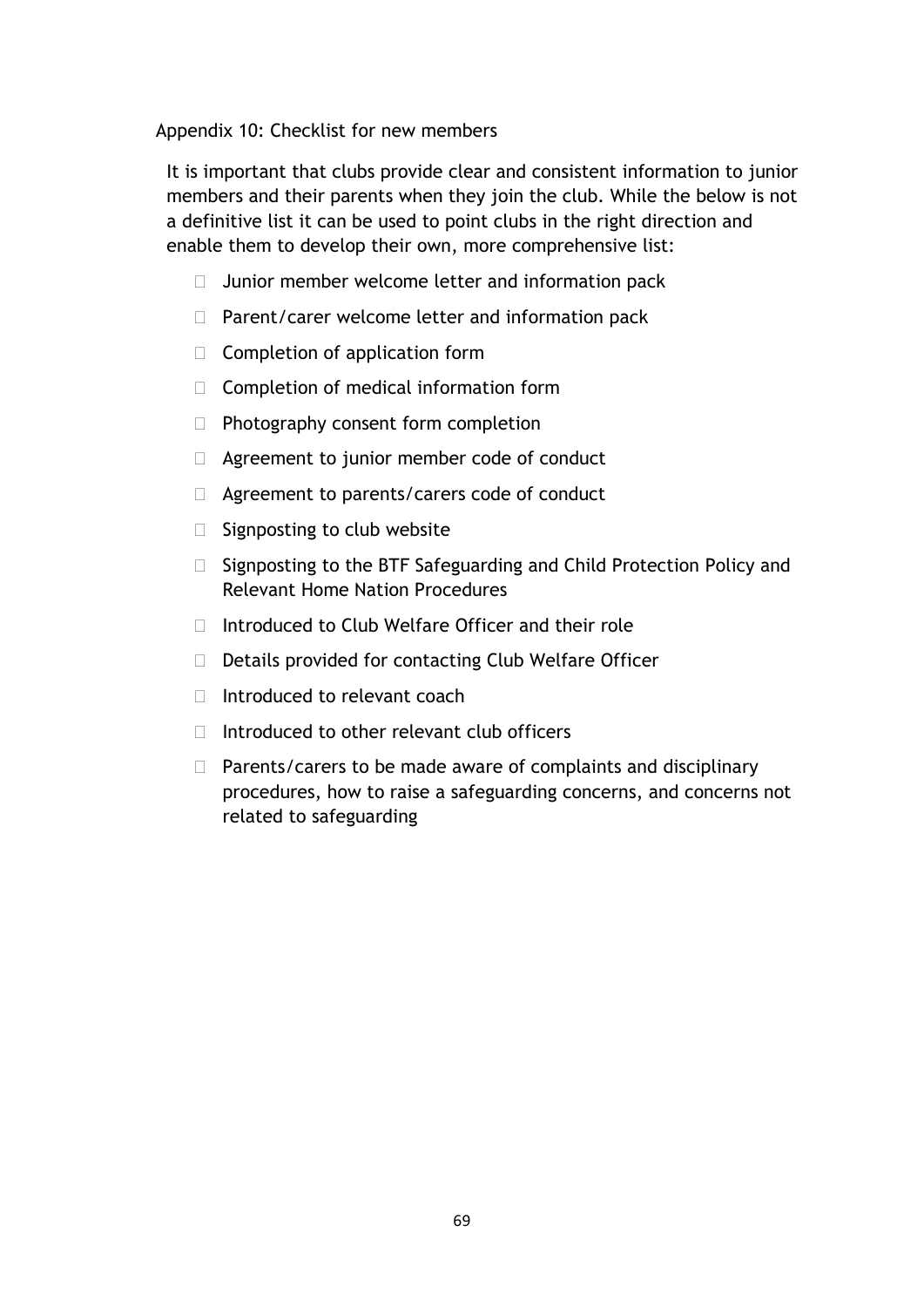Appendix 10: Checklist for new members

It is important that clubs provide clear and consistent information to junior members and their parents when they join the club. While the below is not a definitive list it can be used to point clubs in the right direction and enable them to develop their own, more comprehensive list:

- Junior member welcome letter and information pack
- Parent/carer welcome letter and information pack
- Completion of application form
- Completion of medical information form
- Photography consent form completion
- Agreement to junior member code of conduct
- Agreement to parents/carers code of conduct
- Signposting to club website
- Signposting to the BTF Safeguarding and Child Protection Policy and Relevant Home Nation Procedures
- Introduced to Club Welfare Officer and their role
- Details provided for contacting Club Welfare Officer
- Introduced to relevant coach
- Introduced to other relevant club officers
- Parents/carers to be made aware of complaints and disciplinary procedures, how to raise a safeguarding concerns, and concerns not related to safeguarding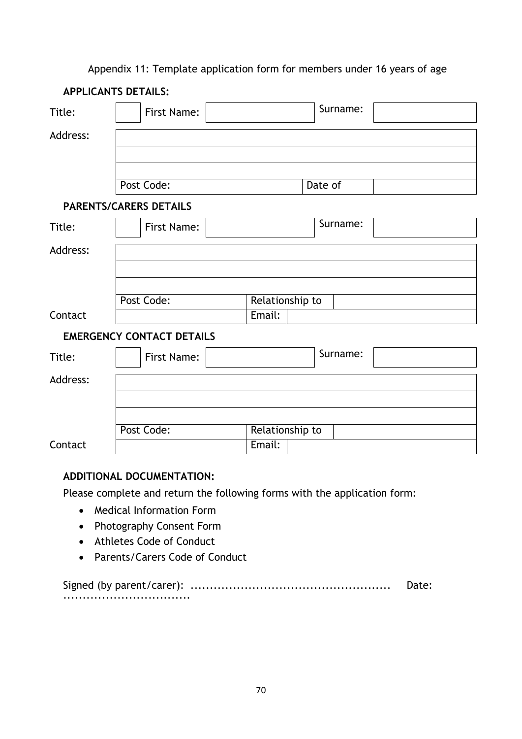Appendix 11: Template application form for members under 16 years of age

**APPLICANTS DETAILS:**

| Title: | | First Name: | | Surname: | |
|---|---|---|---|---|---|
| Address: | | | | | |
| | | | | | |
| | | | | | |
| | Post Code: | | | Date of | |

**PARENTS/CARERS DETAILS**

| Title: | | First Name: | | Surname: | |
|---|---|---|---|---|---|
| Address: | | | | | |
| | | | | | |
| | | | | | |
| | Post Code: | | Relationship to | | |
| Contact | | | Email: | | |

**EMERGENCY CONTACT DETAILS**

| Title: | | First Name: | | Surname: | |
|---|---|---|---|---|---|
| Address: | | | | | |
| | | | | | |
| | | | | | |
| | Post Code: | | Relationship to | | |
| Contact | | | Email: | | |

**ADDITIONAL DOCUMENTATION:**

Please complete and return the following forms with the application form:

- Medical Information Form
- Photography Consent Form
- Athletes Code of Conduct
- Parents/Carers Code of Conduct

Signed (by parent/carer): .................................................... Date: .................................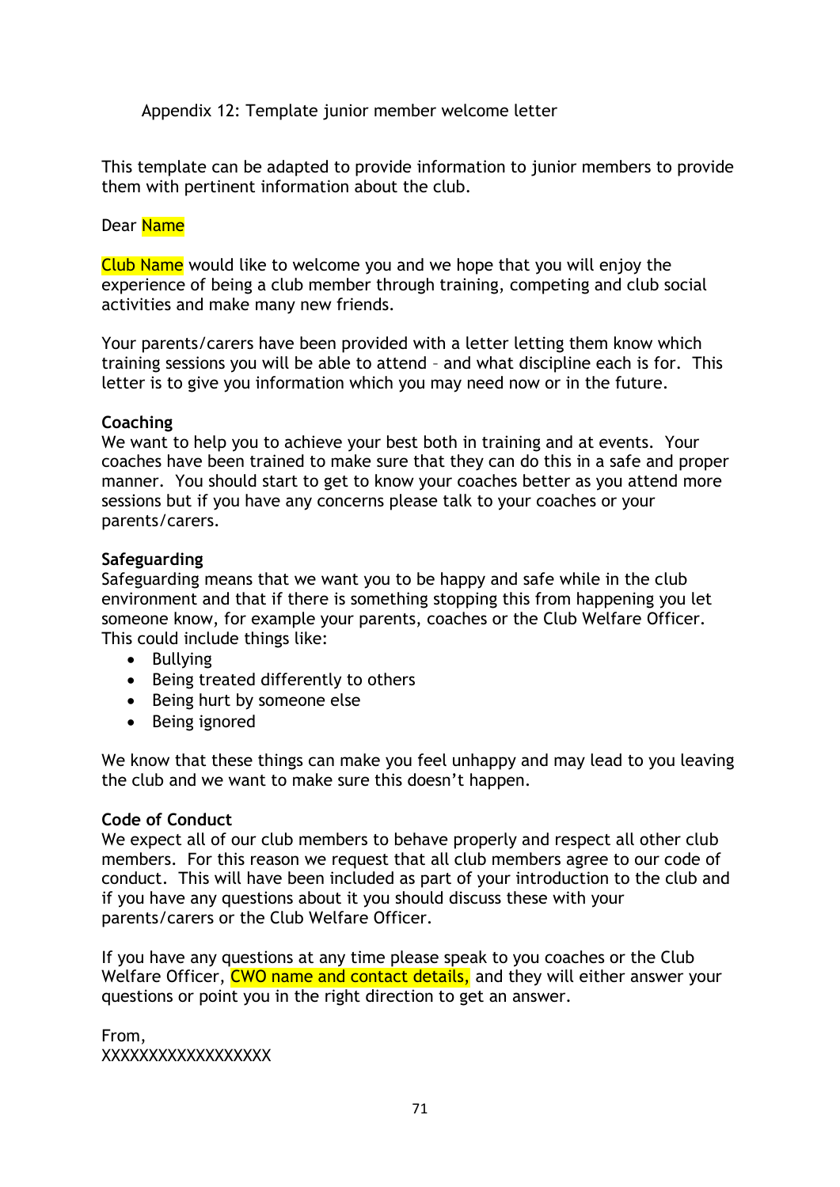Appendix 12: Template junior member welcome letter

This template can be adapted to provide information to junior members to provide them with pertinent information about the club.

Dear Name

Club Name would like to welcome you and we hope that you will enjoy the experience of being a club member through training, competing and club social activities and make many new friends.

Your parents/carers have been provided with a letter letting them know which training sessions you will be able to attend – and what discipline each is for. This letter is to give you information which you may need now or in the future.

**Coaching**
We want to help you to achieve your best both in training and at events. Your coaches have been trained to make sure that they can do this in a safe and proper manner. You should start to get to know your coaches better as you attend more sessions but if you have any concerns please talk to your coaches or your parents/carers.

**Safeguarding**
Safeguarding means that we want you to be happy and safe while in the club environment and that if there is something stopping this from happening you let someone know, for example your parents, coaches or the Club Welfare Officer. This could include things like:

- Bullying
- Being treated differently to others
- Being hurt by someone else
- Being ignored

We know that these things can make you feel unhappy and may lead to you leaving the club and we want to make sure this doesn't happen.

**Code of Conduct**
We expect all of our club members to behave properly and respect all other club members. For this reason we request that all club members agree to our code of conduct. This will have been included as part of your introduction to the club and if you have any questions about it you should discuss these with your parents/carers or the Club Welfare Officer.

If you have any questions at any time please speak to you coaches or the Club Welfare Officer, CWO name and contact details, and they will either answer your questions or point you in the right direction to get an answer.

From,
XXXXXXXXXXXXXXXXX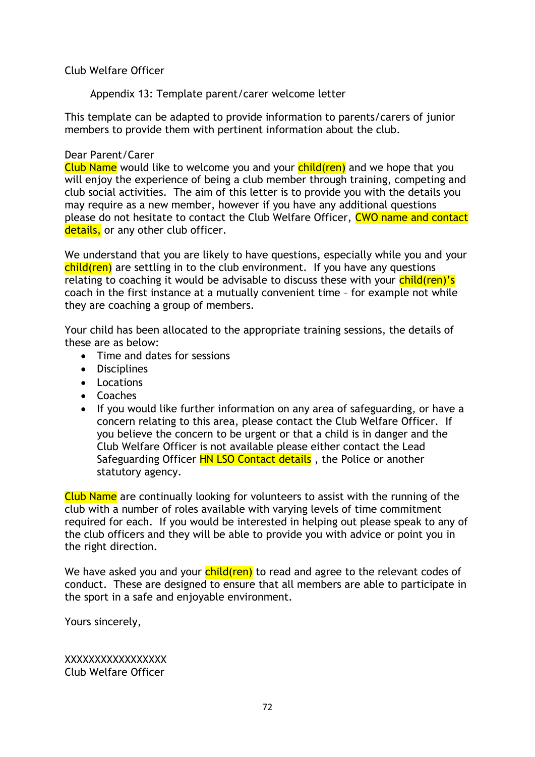Club Welfare Officer

Appendix 13: Template parent/carer welcome letter

This template can be adapted to provide information to parents/carers of junior members to provide them with pertinent information about the club.

Dear Parent/Carer
Club Name would like to welcome you and your child(ren) and we hope that you will enjoy the experience of being a club member through training, competing and club social activities. The aim of this letter is to provide you with the details you may require as a new member, however if you have any additional questions please do not hesitate to contact the Club Welfare Officer, CWO name and contact details, or any other club officer.

We understand that you are likely to have questions, especially while you and your child(ren) are settling in to the club environment. If you have any questions relating to coaching it would be advisable to discuss these with your child(ren)'s coach in the first instance at a mutually convenient time – for example not while they are coaching a group of members.

Your child has been allocated to the appropriate training sessions, the details of these are as below:

- Time and dates for sessions
- Disciplines
- Locations
- Coaches
- If you would like further information on any area of safeguarding, or have a concern relating to this area, please contact the Club Welfare Officer. If you believe the concern to be urgent or that a child is in danger and the Club Welfare Officer is not available please either contact the Lead Safeguarding Officer HN LSO Contact details , the Police or another statutory agency.

Club Name are continually looking for volunteers to assist with the running of the club with a number of roles available with varying levels of time commitment required for each. If you would be interested in helping out please speak to any of the club officers and they will be able to provide you with advice or point you in the right direction.

We have asked you and your child(ren) to read and agree to the relevant codes of conduct. These are designed to ensure that all members are able to participate in the sport in a safe and enjoyable environment.

Yours sincerely,

XXXXXXXXXXXXXXXX
Club Welfare Officer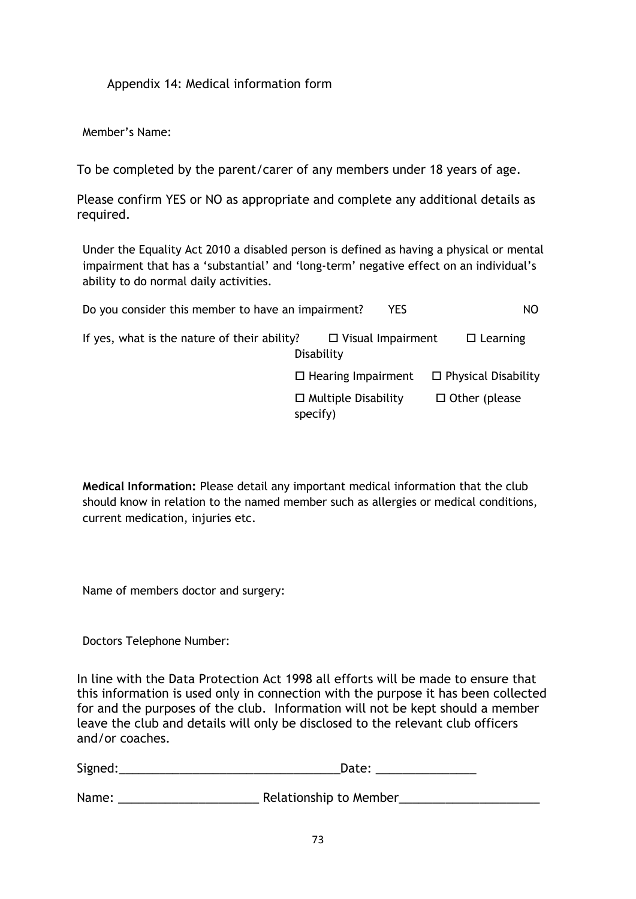## Appendix 14: Medical information form

Member's Name:

To be completed by the parent/carer of any members under 18 years of age.

Please confirm YES or NO as appropriate and complete any additional details as required.

Under the Equality Act 2010 a disabled person is defined as having a physical or mental impairment that has a 'substantial' and 'long-term' negative effect on an individual's ability to do normal daily activities.

Do you consider this member to have an impairment? YES NO

If yes, what is the nature of their ability?

- ☐ Visual Impairment
- ☐ Learning Disability
- ☐ Hearing Impairment
- ☐ Physical Disability
- ☐ Multiple Disability
- ☐ Other (please specify)

**Medical Information:** Please detail any important medical information that the club should know in relation to the named member such as allergies or medical conditions, current medication, injuries etc.

Name of members doctor and surgery:

Doctors Telephone Number:

In line with the Data Protection Act 1998 all efforts will be made to ensure that this information is used only in connection with the purpose it has been collected for and the purposes of the club. Information will not be kept should a member leave the club and details will only be disclosed to the relevant club officers and/or coaches.

Signed:\_\_\_\_\_\_\_\_\_\_\_\_\_\_\_\_\_\_\_\_\_\_\_\_\_\_\_\_\_\_\_\_\_\_Date: \_\_\_\_\_\_\_\_\_\_\_\_\_\_\_\_

Name: \_\_\_\_\_\_\_\_\_\_\_\_\_\_\_\_\_\_\_\_\_\_ Relationship to Member\_\_\_\_\_\_\_\_\_\_\_\_\_\_\_\_\_\_\_\_\_\_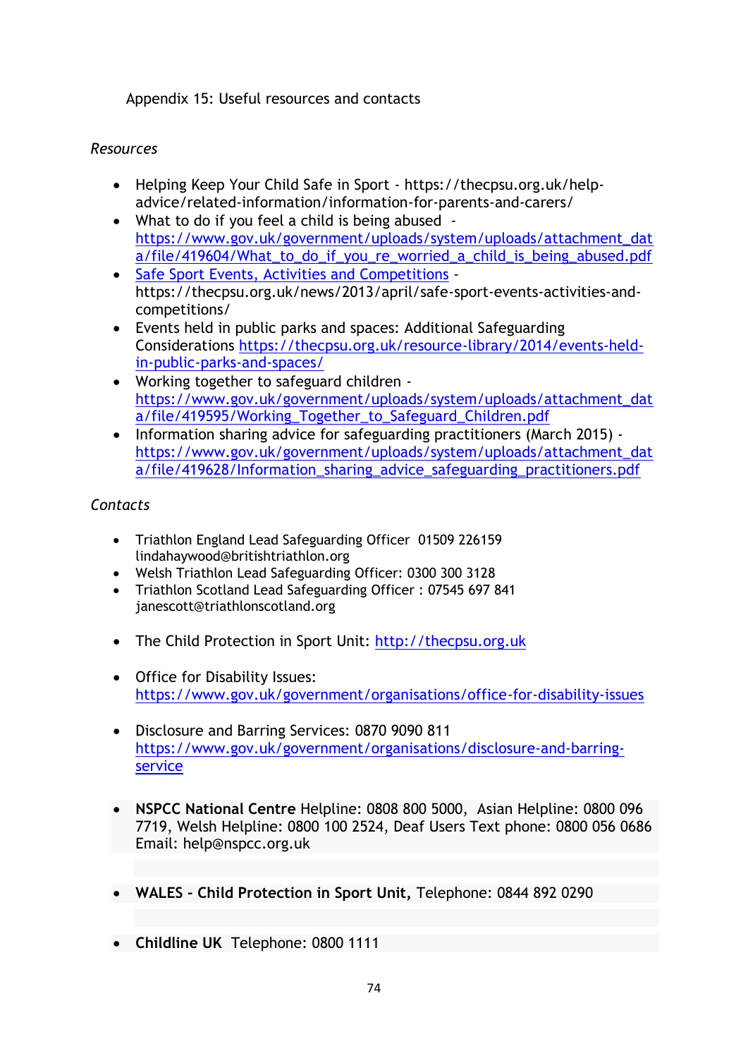## Appendix 15: Useful resources and contacts

*Resources*

- Helping Keep Your Child Safe in Sport - https://thecpsu.org.uk/help-advice/related-information/information-for-parents-and-carers/
- What to do if you feel a child is being abused - https://www.gov.uk/government/uploads/system/uploads/attachment_data/file/419604/What_to_do_if_you_re_worried_a_child_is_being_abused.pdf
- Safe Sport Events, Activities and Competitions - https://thecpsu.org.uk/news/2013/april/safe-sport-events-activities-and-competitions/
- Events held in public parks and spaces: Additional Safeguarding Considerations https://thecpsu.org.uk/resource-library/2014/events-held-in-public-parks-and-spaces/
- Working together to safeguard children - https://www.gov.uk/government/uploads/system/uploads/attachment_data/file/419595/Working_Together_to_Safeguard_Children.pdf
- Information sharing advice for safeguarding practitioners (March 2015) - https://www.gov.uk/government/uploads/system/uploads/attachment_data/file/419628/Information_sharing_advice_safeguarding_practitioners.pdf

*Contacts*

- Triathlon England Lead Safeguarding Officer 01509 226159 lindahaywood@britishtriathlon.org
- Welsh Triathlon Lead Safeguarding Officer: 0300 300 3128
- Triathlon Scotland Lead Safeguarding Officer : 07545 697 841 janescott@triathlonscotland.org

- The Child Protection in Sport Unit: http://thecpsu.org.uk

- Office for Disability Issues: https://www.gov.uk/government/organisations/office-for-disability-issues

- Disclosure and Barring Services: 0870 9090 811 https://www.gov.uk/government/organisations/disclosure-and-barring-service

- **NSPCC National Centre** Helpline: 0808 800 5000, Asian Helpline: 0800 096 7719, Welsh Helpline: 0800 100 2524, Deaf Users Text phone: 0800 056 0686 Email: help@nspcc.org.uk

- **WALES - Child Protection in Sport Unit,** Telephone: 0844 892 0290

- **Childline UK** Telephone: 0800 1111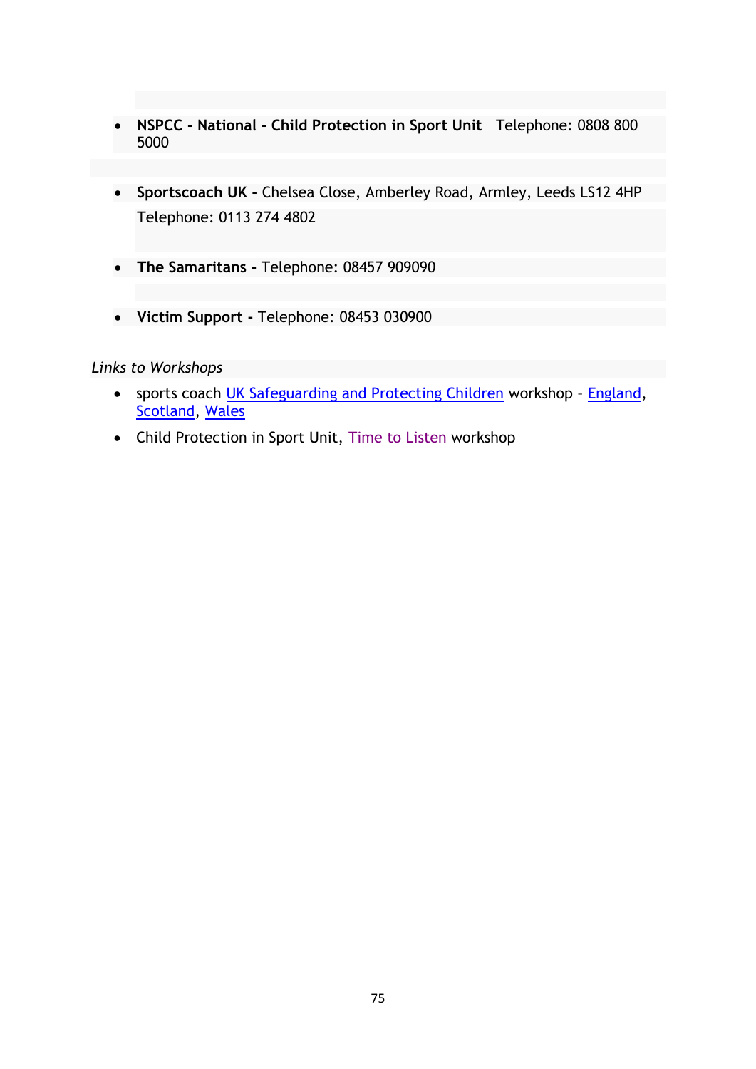- **NSPCC - National - Child Protection in Sport Unit** Telephone: 0808 800 5000

- **Sportscoach UK -** Chelsea Close, Amberley Road, Armley, Leeds LS12 4HP
  Telephone: 0113 274 4802

- **The Samaritans -** Telephone: 08457 909090

- **Victim Support -** Telephone: 08453 030900

*Links to Workshops*

- sports coach UK Safeguarding and Protecting Children workshop – England, Scotland, Wales
- Child Protection in Sport Unit, Time to Listen workshop